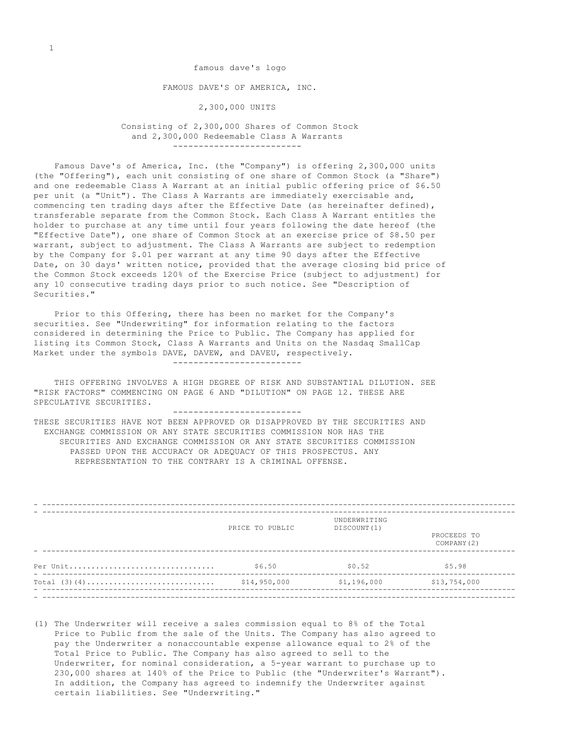famous dave's logo

# FAMOUS DAVE'S OF AMERICA, INC.

## 2,300,000 UNITS

Consisting of 2,300,000 Shares of Common Stock
and 2,300,000 Redeemable Class A Warrants

---

Famous Dave's of America, Inc. (the "Company") is offering 2,300,000 units (the "Offering"), each unit consisting of one share of Common Stock (a "Share") and one redeemable Class A Warrant at an initial public offering price of $6.50 per unit (a "Unit"). The Class A Warrants are immediately exercisable and, commencing ten trading days after the Effective Date (as hereinafter defined), transferable separate from the Common Stock. Each Class A Warrant entitles the holder to purchase at any time until four years following the date hereof (the "Effective Date"), one share of Common Stock at an exercise price of $8.50 per warrant, subject to adjustment. The Class A Warrants are subject to redemption by the Company for $.01 per warrant at any time 90 days after the Effective Date, on 30 days' written notice, provided that the average closing bid price of the Common Stock exceeds 120% of the Exercise Price (subject to adjustment) for any 10 consecutive trading days prior to such notice. See "Description of Securities."

Prior to this Offering, there has been no market for the Company's securities. See "Underwriting" for information relating to the factors considered in determining the Price to Public. The Company has applied for listing its Common Stock, Class A Warrants and Units on the Nasdaq SmallCap Market under the symbols DAVE, DAVEW, and DAVEU, respectively.

---

THIS OFFERING INVOLVES A HIGH DEGREE OF RISK AND SUBSTANTIAL DILUTION. SEE "RISK FACTORS" COMMENCING ON PAGE 6 AND "DILUTION" ON PAGE 12. THESE ARE SPECULATIVE SECURITIES.

---

THESE SECURITIES HAVE NOT BEEN APPROVED OR DISAPPROVED BY THE SECURITIES AND EXCHANGE COMMISSION OR ANY STATE SECURITIES COMMISSION NOR HAS THE SECURITIES AND EXCHANGE COMMISSION OR ANY STATE SECURITIES COMMISSION PASSED UPON THE ACCURACY OR ADEQUACY OF THIS PROSPECTUS. ANY REPRESENTATION TO THE CONTRARY IS A CRIMINAL OFFENSE.

| | PRICE TO PUBLIC | UNDERWRITING DISCOUNT(1) | PROCEEDS TO COMPANY(2) |
|---|---|---|---|
| Per Unit | $6.50 | $0.52 | $5.98 |
| Total (3)(4) | $14,950,000 | $1,196,000 | $13,754,000 |

(1) The Underwriter will receive a sales commission equal to 8% of the Total Price to Public from the sale of the Units. The Company has also agreed to pay the Underwriter a nonaccountable expense allowance equal to 2% of the Total Price to Public. The Company has also agreed to sell to the Underwriter, for nominal consideration, a 5-year warrant to purchase up to 230,000 shares at 140% of the Price to Public (the "Underwriter's Warrant"). In addition, the Company has agreed to indemnify the Underwriter against certain liabilities. See "Underwriting."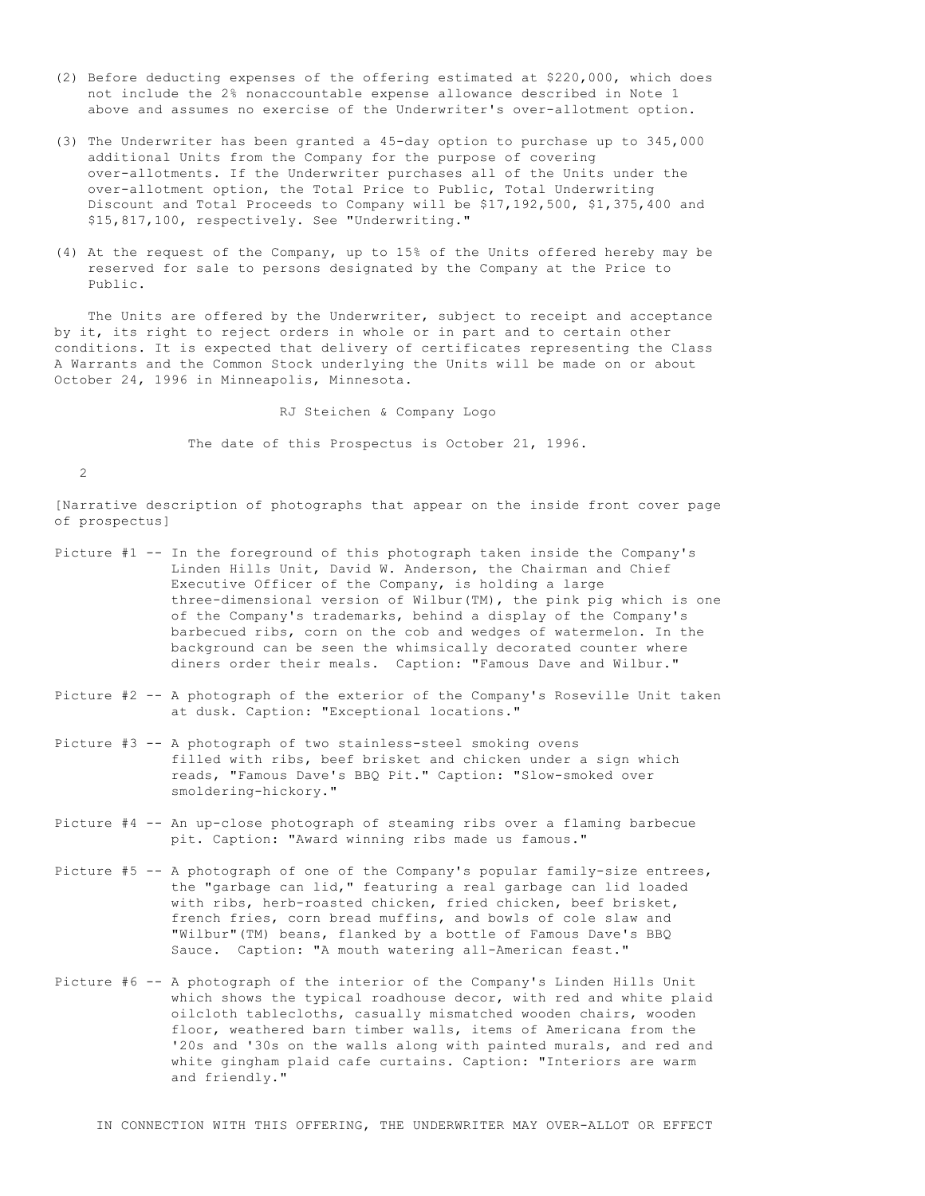(2) Before deducting expenses of the offering estimated at $220,000, which does not include the 2% nonaccountable expense allowance described in Note 1 above and assumes no exercise of the Underwriter's over-allotment option.

(3) The Underwriter has been granted a 45-day option to purchase up to 345,000 additional Units from the Company for the purpose of covering over-allotments. If the Underwriter purchases all of the Units under the over-allotment option, the Total Price to Public, Total Underwriting Discount and Total Proceeds to Company will be $17,192,500, $1,375,400 and $15,817,100, respectively. See "Underwriting."

(4) At the request of the Company, up to 15% of the Units offered hereby may be reserved for sale to persons designated by the Company at the Price to Public.

The Units are offered by the Underwriter, subject to receipt and acceptance by it, its right to reject orders in whole or in part and to certain other conditions. It is expected that delivery of certificates representing the Class A Warrants and the Common Stock underlying the Units will be made on or about October 24, 1996 in Minneapolis, Minnesota.

RJ Steichen & Company Logo

The date of this Prospectus is October 21, 1996.

[Narrative description of photographs that appear on the inside front cover page of prospectus]

Picture #1 -- In the foreground of this photograph taken inside the Company's Linden Hills Unit, David W. Anderson, the Chairman and Chief Executive Officer of the Company, is holding a large three-dimensional version of Wilbur(TM), the pink pig which is one of the Company's trademarks, behind a display of the Company's barbecued ribs, corn on the cob and wedges of watermelon. In the background can be seen the whimsically decorated counter where diners order their meals. Caption: "Famous Dave and Wilbur."

Picture #2 -- A photograph of the exterior of the Company's Roseville Unit taken at dusk. Caption: "Exceptional locations."

Picture #3 -- A photograph of two stainless-steel smoking ovens filled with ribs, beef brisket and chicken under a sign which reads, "Famous Dave's BBQ Pit." Caption: "Slow-smoked over smoldering-hickory."

Picture #4 -- An up-close photograph of steaming ribs over a flaming barbecue pit. Caption: "Award winning ribs made us famous."

Picture #5 -- A photograph of one of the Company's popular family-size entrees, the "garbage can lid," featuring a real garbage can lid loaded with ribs, herb-roasted chicken, fried chicken, beef brisket, french fries, corn bread muffins, and bowls of cole slaw and "Wilbur"(TM) beans, flanked by a bottle of Famous Dave's BBQ Sauce. Caption: "A mouth watering all-American feast."

Picture #6 -- A photograph of the interior of the Company's Linden Hills Unit which shows the typical roadhouse decor, with red and white plaid oilcloth tablecloths, casually mismatched wooden chairs, wooden floor, weathered barn timber walls, items of Americana from the '20s and '30s on the walls along with painted murals, and red and white gingham plaid cafe curtains. Caption: "Interiors are warm and friendly."

IN CONNECTION WITH THIS OFFERING, THE UNDERWRITER MAY OVER-ALLOT OR EFFECT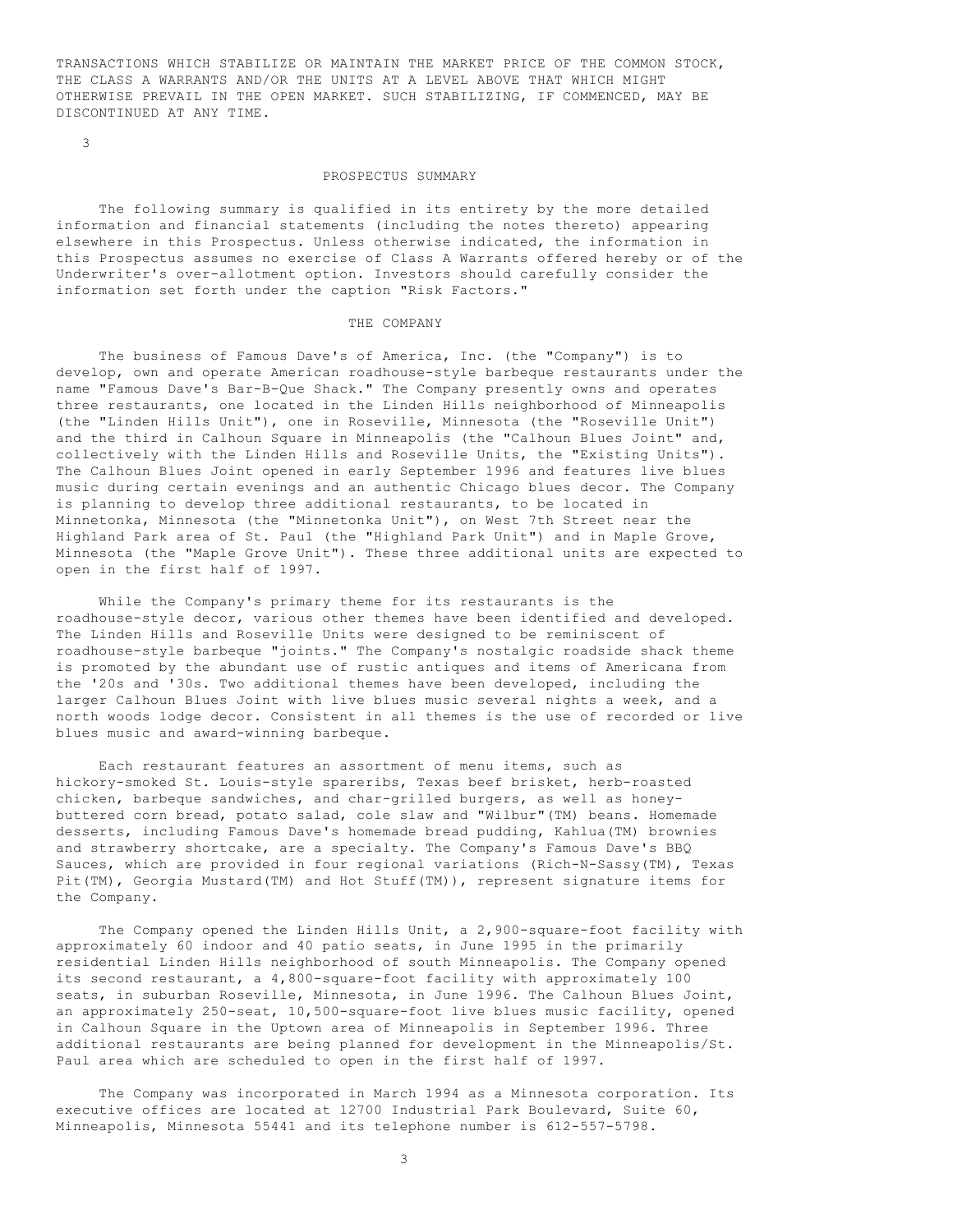TRANSACTIONS WHICH STABILIZE OR MAINTAIN THE MARKET PRICE OF THE COMMON STOCK, THE CLASS A WARRANTS AND/OR THE UNITS AT A LEVEL ABOVE THAT WHICH MIGHT OTHERWISE PREVAIL IN THE OPEN MARKET. SUCH STABILIZING, IF COMMENCED, MAY BE DISCONTINUED AT ANY TIME.

## PROSPECTUS SUMMARY

The following summary is qualified in its entirety by the more detailed information and financial statements (including the notes thereto) appearing elsewhere in this Prospectus. Unless otherwise indicated, the information in this Prospectus assumes no exercise of Class A Warrants offered hereby or of the Underwriter's over-allotment option. Investors should carefully consider the information set forth under the caption "Risk Factors."

### THE COMPANY

The business of Famous Dave's of America, Inc. (the "Company") is to develop, own and operate American roadhouse-style barbeque restaurants under the name "Famous Dave's Bar-B-Que Shack." The Company presently owns and operates three restaurants, one located in the Linden Hills neighborhood of Minneapolis (the "Linden Hills Unit"), one in Roseville, Minnesota (the "Roseville Unit") and the third in Calhoun Square in Minneapolis (the "Calhoun Blues Joint" and, collectively with the Linden Hills and Roseville Units, the "Existing Units"). The Calhoun Blues Joint opened in early September 1996 and features live blues music during certain evenings and an authentic Chicago blues decor. The Company is planning to develop three additional restaurants, to be located in Minnetonka, Minnesota (the "Minnetonka Unit"), on West 7th Street near the Highland Park area of St. Paul (the "Highland Park Unit") and in Maple Grove, Minnesota (the "Maple Grove Unit"). These three additional units are expected to open in the first half of 1997.

While the Company's primary theme for its restaurants is the roadhouse-style decor, various other themes have been identified and developed. The Linden Hills and Roseville Units were designed to be reminiscent of roadhouse-style barbeque "joints." The Company's nostalgic roadside shack theme is promoted by the abundant use of rustic antiques and items of Americana from the '20s and '30s. Two additional themes have been developed, including the larger Calhoun Blues Joint with live blues music several nights a week, and a north woods lodge decor. Consistent in all themes is the use of recorded or live blues music and award-winning barbeque.

Each restaurant features an assortment of menu items, such as hickory-smoked St. Louis-style spareribs, Texas beef brisket, herb-roasted chicken, barbeque sandwiches, and char-grilled burgers, as well as honey-buttered corn bread, potato salad, cole slaw and "Wilbur"(TM) beans. Homemade desserts, including Famous Dave's homemade bread pudding, Kahlua(TM) brownies and strawberry shortcake, are a specialty. The Company's Famous Dave's BBQ Sauces, which are provided in four regional variations (Rich-N-Sassy(TM), Texas Pit(TM), Georgia Mustard(TM) and Hot Stuff(TM)), represent signature items for the Company.

The Company opened the Linden Hills Unit, a 2,900-square-foot facility with approximately 60 indoor and 40 patio seats, in June 1995 in the primarily residential Linden Hills neighborhood of south Minneapolis. The Company opened its second restaurant, a 4,800-square-foot facility with approximately 100 seats, in suburban Roseville, Minnesota, in June 1996. The Calhoun Blues Joint, an approximately 250-seat, 10,500-square-foot live blues music facility, opened in Calhoun Square in the Uptown area of Minneapolis in September 1996. Three additional restaurants are being planned for development in the Minneapolis/St. Paul area which are scheduled to open in the first half of 1997.

The Company was incorporated in March 1994 as a Minnesota corporation. Its executive offices are located at 12700 Industrial Park Boulevard, Suite 60, Minneapolis, Minnesota 55441 and its telephone number is 612-557-5798.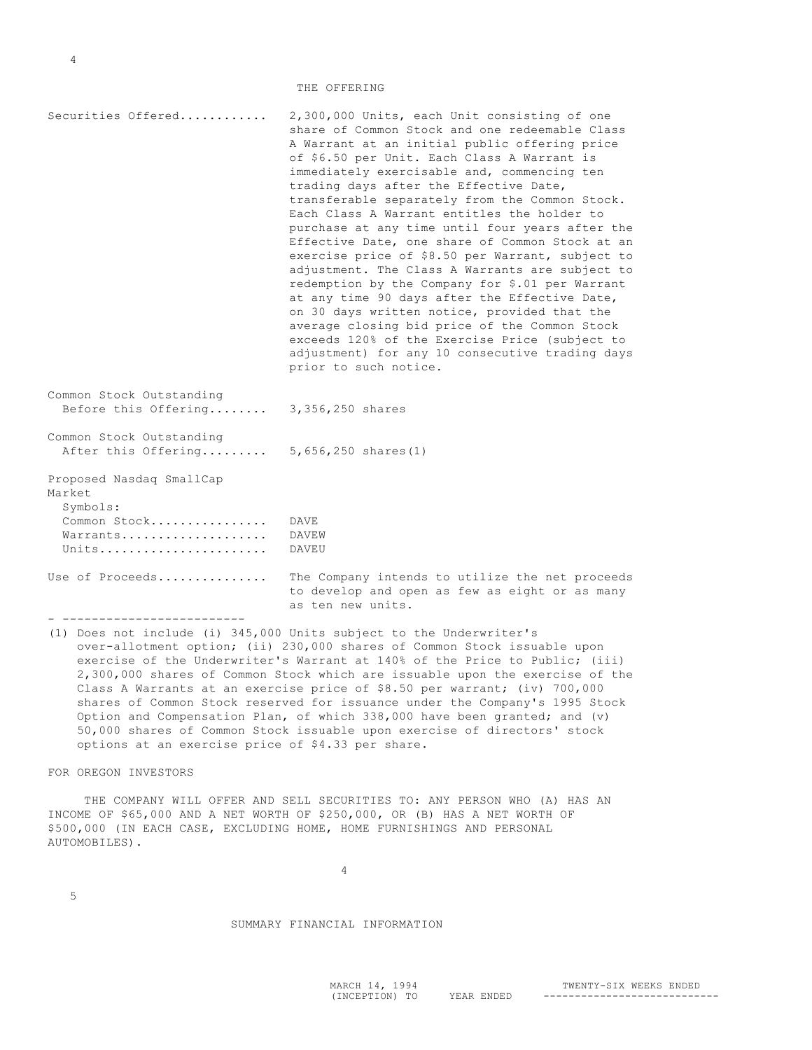## THE OFFERING

| | |
|---|---|
| Securities Offered | 2,300,000 Units, each Unit consisting of one share of Common Stock and one redeemable Class A Warrant at an initial public offering price of $6.50 per Unit. Each Class A Warrant is immediately exercisable and, commencing ten trading days after the Effective Date, transferable separately from the Common Stock. Each Class A Warrant entitles the holder to purchase at any time until four years after the Effective Date, one share of Common Stock at an exercise price of $8.50 per Warrant, subject to adjustment. The Class A Warrants are subject to redemption by the Company for $.01 per Warrant at any time 90 days after the Effective Date, on 30 days written notice, provided that the average closing bid price of the Common Stock exceeds 120% of the Exercise Price (subject to adjustment) for any 10 consecutive trading days prior to such notice. |
| Common Stock Outstanding Before this Offering | 3,356,250 shares |
| Common Stock Outstanding After this Offering | 5,656,250 shares(1) |
| Proposed Nasdaq SmallCap Market Symbols: | |
| Common Stock | DAVE |
| Warrants | DAVEW |
| Units | DAVEU |
| Use of Proceeds | The Company intends to utilize the net proceeds to develop and open as few as eight or as many as ten new units. |

---

(1) Does not include (i) 345,000 Units subject to the Underwriter's over-allotment option; (ii) 230,000 shares of Common Stock issuable upon exercise of the Underwriter's Warrant at 140% of the Price to Public; (iii) 2,300,000 shares of Common Stock which are issuable upon the exercise of the Class A Warrants at an exercise price of $8.50 per warrant; (iv) 700,000 shares of Common Stock reserved for issuance under the Company's 1995 Stock Option and Compensation Plan, of which 338,000 have been granted; and (v) 50,000 shares of Common Stock issuable upon exercise of directors' stock options at an exercise price of $4.33 per share.

FOR OREGON INVESTORS

THE COMPANY WILL OFFER AND SELL SECURITIES TO: ANY PERSON WHO (A) HAS AN INCOME OF $65,000 AND A NET WORTH OF $250,000, OR (B) HAS A NET WORTH OF $500,000 (IN EACH CASE, EXCLUDING HOME, HOME FURNISHINGS AND PERSONAL AUTOMOBILES).

## SUMMARY FINANCIAL INFORMATION

| | MARCH 14, 1994 (INCEPTION) TO | YEAR ENDED | TWENTY-SIX WEEKS ENDED |
|---|---|---|---|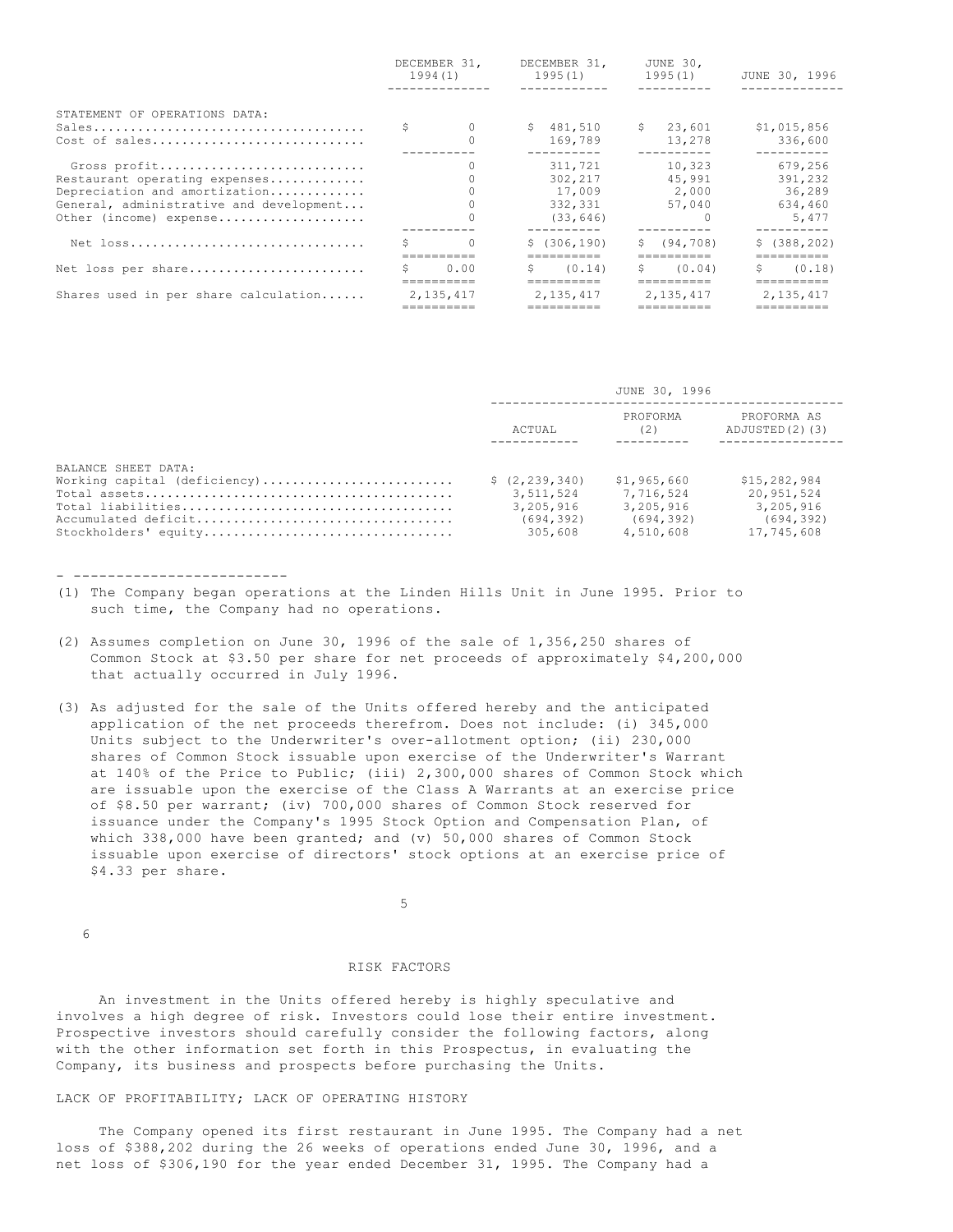| | DECEMBER 31, 1994(1) | DECEMBER 31, 1995(1) | JUNE 30, 1995(1) | JUNE 30, 1996 |
|---|---|---|---|---|
| STATEMENT OF OPERATIONS DATA: | | | | |
| Sales | $ 0 | $ 481,510 | $ 23,601 | $1,015,856 |
| Cost of sales | 0 | 169,789 | 13,278 | 336,600 |
| Gross profit | 0 | 311,721 | 10,323 | 679,256 |
| Restaurant operating expenses | 0 | 302,217 | 45,991 | 391,232 |
| Depreciation and amortization | 0 | 17,009 | 2,000 | 36,289 |
| General, administrative and development | 0 | 332,331 | 57,040 | 634,460 |
| Other (income) expense | 0 | (33,646) | 0 | 5,477 |
| Net loss | $ 0 | $ (306,190) | $ (94,708) | $ (388,202) |
| Net loss per share | $ 0.00 | $ (0.14) | $ (0.04) | $ (0.18) |
| Shares used in per share calculation | 2,135,417 | 2,135,417 | 2,135,417 | 2,135,417 |

| | JUNE 30, 1996 | | |
|---|---|---|---|
| | ACTUAL | PROFORMA (2) | PROFORMA AS ADJUSTED(2)(3) |
| BALANCE SHEET DATA: | | | |
| Working capital (deficiency) | $ (2,239,340) | $1,965,660 | $15,282,984 |
| Total assets | 3,511,524 | 7,716,524 | 20,951,524 |
| Total liabilities | 3,205,916 | 3,205,916 | 3,205,916 |
| Accumulated deficit | (694,392) | (694,392) | (694,392) |
| Stockholders' equity | 305,608 | 4,510,608 | 17,745,608 |

- -------------------------

(1) The Company began operations at the Linden Hills Unit in June 1995. Prior to such time, the Company had no operations.

(2) Assumes completion on June 30, 1996 of the sale of 1,356,250 shares of Common Stock at $3.50 per share for net proceeds of approximately $4,200,000 that actually occurred in July 1996.

(3) As adjusted for the sale of the Units offered hereby and the anticipated application of the net proceeds therefrom. Does not include: (i) 345,000 Units subject to the Underwriter's over-allotment option; (ii) 230,000 shares of Common Stock issuable upon exercise of the Underwriter's Warrant at 140% of the Price to Public; (iii) 2,300,000 shares of Common Stock which are issuable upon the exercise of the Class A Warrants at an exercise price of $8.50 per warrant; (iv) 700,000 shares of Common Stock reserved for issuance under the Company's 1995 Stock Option and Compensation Plan, of which 338,000 have been granted; and (v) 50,000 shares of Common Stock issuable upon exercise of directors' stock options at an exercise price of $4.33 per share.

## RISK FACTORS

An investment in the Units offered hereby is highly speculative and involves a high degree of risk. Investors could lose their entire investment. Prospective investors should carefully consider the following factors, along with the other information set forth in this Prospectus, in evaluating the Company, its business and prospects before purchasing the Units.

### LACK OF PROFITABILITY; LACK OF OPERATING HISTORY

The Company opened its first restaurant in June 1995. The Company had a net loss of $388,202 during the 26 weeks of operations ended June 30, 1996, and a net loss of $306,190 for the year ended December 31, 1995. The Company had a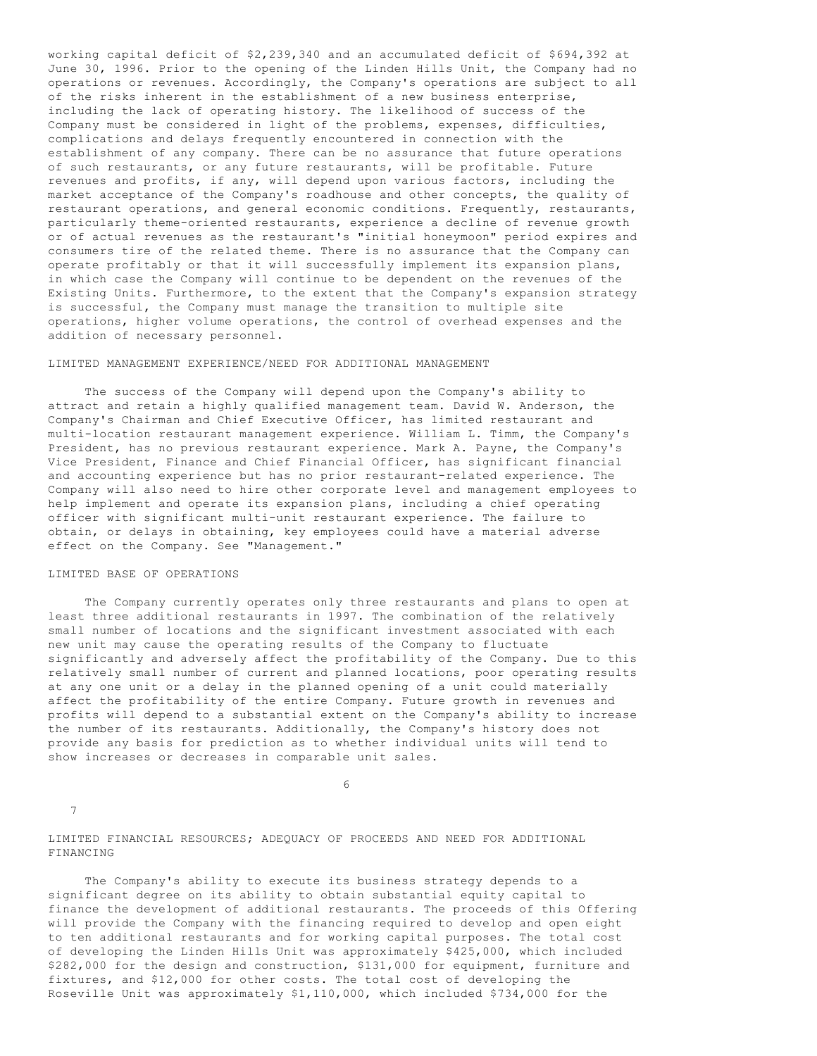working capital deficit of $2,239,340 and an accumulated deficit of $694,392 at June 30, 1996. Prior to the opening of the Linden Hills Unit, the Company had no operations or revenues. Accordingly, the Company's operations are subject to all of the risks inherent in the establishment of a new business enterprise, including the lack of operating history. The likelihood of success of the Company must be considered in light of the problems, expenses, difficulties, complications and delays frequently encountered in connection with the establishment of any company. There can be no assurance that future operations of such restaurants, or any future restaurants, will be profitable. Future revenues and profits, if any, will depend upon various factors, including the market acceptance of the Company's roadhouse and other concepts, the quality of restaurant operations, and general economic conditions. Frequently, restaurants, particularly theme-oriented restaurants, experience a decline of revenue growth or of actual revenues as the restaurant's "initial honeymoon" period expires and consumers tire of the related theme. There is no assurance that the Company can operate profitably or that it will successfully implement its expansion plans, in which case the Company will continue to be dependent on the revenues of the Existing Units. Furthermore, to the extent that the Company's expansion strategy is successful, the Company must manage the transition to multiple site operations, higher volume operations, the control of overhead expenses and the addition of necessary personnel.

## LIMITED MANAGEMENT EXPERIENCE/NEED FOR ADDITIONAL MANAGEMENT

The success of the Company will depend upon the Company's ability to attract and retain a highly qualified management team. David W. Anderson, the Company's Chairman and Chief Executive Officer, has limited restaurant and multi-location restaurant management experience. William L. Timm, the Company's President, has no previous restaurant experience. Mark A. Payne, the Company's Vice President, Finance and Chief Financial Officer, has significant financial and accounting experience but has no prior restaurant-related experience. The Company will also need to hire other corporate level and management employees to help implement and operate its expansion plans, including a chief operating officer with significant multi-unit restaurant experience. The failure to obtain, or delays in obtaining, key employees could have a material adverse effect on the Company. See "Management."

## LIMITED BASE OF OPERATIONS

The Company currently operates only three restaurants and plans to open at least three additional restaurants in 1997. The combination of the relatively small number of locations and the significant investment associated with each new unit may cause the operating results of the Company to fluctuate significantly and adversely affect the profitability of the Company. Due to this relatively small number of current and planned locations, poor operating results at any one unit or a delay in the planned opening of a unit could materially affect the profitability of the entire Company. Future growth in revenues and profits will depend to a substantial extent on the Company's ability to increase the number of its restaurants. Additionally, the Company's history does not provide any basis for prediction as to whether individual units will tend to show increases or decreases in comparable unit sales.

## LIMITED FINANCIAL RESOURCES; ADEQUACY OF PROCEEDS AND NEED FOR ADDITIONAL FINANCING

The Company's ability to execute its business strategy depends to a significant degree on its ability to obtain substantial equity capital to finance the development of additional restaurants. The proceeds of this Offering will provide the Company with the financing required to develop and open eight to ten additional restaurants and for working capital purposes. The total cost of developing the Linden Hills Unit was approximately $425,000, which included $282,000 for the design and construction, $131,000 for equipment, furniture and fixtures, and $12,000 for other costs. The total cost of developing the Roseville Unit was approximately $1,110,000, which included $734,000 for the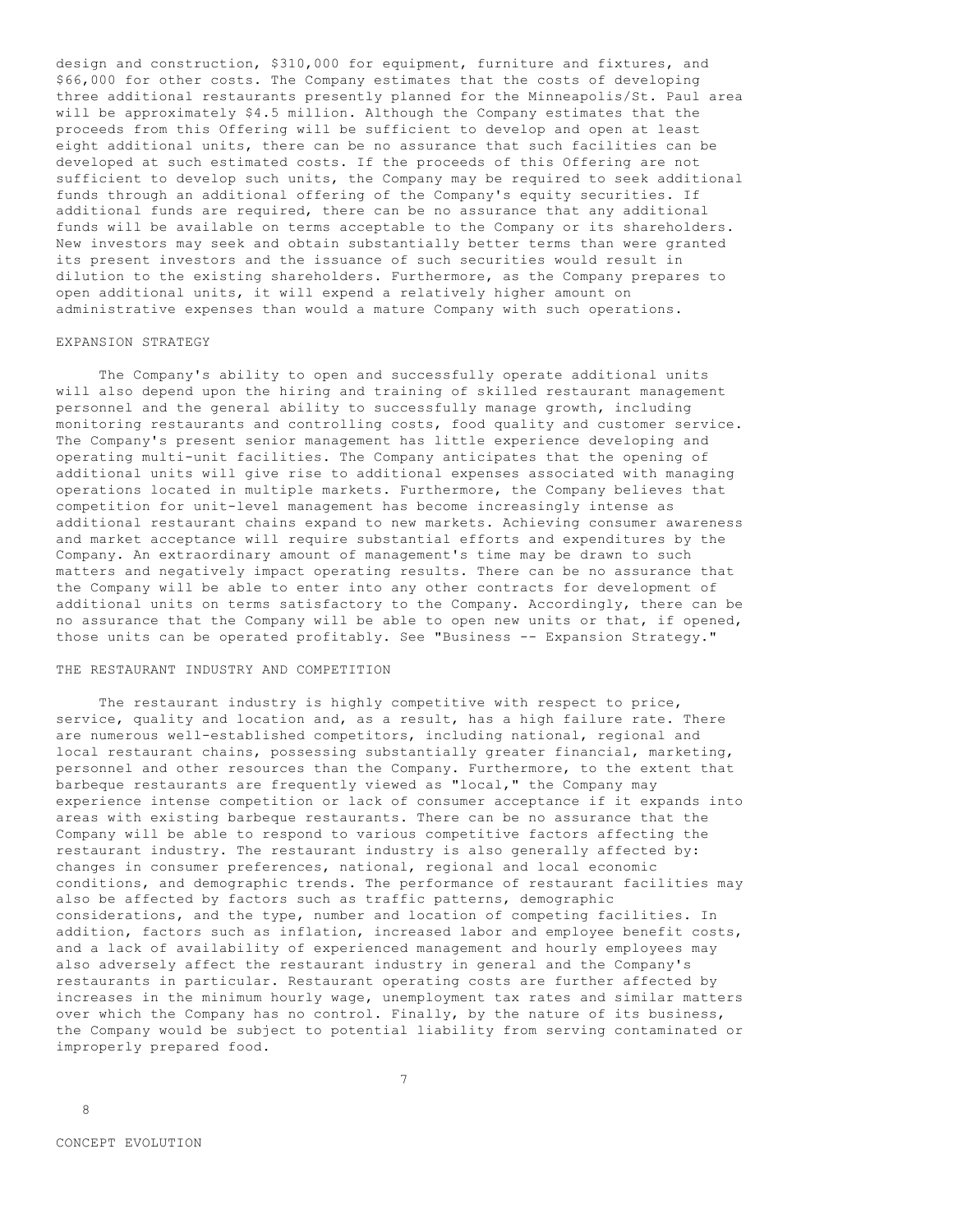design and construction, $310,000 for equipment, furniture and fixtures, and $66,000 for other costs. The Company estimates that the costs of developing three additional restaurants presently planned for the Minneapolis/St. Paul area will be approximately $4.5 million. Although the Company estimates that the proceeds from this Offering will be sufficient to develop and open at least eight additional units, there can be no assurance that such facilities can be developed at such estimated costs. If the proceeds of this Offering are not sufficient to develop such units, the Company may be required to seek additional funds through an additional offering of the Company's equity securities. If additional funds are required, there can be no assurance that any additional funds will be available on terms acceptable to the Company or its shareholders. New investors may seek and obtain substantially better terms than were granted its present investors and the issuance of such securities would result in dilution to the existing shareholders. Furthermore, as the Company prepares to open additional units, it will expend a relatively higher amount on administrative expenses than would a mature Company with such operations.

## EXPANSION STRATEGY

The Company's ability to open and successfully operate additional units will also depend upon the hiring and training of skilled restaurant management personnel and the general ability to successfully manage growth, including monitoring restaurants and controlling costs, food quality and customer service. The Company's present senior management has little experience developing and operating multi-unit facilities. The Company anticipates that the opening of additional units will give rise to additional expenses associated with managing operations located in multiple markets. Furthermore, the Company believes that competition for unit-level management has become increasingly intense as additional restaurant chains expand to new markets. Achieving consumer awareness and market acceptance will require substantial efforts and expenditures by the Company. An extraordinary amount of management's time may be drawn to such matters and negatively impact operating results. There can be no assurance that the Company will be able to enter into any other contracts for development of additional units on terms satisfactory to the Company. Accordingly, there can be no assurance that the Company will be able to open new units or that, if opened, those units can be operated profitably. See "Business -- Expansion Strategy."

## THE RESTAURANT INDUSTRY AND COMPETITION

The restaurant industry is highly competitive with respect to price, service, quality and location and, as a result, has a high failure rate. There are numerous well-established competitors, including national, regional and local restaurant chains, possessing substantially greater financial, marketing, personnel and other resources than the Company. Furthermore, to the extent that barbeque restaurants are frequently viewed as "local," the Company may experience intense competition or lack of consumer acceptance if it expands into areas with existing barbeque restaurants. There can be no assurance that the Company will be able to respond to various competitive factors affecting the restaurant industry. The restaurant industry is also generally affected by: changes in consumer preferences, national, regional and local economic conditions, and demographic trends. The performance of restaurant facilities may also be affected by factors such as traffic patterns, demographic considerations, and the type, number and location of competing facilities. In addition, factors such as inflation, increased labor and employee benefit costs, and a lack of availability of experienced management and hourly employees may also adversely affect the restaurant industry in general and the Company's restaurants in particular. Restaurant operating costs are further affected by increases in the minimum hourly wage, unemployment tax rates and similar matters over which the Company has no control. Finally, by the nature of its business, the Company would be subject to potential liability from serving contaminated or improperly prepared food.

## CONCEPT EVOLUTION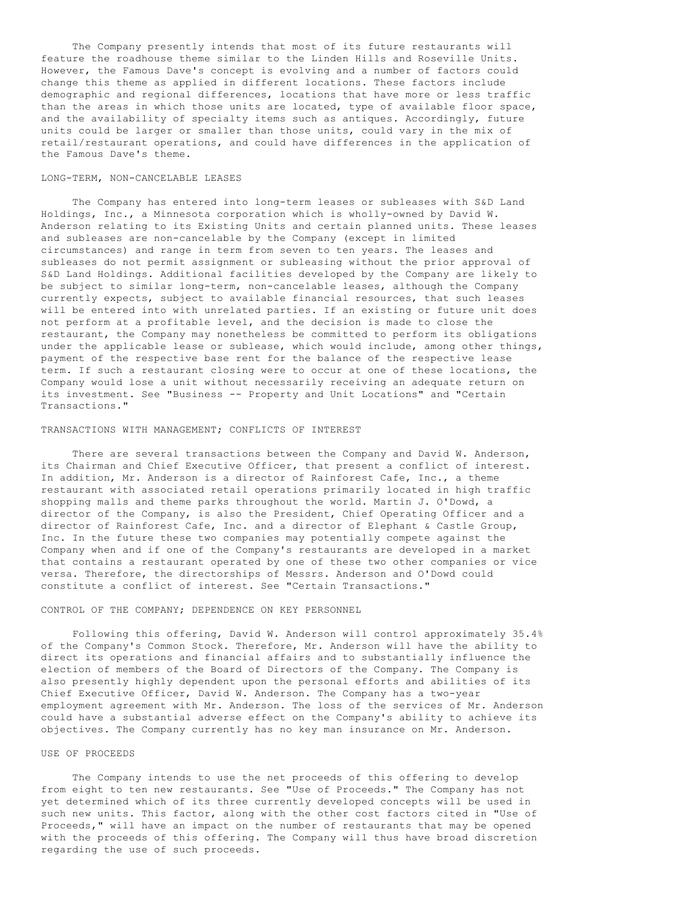The Company presently intends that most of its future restaurants will feature the roadhouse theme similar to the Linden Hills and Roseville Units. However, the Famous Dave's concept is evolving and a number of factors could change this theme as applied in different locations. These factors include demographic and regional differences, locations that have more or less traffic than the areas in which those units are located, type of available floor space, and the availability of specialty items such as antiques. Accordingly, future units could be larger or smaller than those units, could vary in the mix of retail/restaurant operations, and could have differences in the application of the Famous Dave's theme.

## LONG-TERM, NON-CANCELABLE LEASES

The Company has entered into long-term leases or subleases with S&D Land Holdings, Inc., a Minnesota corporation which is wholly-owned by David W. Anderson relating to its Existing Units and certain planned units. These leases and subleases are non-cancelable by the Company (except in limited circumstances) and range in term from seven to ten years. The leases and subleases do not permit assignment or subleasing without the prior approval of S&D Land Holdings. Additional facilities developed by the Company are likely to be subject to similar long-term, non-cancelable leases, although the Company currently expects, subject to available financial resources, that such leases will be entered into with unrelated parties. If an existing or future unit does not perform at a profitable level, and the decision is made to close the restaurant, the Company may nonetheless be committed to perform its obligations under the applicable lease or sublease, which would include, among other things, payment of the respective base rent for the balance of the respective lease term. If such a restaurant closing were to occur at one of these locations, the Company would lose a unit without necessarily receiving an adequate return on its investment. See "Business -- Property and Unit Locations" and "Certain Transactions."

## TRANSACTIONS WITH MANAGEMENT; CONFLICTS OF INTEREST

There are several transactions between the Company and David W. Anderson, its Chairman and Chief Executive Officer, that present a conflict of interest. In addition, Mr. Anderson is a director of Rainforest Cafe, Inc., a theme restaurant with associated retail operations primarily located in high traffic shopping malls and theme parks throughout the world. Martin J. O'Dowd, a director of the Company, is also the President, Chief Operating Officer and a director of Rainforest Cafe, Inc. and a director of Elephant & Castle Group, Inc. In the future these two companies may potentially compete against the Company when and if one of the Company's restaurants are developed in a market that contains a restaurant operated by one of these two other companies or vice versa. Therefore, the directorships of Messrs. Anderson and O'Dowd could constitute a conflict of interest. See "Certain Transactions."

## CONTROL OF THE COMPANY; DEPENDENCE ON KEY PERSONNEL

Following this offering, David W. Anderson will control approximately 35.4% of the Company's Common Stock. Therefore, Mr. Anderson will have the ability to direct its operations and financial affairs and to substantially influence the election of members of the Board of Directors of the Company. The Company is also presently highly dependent upon the personal efforts and abilities of its Chief Executive Officer, David W. Anderson. The Company has a two-year employment agreement with Mr. Anderson. The loss of the services of Mr. Anderson could have a substantial adverse effect on the Company's ability to achieve its objectives. The Company currently has no key man insurance on Mr. Anderson.

## USE OF PROCEEDS

The Company intends to use the net proceeds of this offering to develop from eight to ten new restaurants. See "Use of Proceeds." The Company has not yet determined which of its three currently developed concepts will be used in such new units. This factor, along with the other cost factors cited in "Use of Proceeds," will have an impact on the number of restaurants that may be opened with the proceeds of this offering. The Company will thus have broad discretion regarding the use of such proceeds.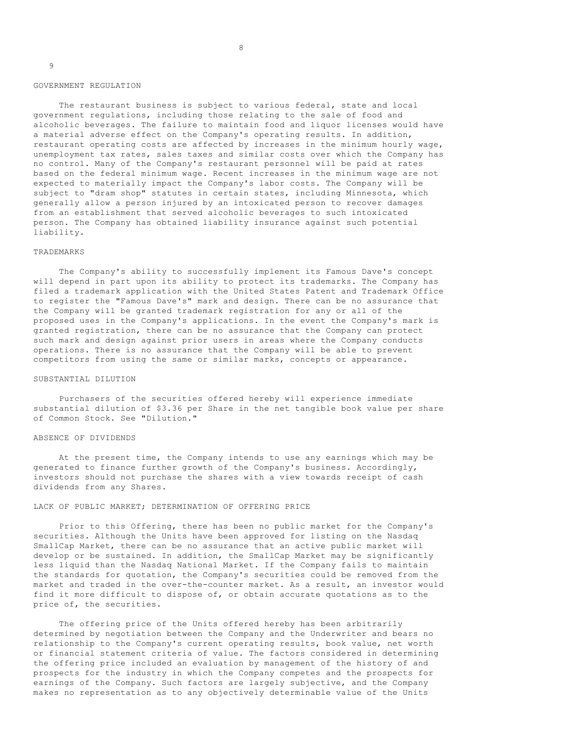## GOVERNMENT REGULATION

The restaurant business is subject to various federal, state and local government regulations, including those relating to the sale of food and alcoholic beverages. The failure to maintain food and liquor licenses would have a material adverse effect on the Company's operating results. In addition, restaurant operating costs are affected by increases in the minimum hourly wage, unemployment tax rates, sales taxes and similar costs over which the Company has no control. Many of the Company's restaurant personnel will be paid at rates based on the federal minimum wage. Recent increases in the minimum wage are not expected to materially impact the Company's labor costs. The Company will be subject to "dram shop" statutes in certain states, including Minnesota, which generally allow a person injured by an intoxicated person to recover damages from an establishment that served alcoholic beverages to such intoxicated person. The Company has obtained liability insurance against such potential liability.

## TRADEMARKS

The Company's ability to successfully implement its Famous Dave's concept will depend in part upon its ability to protect its trademarks. The Company has filed a trademark application with the United States Patent and Trademark Office to register the "Famous Dave's" mark and design. There can be no assurance that the Company will be granted trademark registration for any or all of the proposed uses in the Company's applications. In the event the Company's mark is granted registration, there can be no assurance that the Company can protect such mark and design against prior users in areas where the Company conducts operations. There is no assurance that the Company will be able to prevent competitors from using the same or similar marks, concepts or appearance.

## SUBSTANTIAL DILUTION

Purchasers of the securities offered hereby will experience immediate substantial dilution of $3.36 per Share in the net tangible book value per share of Common Stock. See "Dilution."

## ABSENCE OF DIVIDENDS

At the present time, the Company intends to use any earnings which may be generated to finance further growth of the Company's business. Accordingly, investors should not purchase the shares with a view towards receipt of cash dividends from any Shares.

## LACK OF PUBLIC MARKET; DETERMINATION OF OFFERING PRICE

Prior to this Offering, there has been no public market for the Company's securities. Although the Units have been approved for listing on the Nasdaq SmallCap Market, there can be no assurance that an active public market will develop or be sustained. In addition, the SmallCap Market may be significantly less liquid than the Nasdaq National Market. If the Company fails to maintain the standards for quotation, the Company's securities could be removed from the market and traded in the over-the-counter market. As a result, an investor would find it more difficult to dispose of, or obtain accurate quotations as to the price of, the securities.

The offering price of the Units offered hereby has been arbitrarily determined by negotiation between the Company and the Underwriter and bears no relationship to the Company's current operating results, book value, net worth or financial statement criteria of value. The factors considered in determining the offering price included an evaluation by management of the history of and prospects for the industry in which the Company competes and the prospects for earnings of the Company. Such factors are largely subjective, and the Company makes no representation as to any objectively determinable value of the Units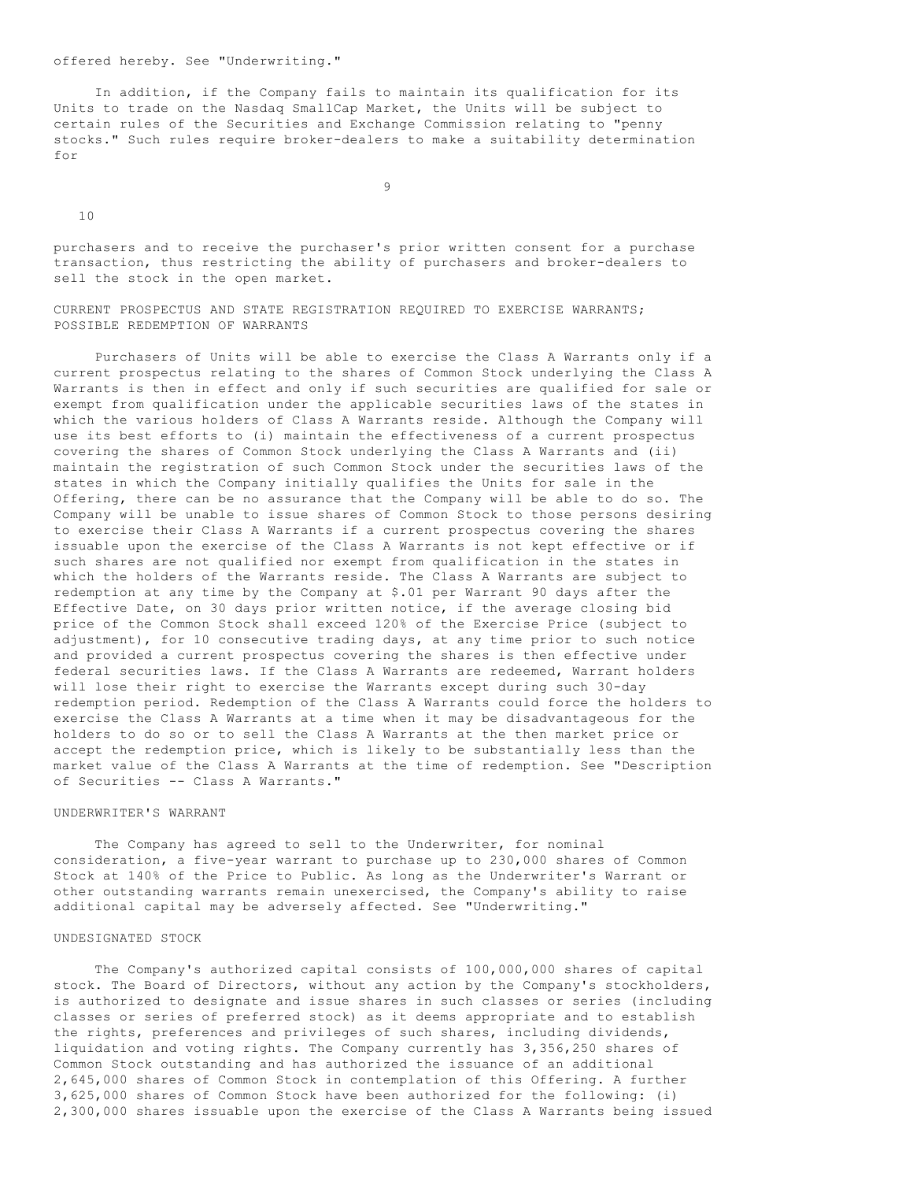offered hereby. See "Underwriting."

In addition, if the Company fails to maintain its qualification for its Units to trade on the Nasdaq SmallCap Market, the Units will be subject to certain rules of the Securities and Exchange Commission relating to "penny stocks." Such rules require broker-dealers to make a suitability determination for purchasers and to receive the purchaser's prior written consent for a purchase transaction, thus restricting the ability of purchasers and broker-dealers to sell the stock in the open market.

### CURRENT PROSPECTUS AND STATE REGISTRATION REQUIRED TO EXERCISE WARRANTS; POSSIBLE REDEMPTION OF WARRANTS

Purchasers of Units will be able to exercise the Class A Warrants only if a current prospectus relating to the shares of Common Stock underlying the Class A Warrants is then in effect and only if such securities are qualified for sale or exempt from qualification under the applicable securities laws of the states in which the various holders of Class A Warrants reside. Although the Company will use its best efforts to (i) maintain the effectiveness of a current prospectus covering the shares of Common Stock underlying the Class A Warrants and (ii) maintain the registration of such Common Stock under the securities laws of the states in which the Company initially qualifies the Units for sale in the Offering, there can be no assurance that the Company will be able to do so. The Company will be unable to issue shares of Common Stock to those persons desiring to exercise their Class A Warrants if a current prospectus covering the shares issuable upon the exercise of the Class A Warrants is not kept effective or if such shares are not qualified nor exempt from qualification in the states in which the holders of the Warrants reside. The Class A Warrants are subject to redemption at any time by the Company at $.01 per Warrant 90 days after the Effective Date, on 30 days prior written notice, if the average closing bid price of the Common Stock shall exceed 120% of the Exercise Price (subject to adjustment), for 10 consecutive trading days, at any time prior to such notice and provided a current prospectus covering the shares is then effective under federal securities laws. If the Class A Warrants are redeemed, Warrant holders will lose their right to exercise the Warrants except during such 30-day redemption period. Redemption of the Class A Warrants could force the holders to exercise the Class A Warrants at a time when it may be disadvantageous for the holders to do so or to sell the Class A Warrants at the then market price or accept the redemption price, which is likely to be substantially less than the market value of the Class A Warrants at the time of redemption. See "Description of Securities -- Class A Warrants."

### UNDERWRITER'S WARRANT

The Company has agreed to sell to the Underwriter, for nominal consideration, a five-year warrant to purchase up to 230,000 shares of Common Stock at 140% of the Price to Public. As long as the Underwriter's Warrant or other outstanding warrants remain unexercised, the Company's ability to raise additional capital may be adversely affected. See "Underwriting."

### UNDESIGNATED STOCK

The Company's authorized capital consists of 100,000,000 shares of capital stock. The Board of Directors, without any action by the Company's stockholders, is authorized to designate and issue shares in such classes or series (including classes or series of preferred stock) as it deems appropriate and to establish the rights, preferences and privileges of such shares, including dividends, liquidation and voting rights. The Company currently has 3,356,250 shares of Common Stock outstanding and has authorized the issuance of an additional 2,645,000 shares of Common Stock in contemplation of this Offering. A further 3,625,000 shares of Common Stock have been authorized for the following: (i) 2,300,000 shares issuable upon the exercise of the Class A Warrants being issued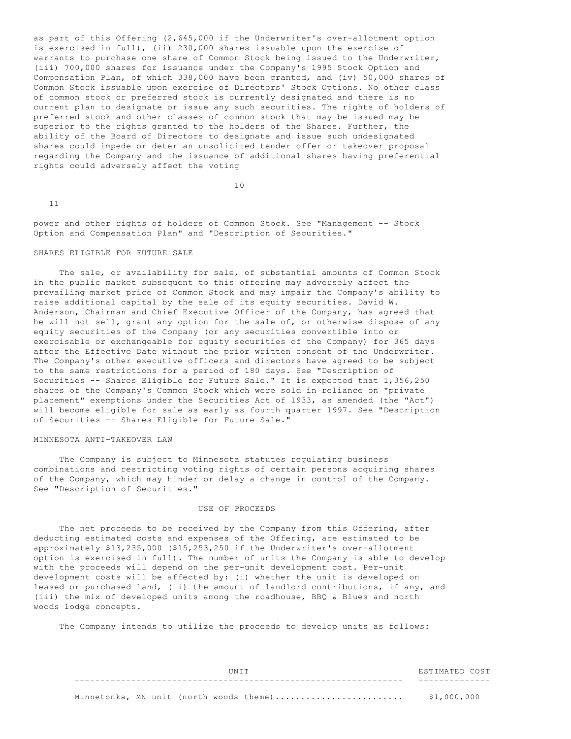as part of this Offering (2,645,000 if the Underwriter's over-allotment option is exercised in full), (ii) 230,000 shares issuable upon the exercise of warrants to purchase one share of Common Stock being issued to the Underwriter, (iii) 700,000 shares for issuance under the Company's 1995 Stock Option and Compensation Plan, of which 338,000 have been granted, and (iv) 50,000 shares of Common Stock issuable upon exercise of Directors' Stock Options. No other class of common stock or preferred stock is currently designated and there is no current plan to designate or issue any such securities. The rights of holders of preferred stock and other classes of common stock that may be issued may be superior to the rights granted to the holders of the Shares. Further, the ability of the Board of Directors to designate and issue such undesignated shares could impede or deter an unsolicited tender offer or takeover proposal regarding the Company and the issuance of additional shares having preferential rights could adversely affect the voting power and other rights of holders of Common Stock. See "Management -- Stock Option and Compensation Plan" and "Description of Securities."

### SHARES ELIGIBLE FOR FUTURE SALE

The sale, or availability for sale, of substantial amounts of Common Stock in the public market subsequent to this offering may adversely affect the prevailing market price of Common Stock and may impair the Company's ability to raise additional capital by the sale of its equity securities. David W. Anderson, Chairman and Chief Executive Officer of the Company, has agreed that he will not sell, grant any option for the sale of, or otherwise dispose of any equity securities of the Company (or any securities convertible into or exercisable or exchangeable for equity securities of the Company) for 365 days after the Effective Date without the prior written consent of the Underwriter. The Company's other executive officers and directors have agreed to be subject to the same restrictions for a period of 180 days. See "Description of Securities -- Shares Eligible for Future Sale." It is expected that 1,356,250 shares of the Company's Common Stock which were sold in reliance on "private placement" exemptions under the Securities Act of 1933, as amended (the "Act") will become eligible for sale as early as fourth quarter 1997. See "Description of Securities -- Shares Eligible for Future Sale."

### MINNESOTA ANTI-TAKEOVER LAW

The Company is subject to Minnesota statutes regulating business combinations and restricting voting rights of certain persons acquiring shares of the Company, which may hinder or delay a change in control of the Company. See "Description of Securities."

## USE OF PROCEEDS

The net proceeds to be received by the Company from this Offering, after deducting estimated costs and expenses of the Offering, are estimated to be approximately $13,235,000 ($15,253,250 if the Underwriter's over-allotment option is exercised in full). The number of units the Company is able to develop with the proceeds will depend on the per-unit development cost. Per-unit development costs will be affected by: (i) whether the unit is developed on leased or purchased land, (ii) the amount of landlord contributions, if any, and (iii) the mix of developed units among the roadhouse, BBQ & Blues and north woods lodge concepts.

The Company intends to utilize the proceeds to develop units as follows:

| UNIT | ESTIMATED COST |
|---|---|
| Minnetonka, MN unit (north woods theme)........................ | $1,000,000 |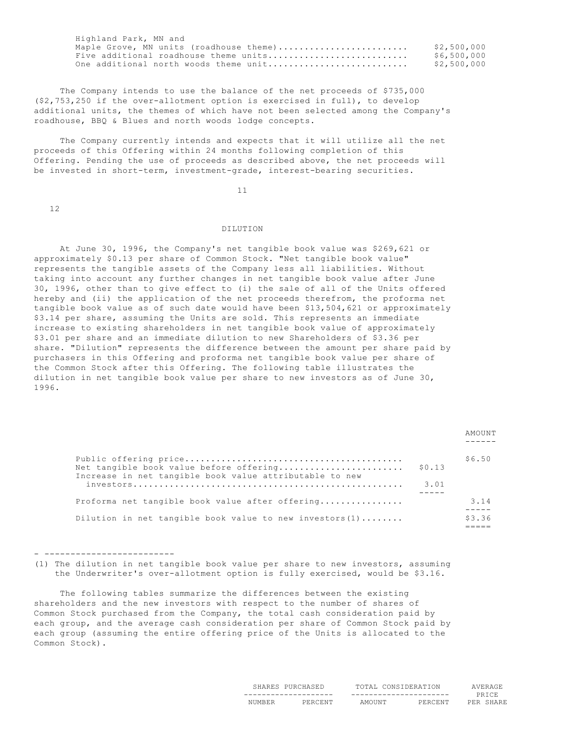| | |
|---|---|
| Highland Park, MN and Maple Grove, MN units (roadhouse theme) | $2,500,000 |
| Five additional roadhouse theme units | $6,500,000 |
| One additional north woods theme unit | $2,500,000 |

The Company intends to use the balance of the net proceeds of $735,000 ($2,753,250 if the over-allotment option is exercised in full), to develop additional units, the themes of which have not been selected among the Company's roadhouse, BBQ & Blues and north woods lodge concepts.

The Company currently intends and expects that it will utilize all the net proceeds of this Offering within 24 months following completion of this Offering. Pending the use of proceeds as described above, the net proceeds will be invested in short-term, investment-grade, interest-bearing securities.

## DILUTION

At June 30, 1996, the Company's net tangible book value was $269,621 or approximately $0.13 per share of Common Stock. "Net tangible book value" represents the tangible assets of the Company less all liabilities. Without taking into account any further changes in net tangible book value after June 30, 1996, other than to give effect to (i) the sale of all of the Units offered hereby and (ii) the application of the net proceeds therefrom, the proforma net tangible book value as of such date would have been $13,504,621 or approximately $3.14 per share, assuming the Units are sold. This represents an immediate increase to existing shareholders in net tangible book value of approximately $3.01 per share and an immediate dilution to new Shareholders of $3.36 per share. "Dilution" represents the difference between the amount per share paid by purchasers in this Offering and proforma net tangible book value per share of the Common Stock after this Offering. The following table illustrates the dilution in net tangible book value per share to new investors as of June 30, 1996.

| | | AMOUNT |
|---|---|---|
| Public offering price | | $6.50 |
| Net tangible book value before offering | $0.13 | |
| Increase in net tangible book value attributable to new investors | 3.01 | |
| Proforma net tangible book value after offering | | 3.14 |
| Dilution in net tangible book value to new investors(1) | | $3.36 |

(1) The dilution in net tangible book value per share to new investors, assuming the Underwriter's over-allotment option is fully exercised, would be $3.16.

The following tables summarize the differences between the existing shareholders and the new investors with respect to the number of shares of Common Stock purchased from the Company, the total cash consideration paid by each group, and the average cash consideration per share of Common Stock paid by each group (assuming the entire offering price of the Units is allocated to the Common Stock).

| | SHARES PURCHASED | | TOTAL CONSIDERATION | | AVERAGE PRICE |
|---|---|---|---|---|---|
| | NUMBER | PERCENT | AMOUNT | PERCENT | PER SHARE |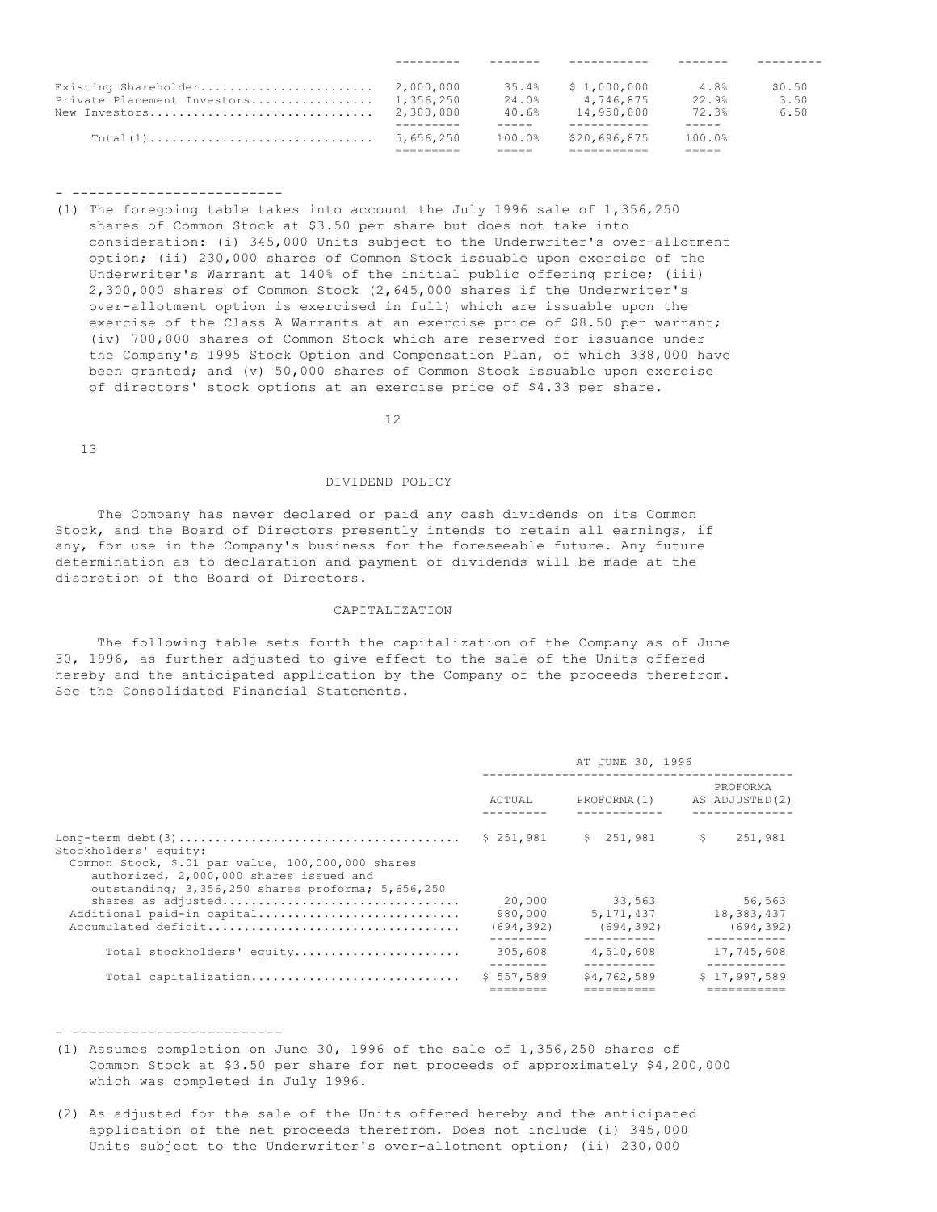| | | | | | |
|---|---|---|---|---|---|
| Existing Shareholder | 2,000,000 | 35.4% | $ 1,000,000 | 4.8% | $0.50 |
| Private Placement Investors | 1,356,250 | 24.0% | 4,746,875 | 22.9% | 3.50 |
| New Investors | 2,300,000 | 40.6% | 14,950,000 | 72.3% | 6.50 |
| Total(1) | 5,656,250 | 100.0% | $20,696,875 | 100.0% | |

- ------------------------

(1) The foregoing table takes into account the July 1996 sale of 1,356,250 shares of Common Stock at $3.50 per share but does not take into consideration: (i) 345,000 Units subject to the Underwriter's over-allotment option; (ii) 230,000 shares of Common Stock issuable upon exercise of the Underwriter's Warrant at 140% of the initial public offering price; (iii) 2,300,000 shares of Common Stock (2,645,000 shares if the Underwriter's over-allotment option is exercised in full) which are issuable upon the exercise of the Class A Warrants at an exercise price of $8.50 per warrant; (iv) 700,000 shares of Common Stock which are reserved for issuance under the Company's 1995 Stock Option and Compensation Plan, of which 338,000 have been granted; and (v) 50,000 shares of Common Stock issuable upon exercise of directors' stock options at an exercise price of $4.33 per share.

## DIVIDEND POLICY

The Company has never declared or paid any cash dividends on its Common Stock, and the Board of Directors presently intends to retain all earnings, if any, for use in the Company's business for the foreseeable future. Any future determination as to declaration and payment of dividends will be made at the discretion of the Board of Directors.

## CAPITALIZATION

The following table sets forth the capitalization of the Company as of June 30, 1996, as further adjusted to give effect to the sale of the Units offered hereby and the anticipated application by the Company of the proceeds therefrom. See the Consolidated Financial Statements.

| | AT JUNE 30, 1996 | | |
|---|---|---|---|
| | ACTUAL | PROFORMA(1) | PROFORMA AS ADJUSTED(2) |
| Long-term debt(3) | $ 251,981 | $ 251,981 | $ 251,981 |
| Stockholders' equity: | | | |
| Common Stock, $.01 par value, 100,000,000 shares authorized, 2,000,000 shares issued and outstanding; 3,356,250 shares proforma; 5,656,250 shares as adjusted | 20,000 | 33,563 | 56,563 |
| Additional paid-in capital | 980,000 | 5,171,437 | 18,383,437 |
| Accumulated deficit | (694,392) | (694,392) | (694,392) |
| Total stockholders' equity | 305,608 | 4,510,608 | 17,745,608 |
| Total capitalization | $ 557,589 | $4,762,589 | $ 17,997,589 |

- ------------------------

(1) Assumes completion on June 30, 1996 of the sale of 1,356,250 shares of Common Stock at $3.50 per share for net proceeds of approximately $4,200,000 which was completed in July 1996.

(2) As adjusted for the sale of the Units offered hereby and the anticipated application of the net proceeds therefrom. Does not include (i) 345,000 Units subject to the Underwriter's over-allotment option; (ii) 230,000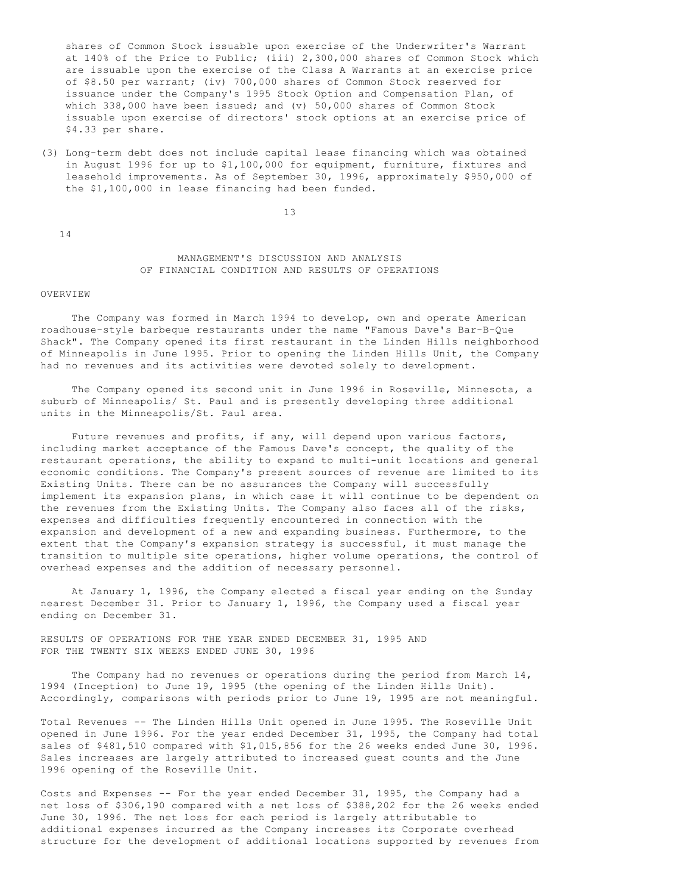shares of Common Stock issuable upon exercise of the Underwriter's Warrant at 140% of the Price to Public; (iii) 2,300,000 shares of Common Stock which are issuable upon the exercise of the Class A Warrants at an exercise price of $8.50 per warrant; (iv) 700,000 shares of Common Stock reserved for issuance under the Company's 1995 Stock Option and Compensation Plan, of which 338,000 have been issued; and (v) 50,000 shares of Common Stock issuable upon exercise of directors' stock options at an exercise price of $4.33 per share.

(3) Long-term debt does not include capital lease financing which was obtained in August 1996 for up to $1,100,000 for equipment, furniture, fixtures and leasehold improvements. As of September 30, 1996, approximately $950,000 of the $1,100,000 in lease financing had been funded.

## MANAGEMENT'S DISCUSSION AND ANALYSIS OF FINANCIAL CONDITION AND RESULTS OF OPERATIONS

### OVERVIEW

The Company was formed in March 1994 to develop, own and operate American roadhouse-style barbeque restaurants under the name "Famous Dave's Bar-B-Que Shack". The Company opened its first restaurant in the Linden Hills neighborhood of Minneapolis in June 1995. Prior to opening the Linden Hills Unit, the Company had no revenues and its activities were devoted solely to development.

The Company opened its second unit in June 1996 in Roseville, Minnesota, a suburb of Minneapolis/ St. Paul and is presently developing three additional units in the Minneapolis/St. Paul area.

Future revenues and profits, if any, will depend upon various factors, including market acceptance of the Famous Dave's concept, the quality of the restaurant operations, the ability to expand to multi-unit locations and general economic conditions. The Company's present sources of revenue are limited to its Existing Units. There can be no assurances the Company will successfully implement its expansion plans, in which case it will continue to be dependent on the revenues from the Existing Units. The Company also faces all of the risks, expenses and difficulties frequently encountered in connection with the expansion and development of a new and expanding business. Furthermore, to the extent that the Company's expansion strategy is successful, it must manage the transition to multiple site operations, higher volume operations, the control of overhead expenses and the addition of necessary personnel.

At January 1, 1996, the Company elected a fiscal year ending on the Sunday nearest December 31. Prior to January 1, 1996, the Company used a fiscal year ending on December 31.

### RESULTS OF OPERATIONS FOR THE YEAR ENDED DECEMBER 31, 1995 AND FOR THE TWENTY SIX WEEKS ENDED JUNE 30, 1996

The Company had no revenues or operations during the period from March 14, 1994 (Inception) to June 19, 1995 (the opening of the Linden Hills Unit). Accordingly, comparisons with periods prior to June 19, 1995 are not meaningful.

Total Revenues -- The Linden Hills Unit opened in June 1995. The Roseville Unit opened in June 1996. For the year ended December 31, 1995, the Company had total sales of $481,510 compared with $1,015,856 for the 26 weeks ended June 30, 1996. Sales increases are largely attributed to increased guest counts and the June 1996 opening of the Roseville Unit.

Costs and Expenses -- For the year ended December 31, 1995, the Company had a net loss of $306,190 compared with a net loss of $388,202 for the 26 weeks ended June 30, 1996. The net loss for each period is largely attributable to additional expenses incurred as the Company increases its Corporate overhead structure for the development of additional locations supported by revenues from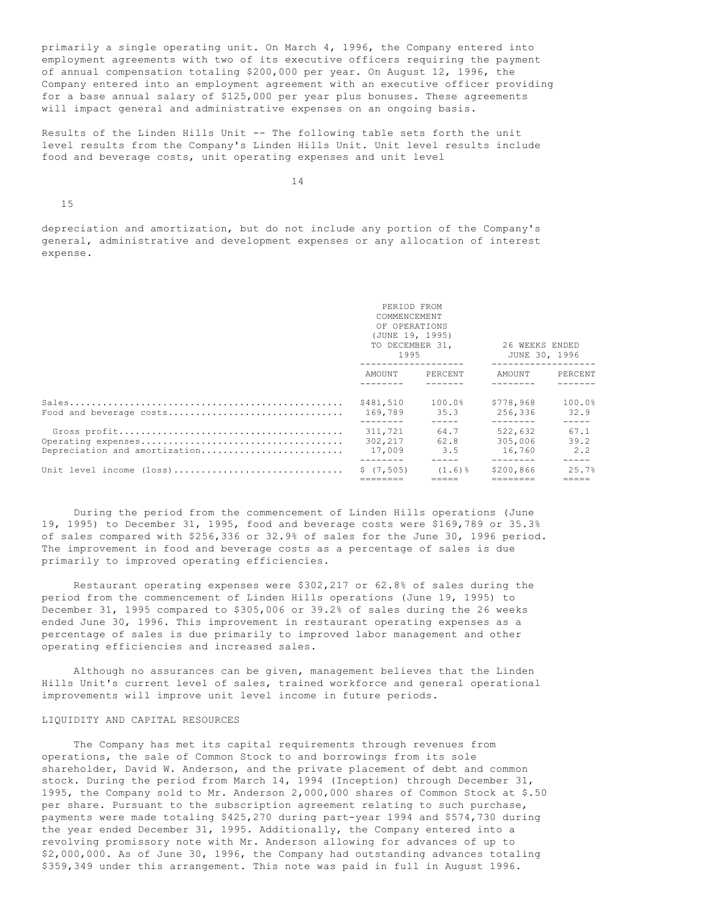primarily a single operating unit. On March 4, 1996, the Company entered into employment agreements with two of its executive officers requiring the payment of annual compensation totaling $200,000 per year. On August 12, 1996, the Company entered into an employment agreement with an executive officer providing for a base annual salary of $125,000 per year plus bonuses. These agreements will impact general and administrative expenses on an ongoing basis.

Results of the Linden Hills Unit -- The following table sets forth the unit level results from the Company's Linden Hills Unit. Unit level results include food and beverage costs, unit operating expenses and unit level depreciation and amortization, but do not include any portion of the Company's general, administrative and development expenses or any allocation of interest expense.

| | PERIOD FROM COMMENCEMENT OF OPERATIONS (JUNE 19, 1995) TO DECEMBER 31, 1995 | | 26 WEEKS ENDED JUNE 30, 1996 | |
|---|---|---|---|---|
| | AMOUNT | PERCENT | AMOUNT | PERCENT |
| Sales | $481,510 | 100.0% | $778,968 | 100.0% |
| Food and beverage costs | 169,789 | 35.3 | 256,336 | 32.9 |
| Gross profit | 311,721 | 64.7 | 522,632 | 67.1 |
| Operating expenses | 302,217 | 62.8 | 305,006 | 39.2 |
| Depreciation and amortization | 17,009 | 3.5 | 16,760 | 2.2 |
| Unit level income (loss) | $ (7,505) | (1.6)% | $200,866 | 25.7% |

During the period from the commencement of Linden Hills operations (June 19, 1995) to December 31, 1995, food and beverage costs were $169,789 or 35.3% of sales compared with $256,336 or 32.9% of sales for the June 30, 1996 period. The improvement in food and beverage costs as a percentage of sales is due primarily to improved operating efficiencies.

Restaurant operating expenses were $302,217 or 62.8% of sales during the period from the commencement of Linden Hills operations (June 19, 1995) to December 31, 1995 compared to $305,006 or 39.2% of sales during the 26 weeks ended June 30, 1996. This improvement in restaurant operating expenses as a percentage of sales is due primarily to improved labor management and other operating efficiencies and increased sales.

Although no assurances can be given, management believes that the Linden Hills Unit's current level of sales, trained workforce and general operational improvements will improve unit level income in future periods.

## LIQUIDITY AND CAPITAL RESOURCES

The Company has met its capital requirements through revenues from operations, the sale of Common Stock to and borrowings from its sole shareholder, David W. Anderson, and the private placement of debt and common stock. During the period from March 14, 1994 (Inception) through December 31, 1995, the Company sold to Mr. Anderson 2,000,000 shares of Common Stock at $.50 per share. Pursuant to the subscription agreement relating to such purchase, payments were made totaling $425,270 during part-year 1994 and $574,730 during the year ended December 31, 1995. Additionally, the Company entered into a revolving promissory note with Mr. Anderson allowing for advances of up to $2,000,000. As of June 30, 1996, the Company had outstanding advances totaling $359,349 under this arrangement. This note was paid in full in August 1996.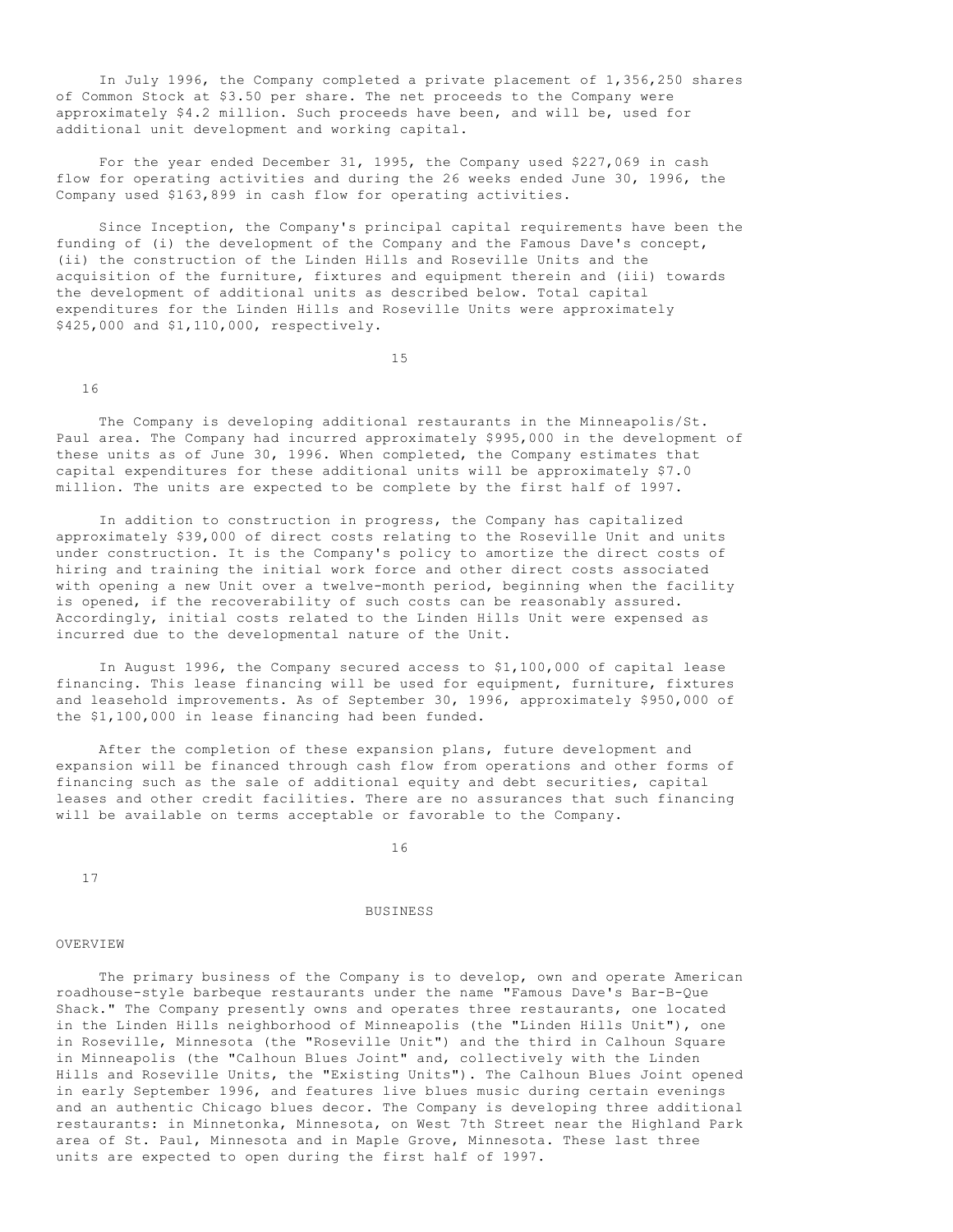In July 1996, the Company completed a private placement of 1,356,250 shares of Common Stock at $3.50 per share. The net proceeds to the Company were approximately $4.2 million. Such proceeds have been, and will be, used for additional unit development and working capital.

For the year ended December 31, 1995, the Company used $227,069 in cash flow for operating activities and during the 26 weeks ended June 30, 1996, the Company used $163,899 in cash flow for operating activities.

Since Inception, the Company's principal capital requirements have been the funding of (i) the development of the Company and the Famous Dave's concept, (ii) the construction of the Linden Hills and Roseville Units and the acquisition of the furniture, fixtures and equipment therein and (iii) towards the development of additional units as described below. Total capital expenditures for the Linden Hills and Roseville Units were approximately $425,000 and $1,110,000, respectively.

The Company is developing additional restaurants in the Minneapolis/St. Paul area. The Company had incurred approximately $995,000 in the development of these units as of June 30, 1996. When completed, the Company estimates that capital expenditures for these additional units will be approximately $7.0 million. The units are expected to be complete by the first half of 1997.

In addition to construction in progress, the Company has capitalized approximately $39,000 of direct costs relating to the Roseville Unit and units under construction. It is the Company's policy to amortize the direct costs of hiring and training the initial work force and other direct costs associated with opening a new Unit over a twelve-month period, beginning when the facility is opened, if the recoverability of such costs can be reasonably assured. Accordingly, initial costs related to the Linden Hills Unit were expensed as incurred due to the developmental nature of the Unit.

In August 1996, the Company secured access to $1,100,000 of capital lease financing. This lease financing will be used for equipment, furniture, fixtures and leasehold improvements. As of September 30, 1996, approximately $950,000 of the $1,100,000 in lease financing had been funded.

After the completion of these expansion plans, future development and expansion will be financed through cash flow from operations and other forms of financing such as the sale of additional equity and debt securities, capital leases and other credit facilities. There are no assurances that such financing will be available on terms acceptable or favorable to the Company.

## BUSINESS

### OVERVIEW

The primary business of the Company is to develop, own and operate American roadhouse-style barbeque restaurants under the name "Famous Dave's Bar-B-Que Shack." The Company presently owns and operates three restaurants, one located in the Linden Hills neighborhood of Minneapolis (the "Linden Hills Unit"), one in Roseville, Minnesota (the "Roseville Unit") and the third in Calhoun Square in Minneapolis (the "Calhoun Blues Joint" and, collectively with the Linden Hills and Roseville Units, the "Existing Units"). The Calhoun Blues Joint opened in early September 1996, and features live blues music during certain evenings and an authentic Chicago blues decor. The Company is developing three additional restaurants: in Minnetonka, Minnesota, on West 7th Street near the Highland Park area of St. Paul, Minnesota and in Maple Grove, Minnesota. These last three units are expected to open during the first half of 1997.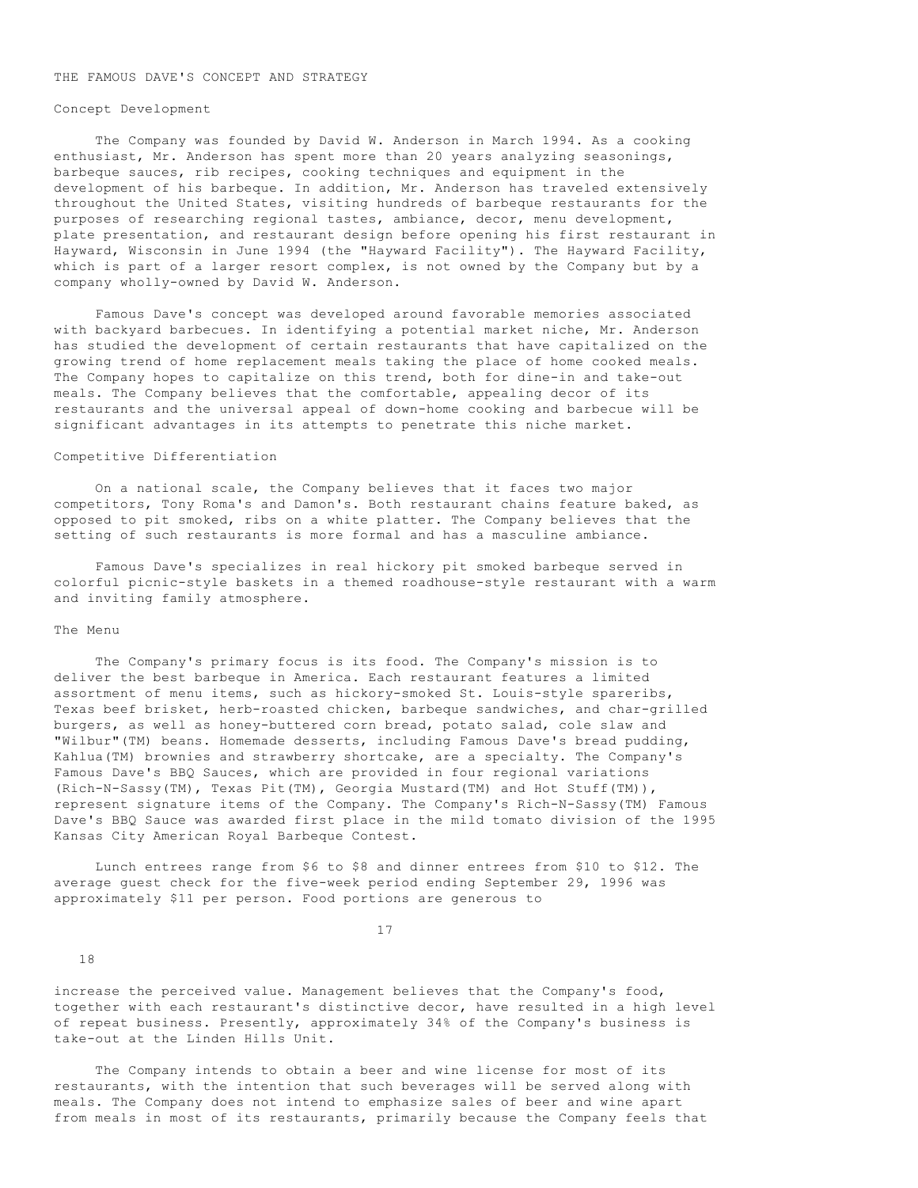## THE FAMOUS DAVE'S CONCEPT AND STRATEGY

### Concept Development

The Company was founded by David W. Anderson in March 1994. As a cooking enthusiast, Mr. Anderson has spent more than 20 years analyzing seasonings, barbeque sauces, rib recipes, cooking techniques and equipment in the development of his barbeque. In addition, Mr. Anderson has traveled extensively throughout the United States, visiting hundreds of barbeque restaurants for the purposes of researching regional tastes, ambiance, decor, menu development, plate presentation, and restaurant design before opening his first restaurant in Hayward, Wisconsin in June 1994 (the "Hayward Facility"). The Hayward Facility, which is part of a larger resort complex, is not owned by the Company but by a company wholly-owned by David W. Anderson.

Famous Dave's concept was developed around favorable memories associated with backyard barbecues. In identifying a potential market niche, Mr. Anderson has studied the development of certain restaurants that have capitalized on the growing trend of home replacement meals taking the place of home cooked meals. The Company hopes to capitalize on this trend, both for dine-in and take-out meals. The Company believes that the comfortable, appealing decor of its restaurants and the universal appeal of down-home cooking and barbecue will be significant advantages in its attempts to penetrate this niche market.

### Competitive Differentiation

On a national scale, the Company believes that it faces two major competitors, Tony Roma's and Damon's. Both restaurant chains feature baked, as opposed to pit smoked, ribs on a white platter. The Company believes that the setting of such restaurants is more formal and has a masculine ambiance.

Famous Dave's specializes in real hickory pit smoked barbeque served in colorful picnic-style baskets in a themed roadhouse-style restaurant with a warm and inviting family atmosphere.

### The Menu

The Company's primary focus is its food. The Company's mission is to deliver the best barbeque in America. Each restaurant features a limited assortment of menu items, such as hickory-smoked St. Louis-style spareribs, Texas beef brisket, herb-roasted chicken, barbeque sandwiches, and char-grilled burgers, as well as honey-buttered corn bread, potato salad, cole slaw and "Wilbur"(TM) beans. Homemade desserts, including Famous Dave's bread pudding, Kahlua(TM) brownies and strawberry shortcake, are a specialty. The Company's Famous Dave's BBQ Sauces, which are provided in four regional variations (Rich-N-Sassy(TM), Texas Pit(TM), Georgia Mustard(TM) and Hot Stuff(TM)), represent signature items of the Company. The Company's Rich-N-Sassy(TM) Famous Dave's BBQ Sauce was awarded first place in the mild tomato division of the 1995 Kansas City American Royal Barbeque Contest.

Lunch entrees range from $6 to $8 and dinner entrees from $10 to $12. The average guest check for the five-week period ending September 29, 1996 was approximately $11 per person. Food portions are generous to increase the perceived value. Management believes that the Company's food, together with each restaurant's distinctive decor, have resulted in a high level of repeat business. Presently, approximately 34% of the Company's business is take-out at the Linden Hills Unit.

The Company intends to obtain a beer and wine license for most of its restaurants, with the intention that such beverages will be served along with meals. The Company does not intend to emphasize sales of beer and wine apart from meals in most of its restaurants, primarily because the Company feels that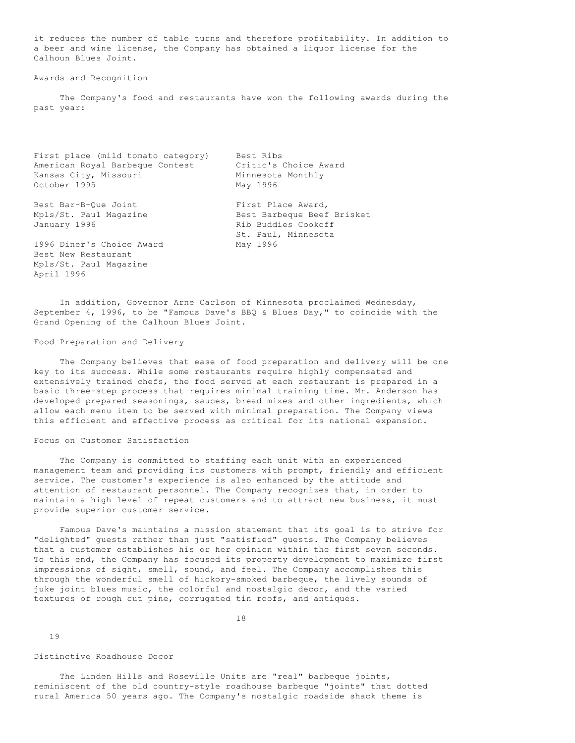it reduces the number of table turns and therefore profitability. In addition to a beer and wine license, the Company has obtained a liquor license for the Calhoun Blues Joint.

## Awards and Recognition

The Company's food and restaurants have won the following awards during the past year:

First place (mild tomato category)
American Royal Barbeque Contest
Kansas City, Missouri
October 1995

Best Bar-B-Que Joint
Mpls/St. Paul Magazine
January 1996

1996 Diner's Choice Award
Best New Restaurant
Mpls/St. Paul Magazine
April 1996

Best Ribs
Critic's Choice Award
Minnesota Monthly
May 1996

First Place Award,
Best Barbeque Beef Brisket
Rib Buddies Cookoff
St. Paul, Minnesota
May 1996

In addition, Governor Arne Carlson of Minnesota proclaimed Wednesday, September 4, 1996, to be "Famous Dave's BBQ & Blues Day," to coincide with the Grand Opening of the Calhoun Blues Joint.

## Food Preparation and Delivery

The Company believes that ease of food preparation and delivery will be one key to its success. While some restaurants require highly compensated and extensively trained chefs, the food served at each restaurant is prepared in a basic three-step process that requires minimal training time. Mr. Anderson has developed prepared seasonings, sauces, bread mixes and other ingredients, which allow each menu item to be served with minimal preparation. The Company views this efficient and effective process as critical for its national expansion.

## Focus on Customer Satisfaction

The Company is committed to staffing each unit with an experienced management team and providing its customers with prompt, friendly and efficient service. The customer's experience is also enhanced by the attitude and attention of restaurant personnel. The Company recognizes that, in order to maintain a high level of repeat customers and to attract new business, it must provide superior customer service.

Famous Dave's maintains a mission statement that its goal is to strive for "delighted" guests rather than just "satisfied" guests. The Company believes that a customer establishes his or her opinion within the first seven seconds. To this end, the Company has focused its property development to maximize first impressions of sight, smell, sound, and feel. The Company accomplishes this through the wonderful smell of hickory-smoked barbeque, the lively sounds of juke joint blues music, the colorful and nostalgic decor, and the varied textures of rough cut pine, corrugated tin roofs, and antiques.

## Distinctive Roadhouse Decor

The Linden Hills and Roseville Units are "real" barbeque joints, reminiscent of the old country-style roadhouse barbeque "joints" that dotted rural America 50 years ago. The Company's nostalgic roadside shack theme is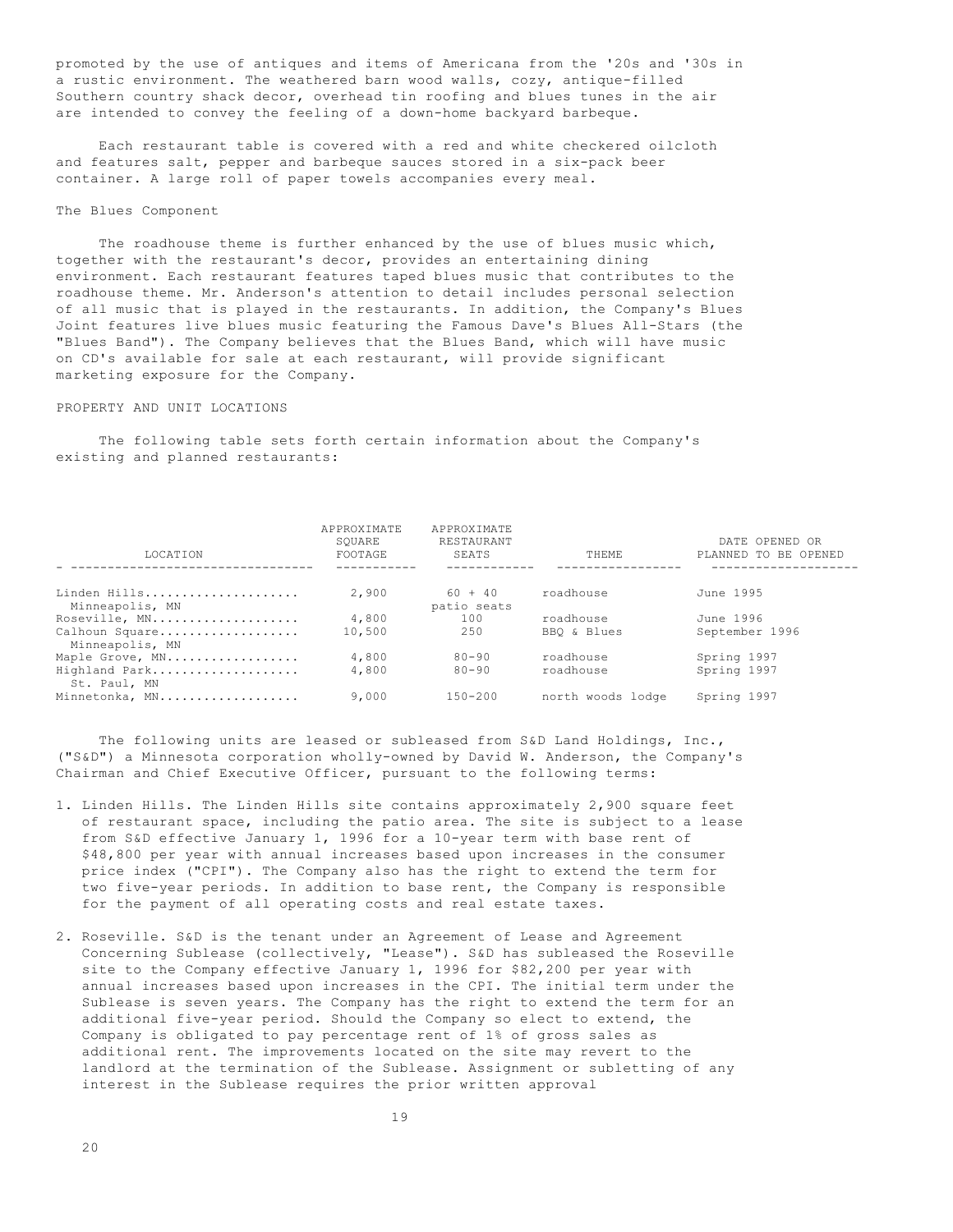promoted by the use of antiques and items of Americana from the '20s and '30s in a rustic environment. The weathered barn wood walls, cozy, antique-filled Southern country shack decor, overhead tin roofing and blues tunes in the air are intended to convey the feeling of a down-home backyard barbeque.

Each restaurant table is covered with a red and white checkered oilcloth and features salt, pepper and barbeque sauces stored in a six-pack beer container. A large roll of paper towels accompanies every meal.

The Blues Component

The roadhouse theme is further enhanced by the use of blues music which, together with the restaurant's decor, provides an entertaining dining environment. Each restaurant features taped blues music that contributes to the roadhouse theme. Mr. Anderson's attention to detail includes personal selection of all music that is played in the restaurants. In addition, the Company's Blues Joint features live blues music featuring the Famous Dave's Blues All-Stars (the "Blues Band"). The Company believes that the Blues Band, which will have music on CD's available for sale at each restaurant, will provide significant marketing exposure for the Company.

PROPERTY AND UNIT LOCATIONS

The following table sets forth certain information about the Company's existing and planned restaurants:

| LOCATION | APPROXIMATE SQUARE FOOTAGE | APPROXIMATE RESTAURANT SEATS | THEME | DATE OPENED OR PLANNED TO BE OPENED |
|---|---|---|---|---|
| Linden Hills, Minneapolis, MN | 2,900 | 60 + 40 patio seats | roadhouse | June 1995 |
| Roseville, MN | 4,800 | 100 | roadhouse | June 1996 |
| Calhoun Square, Minneapolis, MN | 10,500 | 250 | BBQ & Blues | September 1996 |
| Maple Grove, MN | 4,800 | 80-90 | roadhouse | Spring 1997 |
| Highland Park, St. Paul, MN | 4,800 | 80-90 | roadhouse | Spring 1997 |
| Minnetonka, MN | 9,000 | 150-200 | north woods lodge | Spring 1997 |

The following units are leased or subleased from S&D Land Holdings, Inc., ("S&D") a Minnesota corporation wholly-owned by David W. Anderson, the Company's Chairman and Chief Executive Officer, pursuant to the following terms:

1. Linden Hills. The Linden Hills site contains approximately 2,900 square feet of restaurant space, including the patio area. The site is subject to a lease from S&D effective January 1, 1996 for a 10-year term with base rent of $48,800 per year with annual increases based upon increases in the consumer price index ("CPI"). The Company also has the right to extend the term for two five-year periods. In addition to base rent, the Company is responsible for the payment of all operating costs and real estate taxes.

2. Roseville. S&D is the tenant under an Agreement of Lease and Agreement Concerning Sublease (collectively, "Lease"). S&D has subleased the Roseville site to the Company effective January 1, 1996 for $82,200 per year with annual increases based upon increases in the CPI. The initial term under the Sublease is seven years. The Company has the right to extend the term for an additional five-year period. Should the Company so elect to extend, the Company is obligated to pay percentage rent of 1% of gross sales as additional rent. The improvements located on the site may revert to the landlord at the termination of the Sublease. Assignment or subletting of any interest in the Sublease requires the prior written approval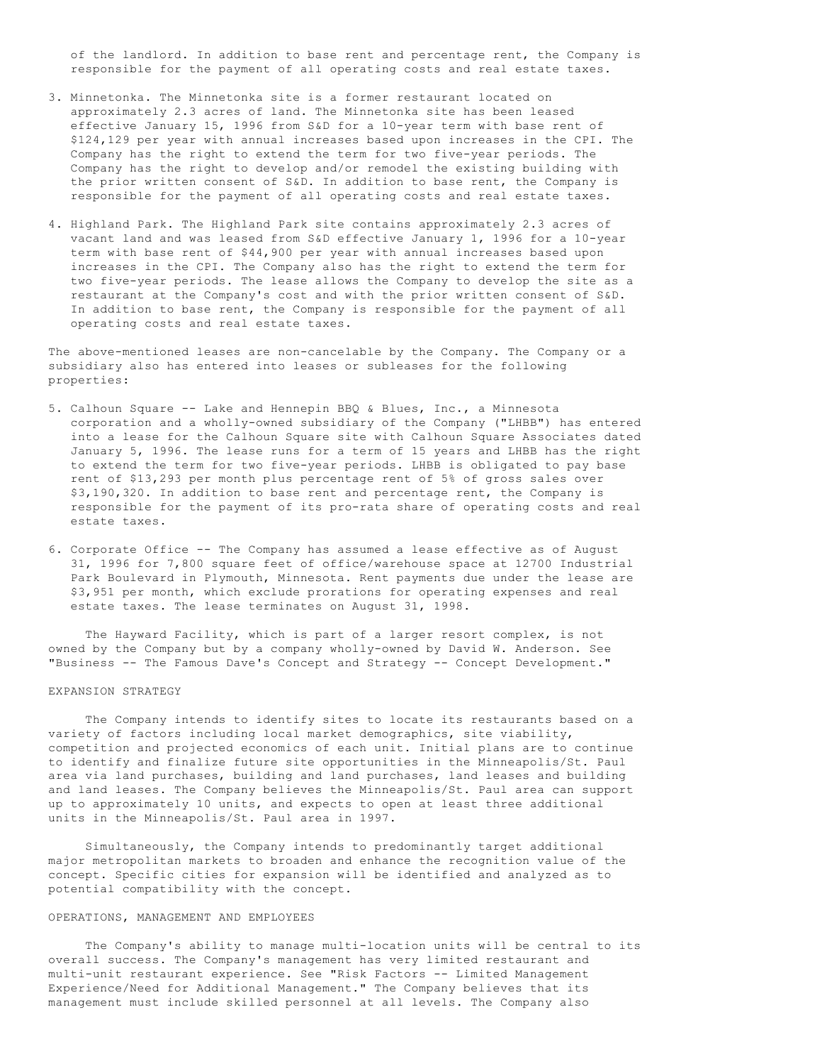of the landlord. In addition to base rent and percentage rent, the Company is responsible for the payment of all operating costs and real estate taxes.

3. Minnetonka. The Minnetonka site is a former restaurant located on approximately 2.3 acres of land. The Minnetonka site has been leased effective January 15, 1996 from S&D for a 10-year term with base rent of $124,129 per year with annual increases based upon increases in the CPI. The Company has the right to extend the term for two five-year periods. The Company has the right to develop and/or remodel the existing building with the prior written consent of S&D. In addition to base rent, the Company is responsible for the payment of all operating costs and real estate taxes.

4. Highland Park. The Highland Park site contains approximately 2.3 acres of vacant land and was leased from S&D effective January 1, 1996 for a 10-year term with base rent of $44,900 per year with annual increases based upon increases in the CPI. The Company also has the right to extend the term for two five-year periods. The lease allows the Company to develop the site as a restaurant at the Company's cost and with the prior written consent of S&D. In addition to base rent, the Company is responsible for the payment of all operating costs and real estate taxes.

The above-mentioned leases are non-cancelable by the Company. The Company or a subsidiary also has entered into leases or subleases for the following properties:

5. Calhoun Square -- Lake and Hennepin BBQ & Blues, Inc., a Minnesota corporation and a wholly-owned subsidiary of the Company ("LHBB") has entered into a lease for the Calhoun Square site with Calhoun Square Associates dated January 5, 1996. The lease runs for a term of 15 years and LHBB has the right to extend the term for two five-year periods. LHBB is obligated to pay base rent of $13,293 per month plus percentage rent of 5% of gross sales over $3,190,320. In addition to base rent and percentage rent, the Company is responsible for the payment of its pro-rata share of operating costs and real estate taxes.

6. Corporate Office -- The Company has assumed a lease effective as of August 31, 1996 for 7,800 square feet of office/warehouse space at 12700 Industrial Park Boulevard in Plymouth, Minnesota. Rent payments due under the lease are $3,951 per month, which exclude prorations for operating expenses and real estate taxes. The lease terminates on August 31, 1998.

The Hayward Facility, which is part of a larger resort complex, is not owned by the Company but by a company wholly-owned by David W. Anderson. See "Business -- The Famous Dave's Concept and Strategy -- Concept Development."

## EXPANSION STRATEGY

The Company intends to identify sites to locate its restaurants based on a variety of factors including local market demographics, site viability, competition and projected economics of each unit. Initial plans are to continue to identify and finalize future site opportunities in the Minneapolis/St. Paul area via land purchases, building and land purchases, land leases and building and land leases. The Company believes the Minneapolis/St. Paul area can support up to approximately 10 units, and expects to open at least three additional units in the Minneapolis/St. Paul area in 1997.

Simultaneously, the Company intends to predominantly target additional major metropolitan markets to broaden and enhance the recognition value of the concept. Specific cities for expansion will be identified and analyzed as to potential compatibility with the concept.

## OPERATIONS, MANAGEMENT AND EMPLOYEES

The Company's ability to manage multi-location units will be central to its overall success. The Company's management has very limited restaurant and multi-unit restaurant experience. See "Risk Factors -- Limited Management Experience/Need for Additional Management." The Company believes that its management must include skilled personnel at all levels. The Company also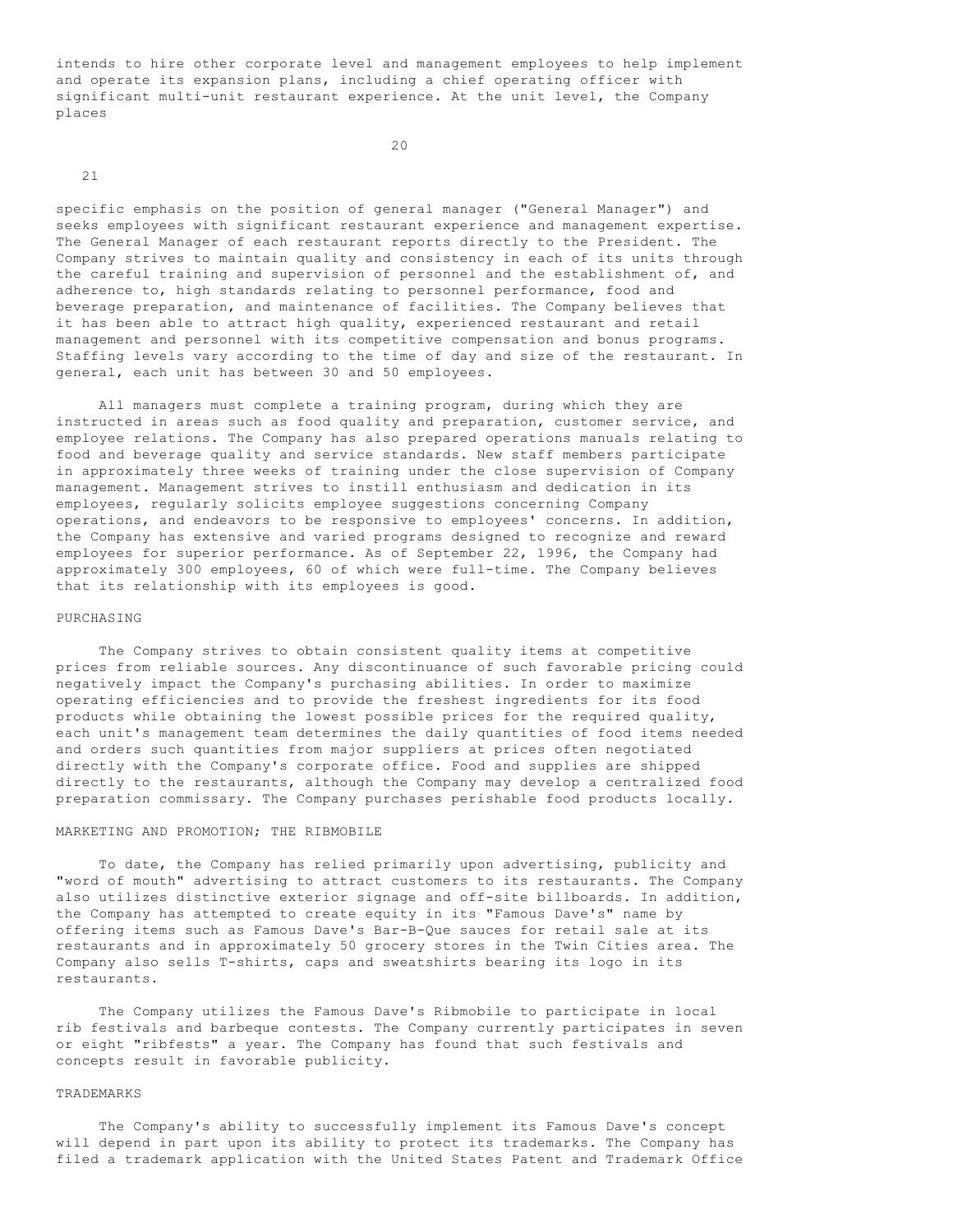intends to hire other corporate level and management employees to help implement and operate its expansion plans, including a chief operating officer with significant multi-unit restaurant experience. At the unit level, the Company places specific emphasis on the position of general manager ("General Manager") and seeks employees with significant restaurant experience and management expertise. The General Manager of each restaurant reports directly to the President. The Company strives to maintain quality and consistency in each of its units through the careful training and supervision of personnel and the establishment of, and adherence to, high standards relating to personnel performance, food and beverage preparation, and maintenance of facilities. The Company believes that it has been able to attract high quality, experienced restaurant and retail management and personnel with its competitive compensation and bonus programs. Staffing levels vary according to the time of day and size of the restaurant. In general, each unit has between 30 and 50 employees.

All managers must complete a training program, during which they are instructed in areas such as food quality and preparation, customer service, and employee relations. The Company has also prepared operations manuals relating to food and beverage quality and service standards. New staff members participate in approximately three weeks of training under the close supervision of Company management. Management strives to instill enthusiasm and dedication in its employees, regularly solicits employee suggestions concerning Company operations, and endeavors to be responsive to employees' concerns. In addition, the Company has extensive and varied programs designed to recognize and reward employees for superior performance. As of September 22, 1996, the Company had approximately 300 employees, 60 of which were full-time. The Company believes that its relationship with its employees is good.

## PURCHASING

The Company strives to obtain consistent quality items at competitive prices from reliable sources. Any discontinuance of such favorable pricing could negatively impact the Company's purchasing abilities. In order to maximize operating efficiencies and to provide the freshest ingredients for its food products while obtaining the lowest possible prices for the required quality, each unit's management team determines the daily quantities of food items needed and orders such quantities from major suppliers at prices often negotiated directly with the Company's corporate office. Food and supplies are shipped directly to the restaurants, although the Company may develop a centralized food preparation commissary. The Company purchases perishable food products locally.

## MARKETING AND PROMOTION; THE RIBMOBILE

To date, the Company has relied primarily upon advertising, publicity and "word of mouth" advertising to attract customers to its restaurants. The Company also utilizes distinctive exterior signage and off-site billboards. In addition, the Company has attempted to create equity in its "Famous Dave's" name by offering items such as Famous Dave's Bar-B-Que sauces for retail sale at its restaurants and in approximately 50 grocery stores in the Twin Cities area. The Company also sells T-shirts, caps and sweatshirts bearing its logo in its restaurants.

The Company utilizes the Famous Dave's Ribmobile to participate in local rib festivals and barbeque contests. The Company currently participates in seven or eight "ribfests" a year. The Company has found that such festivals and concepts result in favorable publicity.

## TRADEMARKS

The Company's ability to successfully implement its Famous Dave's concept will depend in part upon its ability to protect its trademarks. The Company has filed a trademark application with the United States Patent and Trademark Office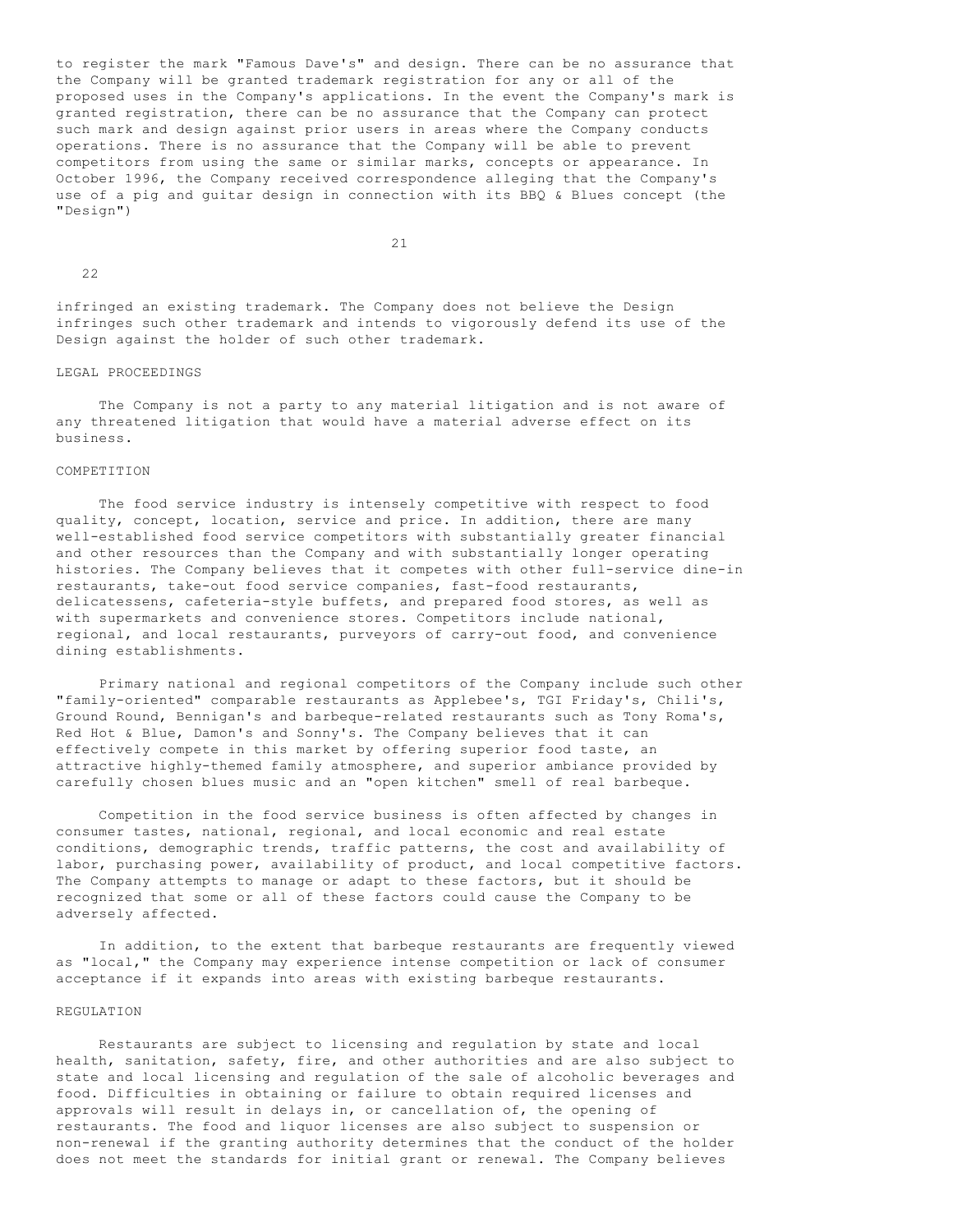to register the mark "Famous Dave's" and design. There can be no assurance that the Company will be granted trademark registration for any or all of the proposed uses in the Company's applications. In the event the Company's mark is granted registration, there can be no assurance that the Company can protect such mark and design against prior users in areas where the Company conducts operations. There is no assurance that the Company will be able to prevent competitors from using the same or similar marks, concepts or appearance. In October 1996, the Company received correspondence alleging that the Company's use of a pig and guitar design in connection with its BBQ & Blues concept (the "Design") infringed an existing trademark. The Company does not believe the Design infringes such other trademark and intends to vigorously defend its use of the Design against the holder of such other trademark.

## LEGAL PROCEEDINGS

The Company is not a party to any material litigation and is not aware of any threatened litigation that would have a material adverse effect on its business.

## COMPETITION

The food service industry is intensely competitive with respect to food quality, concept, location, service and price. In addition, there are many well-established food service competitors with substantially greater financial and other resources than the Company and with substantially longer operating histories. The Company believes that it competes with other full-service dine-in restaurants, take-out food service companies, fast-food restaurants, delicatessens, cafeteria-style buffets, and prepared food stores, as well as with supermarkets and convenience stores. Competitors include national, regional, and local restaurants, purveyors of carry-out food, and convenience dining establishments.

Primary national and regional competitors of the Company include such other "family-oriented" comparable restaurants as Applebee's, TGI Friday's, Chili's, Ground Round, Bennigan's and barbeque-related restaurants such as Tony Roma's, Red Hot & Blue, Damon's and Sonny's. The Company believes that it can effectively compete in this market by offering superior food taste, an attractive highly-themed family atmosphere, and superior ambiance provided by carefully chosen blues music and an "open kitchen" smell of real barbeque.

Competition in the food service business is often affected by changes in consumer tastes, national, regional, and local economic and real estate conditions, demographic trends, traffic patterns, the cost and availability of labor, purchasing power, availability of product, and local competitive factors. The Company attempts to manage or adapt to these factors, but it should be recognized that some or all of these factors could cause the Company to be adversely affected.

In addition, to the extent that barbeque restaurants are frequently viewed as "local," the Company may experience intense competition or lack of consumer acceptance if it expands into areas with existing barbeque restaurants.

## REGULATION

Restaurants are subject to licensing and regulation by state and local health, sanitation, safety, fire, and other authorities and are also subject to state and local licensing and regulation of the sale of alcoholic beverages and food. Difficulties in obtaining or failure to obtain required licenses and approvals will result in delays in, or cancellation of, the opening of restaurants. The food and liquor licenses are also subject to suspension or non-renewal if the granting authority determines that the conduct of the holder does not meet the standards for initial grant or renewal. The Company believes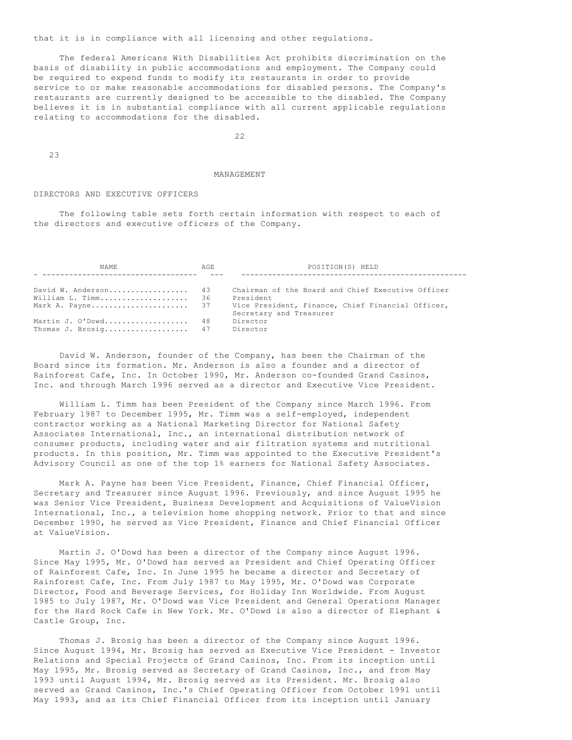that it is in compliance with all licensing and other regulations.

The federal Americans With Disabilities Act prohibits discrimination on the basis of disability in public accommodations and employment. The Company could be required to expend funds to modify its restaurants in order to provide service to or make reasonable accommodations for disabled persons. The Company's restaurants are currently designed to be accessible to the disabled. The Company believes it is in substantial compliance with all current applicable regulations relating to accommodations for the disabled.

## MANAGEMENT

### DIRECTORS AND EXECUTIVE OFFICERS

The following table sets forth certain information with respect to each of the directors and executive officers of the Company.

| NAME | AGE | POSITION(S) HELD |
|---|---|---|
| David W. Anderson | 43 | Chairman of the Board and Chief Executive Officer |
| William L. Timm | 36 | President |
| Mark A. Payne | 37 | Vice President, Finance, Chief Financial Officer, Secretary and Treasurer |
| Martin J. O'Dowd | 48 | Director |
| Thomas J. Brosig | 47 | Director |

David W. Anderson, founder of the Company, has been the Chairman of the Board since its formation. Mr. Anderson is also a founder and a director of Rainforest Cafe, Inc. In October 1990, Mr. Anderson co-founded Grand Casinos, Inc. and through March 1996 served as a director and Executive Vice President.

William L. Timm has been President of the Company since March 1996. From February 1987 to December 1995, Mr. Timm was a self-employed, independent contractor working as a National Marketing Director for National Safety Associates International, Inc., an international distribution network of consumer products, including water and air filtration systems and nutritional products. In this position, Mr. Timm was appointed to the Executive President's Advisory Council as one of the top 1% earners for National Safety Associates.

Mark A. Payne has been Vice President, Finance, Chief Financial Officer, Secretary and Treasurer since August 1996. Previously, and since August 1995 he was Senior Vice President, Business Development and Acquisitions of ValueVision International, Inc., a television home shopping network. Prior to that and since December 1990, he served as Vice President, Finance and Chief Financial Officer at ValueVision.

Martin J. O'Dowd has been a director of the Company since August 1996. Since May 1995, Mr. O'Dowd has served as President and Chief Operating Officer of Rainforest Cafe, Inc. In June 1995 he became a director and Secretary of Rainforest Cafe, Inc. From July 1987 to May 1995, Mr. O'Dowd was Corporate Director, Food and Beverage Services, for Holiday Inn Worldwide. From August 1985 to July 1987, Mr. O'Dowd was Vice President and General Operations Manager for the Hard Rock Cafe in New York. Mr. O'Dowd is also a director of Elephant & Castle Group, Inc.

Thomas J. Brosig has been a director of the Company since August 1996. Since August 1994, Mr. Brosig has served as Executive Vice President - Investor Relations and Special Projects of Grand Casinos, Inc. From its inception until May 1995, Mr. Brosig served as Secretary of Grand Casinos, Inc., and from May 1993 until August 1994, Mr. Brosig served as its President. Mr. Brosig also served as Grand Casinos, Inc.'s Chief Operating Officer from October 1991 until May 1993, and as its Chief Financial Officer from its inception until January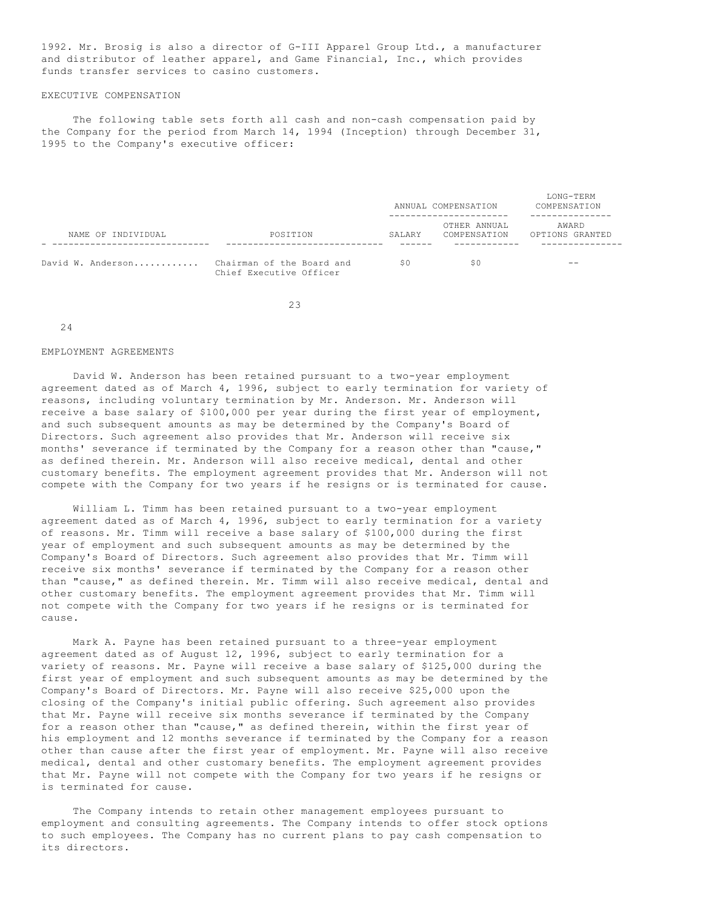1992. Mr. Brosig is also a director of G-III Apparel Group Ltd., a manufacturer and distributor of leather apparel, and Game Financial, Inc., which provides funds transfer services to casino customers.

EXECUTIVE COMPENSATION

The following table sets forth all cash and non-cash compensation paid by the Company for the period from March 14, 1994 (Inception) through December 31, 1995 to the Company's executive officer:

| | | ANNUAL COMPENSATION | | LONG-TERM COMPENSATION |
|---|---|---|---|---|
| NAME OF INDIVIDUAL | POSITION | SALARY | OTHER ANNUAL COMPENSATION | AWARD OPTIONS GRANTED |
| David W. Anderson........... | Chairman of the Board and Chief Executive Officer | $0 | $0 | -- |

EMPLOYMENT AGREEMENTS

David W. Anderson has been retained pursuant to a two-year employment agreement dated as of March 4, 1996, subject to early termination for variety of reasons, including voluntary termination by Mr. Anderson. Mr. Anderson will receive a base salary of $100,000 per year during the first year of employment, and such subsequent amounts as may be determined by the Company's Board of Directors. Such agreement also provides that Mr. Anderson will receive six months' severance if terminated by the Company for a reason other than "cause," as defined therein. Mr. Anderson will also receive medical, dental and other customary benefits. The employment agreement provides that Mr. Anderson will not compete with the Company for two years if he resigns or is terminated for cause.

William L. Timm has been retained pursuant to a two-year employment agreement dated as of March 4, 1996, subject to early termination for a variety of reasons. Mr. Timm will receive a base salary of $100,000 during the first year of employment and such subsequent amounts as may be determined by the Company's Board of Directors. Such agreement also provides that Mr. Timm will receive six months' severance if terminated by the Company for a reason other than "cause," as defined therein. Mr. Timm will also receive medical, dental and other customary benefits. The employment agreement provides that Mr. Timm will not compete with the Company for two years if he resigns or is terminated for cause.

Mark A. Payne has been retained pursuant to a three-year employment agreement dated as of August 12, 1996, subject to early termination for a variety of reasons. Mr. Payne will receive a base salary of $125,000 during the first year of employment and such subsequent amounts as may be determined by the Company's Board of Directors. Mr. Payne will also receive $25,000 upon the closing of the Company's initial public offering. Such agreement also provides that Mr. Payne will receive six months severance if terminated by the Company for a reason other than "cause," as defined therein, within the first year of his employment and 12 months severance if terminated by the Company for a reason other than cause after the first year of employment. Mr. Payne will also receive medical, dental and other customary benefits. The employment agreement provides that Mr. Payne will not compete with the Company for two years if he resigns or is terminated for cause.

The Company intends to retain other management employees pursuant to employment and consulting agreements. The Company intends to offer stock options to such employees. The Company has no current plans to pay cash compensation to its directors.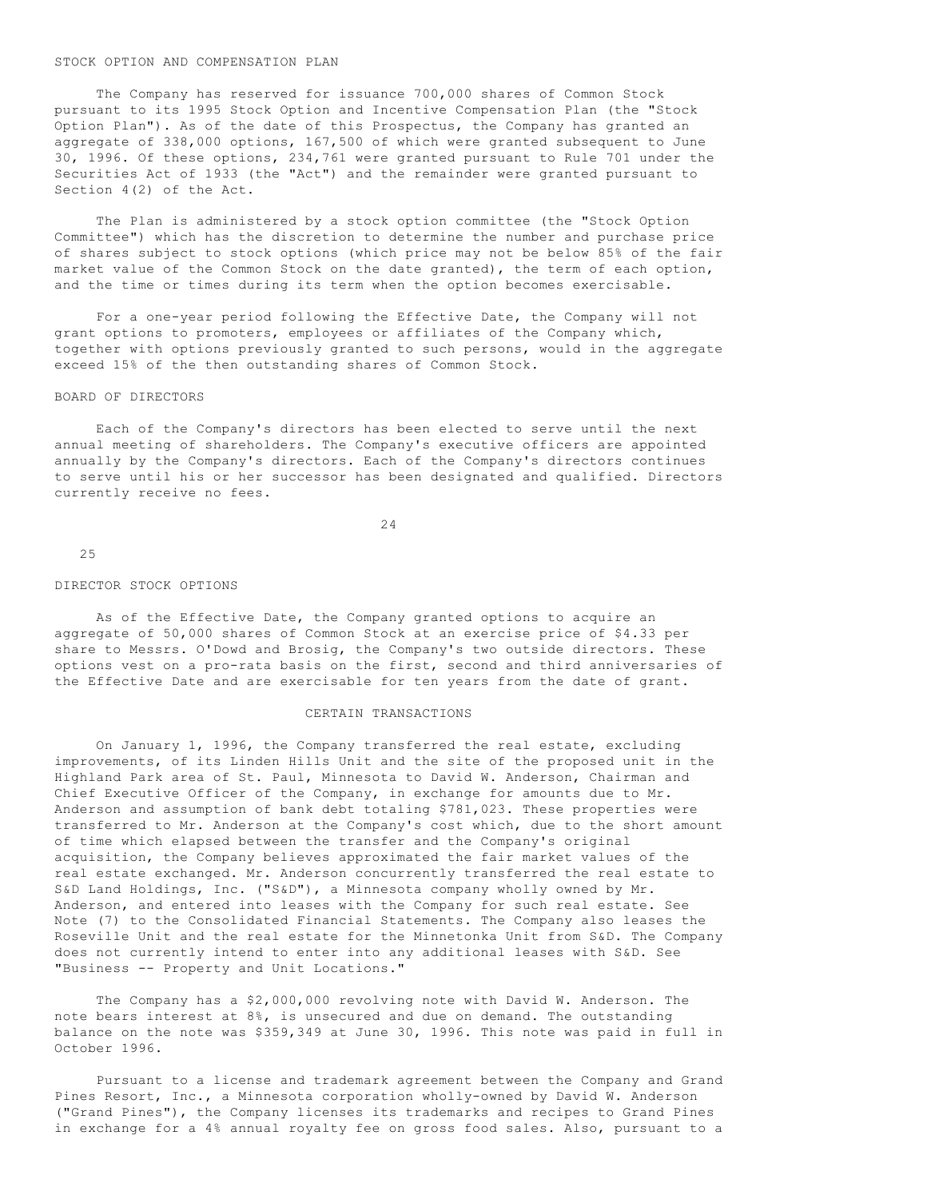## STOCK OPTION AND COMPENSATION PLAN

The Company has reserved for issuance 700,000 shares of Common Stock pursuant to its 1995 Stock Option and Incentive Compensation Plan (the "Stock Option Plan"). As of the date of this Prospectus, the Company has granted an aggregate of 338,000 options, 167,500 of which were granted subsequent to June 30, 1996. Of these options, 234,761 were granted pursuant to Rule 701 under the Securities Act of 1933 (the "Act") and the remainder were granted pursuant to Section 4(2) of the Act.

The Plan is administered by a stock option committee (the "Stock Option Committee") which has the discretion to determine the number and purchase price of shares subject to stock options (which price may not be below 85% of the fair market value of the Common Stock on the date granted), the term of each option, and the time or times during its term when the option becomes exercisable.

For a one-year period following the Effective Date, the Company will not grant options to promoters, employees or affiliates of the Company which, together with options previously granted to such persons, would in the aggregate exceed 15% of the then outstanding shares of Common Stock.

## BOARD OF DIRECTORS

Each of the Company's directors has been elected to serve until the next annual meeting of shareholders. The Company's executive officers are appointed annually by the Company's directors. Each of the Company's directors continues to serve until his or her successor has been designated and qualified. Directors currently receive no fees.

## DIRECTOR STOCK OPTIONS

As of the Effective Date, the Company granted options to acquire an aggregate of 50,000 shares of Common Stock at an exercise price of $4.33 per share to Messrs. O'Dowd and Brosig, the Company's two outside directors. These options vest on a pro-rata basis on the first, second and third anniversaries of the Effective Date and are exercisable for ten years from the date of grant.

## CERTAIN TRANSACTIONS

On January 1, 1996, the Company transferred the real estate, excluding improvements, of its Linden Hills Unit and the site of the proposed unit in the Highland Park area of St. Paul, Minnesota to David W. Anderson, Chairman and Chief Executive Officer of the Company, in exchange for amounts due to Mr. Anderson and assumption of bank debt totaling $781,023. These properties were transferred to Mr. Anderson at the Company's cost which, due to the short amount of time which elapsed between the transfer and the Company's original acquisition, the Company believes approximated the fair market values of the real estate exchanged. Mr. Anderson concurrently transferred the real estate to S&D Land Holdings, Inc. ("S&D"), a Minnesota company wholly owned by Mr. Anderson, and entered into leases with the Company for such real estate. See Note (7) to the Consolidated Financial Statements. The Company also leases the Roseville Unit and the real estate for the Minnetonka Unit from S&D. The Company does not currently intend to enter into any additional leases with S&D. See "Business -- Property and Unit Locations."

The Company has a $2,000,000 revolving note with David W. Anderson. The note bears interest at 8%, is unsecured and due on demand. The outstanding balance on the note was $359,349 at June 30, 1996. This note was paid in full in October 1996.

Pursuant to a license and trademark agreement between the Company and Grand Pines Resort, Inc., a Minnesota corporation wholly-owned by David W. Anderson ("Grand Pines"), the Company licenses its trademarks and recipes to Grand Pines in exchange for a 4% annual royalty fee on gross food sales. Also, pursuant to a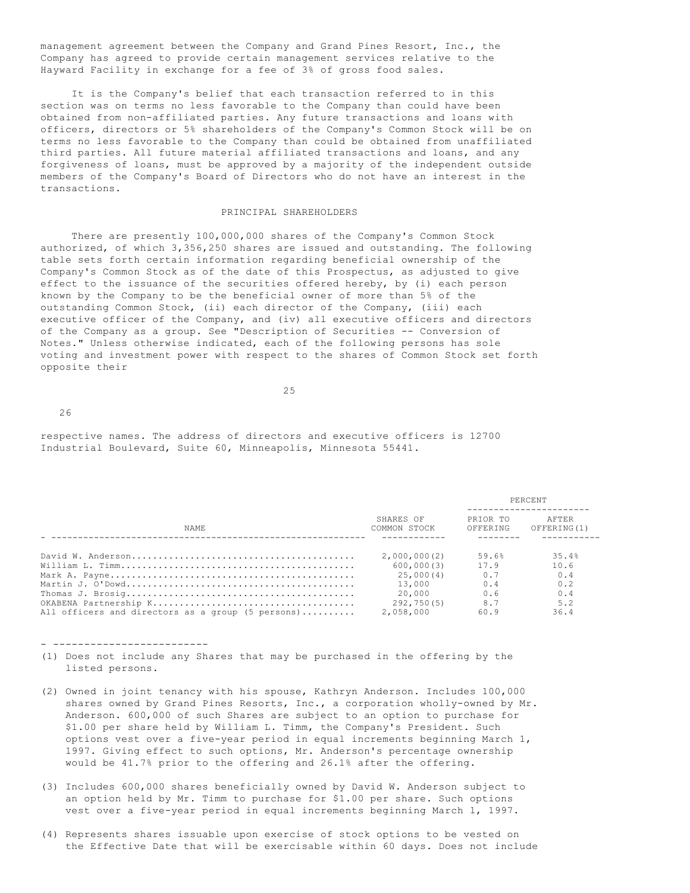management agreement between the Company and Grand Pines Resort, Inc., the Company has agreed to provide certain management services relative to the Hayward Facility in exchange for a fee of 3% of gross food sales.

It is the Company's belief that each transaction referred to in this section was on terms no less favorable to the Company than could have been obtained from non-affiliated parties. Any future transactions and loans with officers, directors or 5% shareholders of the Company's Common Stock will be on terms no less favorable to the Company than could be obtained from unaffiliated third parties. All future material affiliated transactions and loans, and any forgiveness of loans, must be approved by a majority of the independent outside members of the Company's Board of Directors who do not have an interest in the transactions.

## PRINCIPAL SHAREHOLDERS

There are presently 100,000,000 shares of the Company's Common Stock authorized, of which 3,356,250 shares are issued and outstanding. The following table sets forth certain information regarding beneficial ownership of the Company's Common Stock as of the date of this Prospectus, as adjusted to give effect to the issuance of the securities offered hereby, by (i) each person known by the Company to be the beneficial owner of more than 5% of the outstanding Common Stock, (ii) each director of the Company, (iii) each executive officer of the Company, and (iv) all executive officers and directors of the Company as a group. See "Description of Securities -- Conversion of Notes." Unless otherwise indicated, each of the following persons has sole voting and investment power with respect to the shares of Common Stock set forth opposite their respective names. The address of directors and executive officers is 12700 Industrial Boulevard, Suite 60, Minneapolis, Minnesota 55441.

| NAME | SHARES OF COMMON STOCK | PERCENT | |
|---|---|---|---|
| | | PRIOR TO OFFERING | AFTER OFFERING(1) |
| David W. Anderson | 2,000,000(2) | 59.6% | 35.4% |
| William L. Timm | 600,000(3) | 17.9 | 10.6 |
| Mark A. Payne | 25,000(4) | 0.7 | 0.4 |
| Martin J. O'Dowd | 13,000 | 0.4 | 0.2 |
| Thomas J. Brosig | 20,000 | 0.6 | 0.4 |
| OKABENA Partnership K | 292,750(5) | 8.7 | 5.2 |
| All officers and directors as a group (5 persons) | 2,058,000 | 60.9 | 36.4 |

- ------------------------

(1) Does not include any Shares that may be purchased in the offering by the listed persons.

(2) Owned in joint tenancy with his spouse, Kathryn Anderson. Includes 100,000 shares owned by Grand Pines Resorts, Inc., a corporation wholly-owned by Mr. Anderson. 600,000 of such Shares are subject to an option to purchase for $1.00 per share held by William L. Timm, the Company's President. Such options vest over a five-year period in equal increments beginning March 1, 1997. Giving effect to such options, Mr. Anderson's percentage ownership would be 41.7% prior to the offering and 26.1% after the offering.

(3) Includes 600,000 shares beneficially owned by David W. Anderson subject to an option held by Mr. Timm to purchase for $1.00 per share. Such options vest over a five-year period in equal increments beginning March 1, 1997.

(4) Represents shares issuable upon exercise of stock options to be vested on the Effective Date that will be exercisable within 60 days. Does not include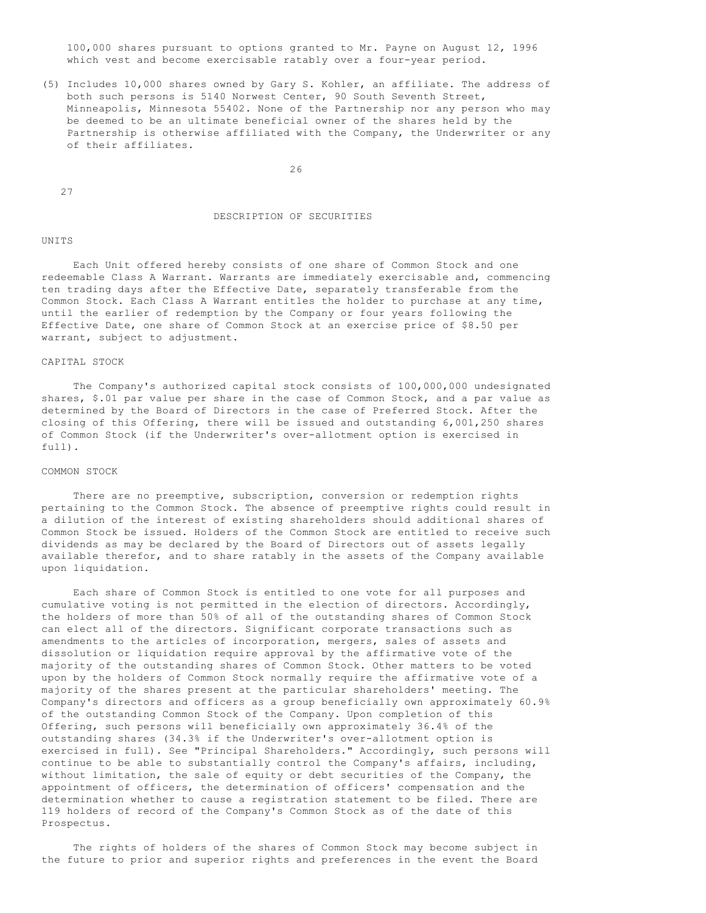100,000 shares pursuant to options granted to Mr. Payne on August 12, 1996 which vest and become exercisable ratably over a four-year period.

(5) Includes 10,000 shares owned by Gary S. Kohler, an affiliate. The address of both such persons is 5140 Norwest Center, 90 South Seventh Street, Minneapolis, Minnesota 55402. None of the Partnership nor any person who may be deemed to be an ultimate beneficial owner of the shares held by the Partnership is otherwise affiliated with the Company, the Underwriter or any of their affiliates.

## DESCRIPTION OF SECURITIES

### UNITS

Each Unit offered hereby consists of one share of Common Stock and one redeemable Class A Warrant. Warrants are immediately exercisable and, commencing ten trading days after the Effective Date, separately transferable from the Common Stock. Each Class A Warrant entitles the holder to purchase at any time, until the earlier of redemption by the Company or four years following the Effective Date, one share of Common Stock at an exercise price of $8.50 per warrant, subject to adjustment.

### CAPITAL STOCK

The Company's authorized capital stock consists of 100,000,000 undesignated shares, $.01 par value per share in the case of Common Stock, and a par value as determined by the Board of Directors in the case of Preferred Stock. After the closing of this Offering, there will be issued and outstanding 6,001,250 shares of Common Stock (if the Underwriter's over-allotment option is exercised in full).

### COMMON STOCK

There are no preemptive, subscription, conversion or redemption rights pertaining to the Common Stock. The absence of preemptive rights could result in a dilution of the interest of existing shareholders should additional shares of Common Stock be issued. Holders of the Common Stock are entitled to receive such dividends as may be declared by the Board of Directors out of assets legally available therefor, and to share ratably in the assets of the Company available upon liquidation.

Each share of Common Stock is entitled to one vote for all purposes and cumulative voting is not permitted in the election of directors. Accordingly, the holders of more than 50% of all of the outstanding shares of Common Stock can elect all of the directors. Significant corporate transactions such as amendments to the articles of incorporation, mergers, sales of assets and dissolution or liquidation require approval by the affirmative vote of the majority of the outstanding shares of Common Stock. Other matters to be voted upon by the holders of Common Stock normally require the affirmative vote of a majority of the shares present at the particular shareholders' meeting. The Company's directors and officers as a group beneficially own approximately 60.9% of the outstanding Common Stock of the Company. Upon completion of this Offering, such persons will beneficially own approximately 36.4% of the outstanding shares (34.3% if the Underwriter's over-allotment option is exercised in full). See "Principal Shareholders." Accordingly, such persons will continue to be able to substantially control the Company's affairs, including, without limitation, the sale of equity or debt securities of the Company, the appointment of officers, the determination of officers' compensation and the determination whether to cause a registration statement to be filed. There are 119 holders of record of the Company's Common Stock as of the date of this Prospectus.

The rights of holders of the shares of Common Stock may become subject in the future to prior and superior rights and preferences in the event the Board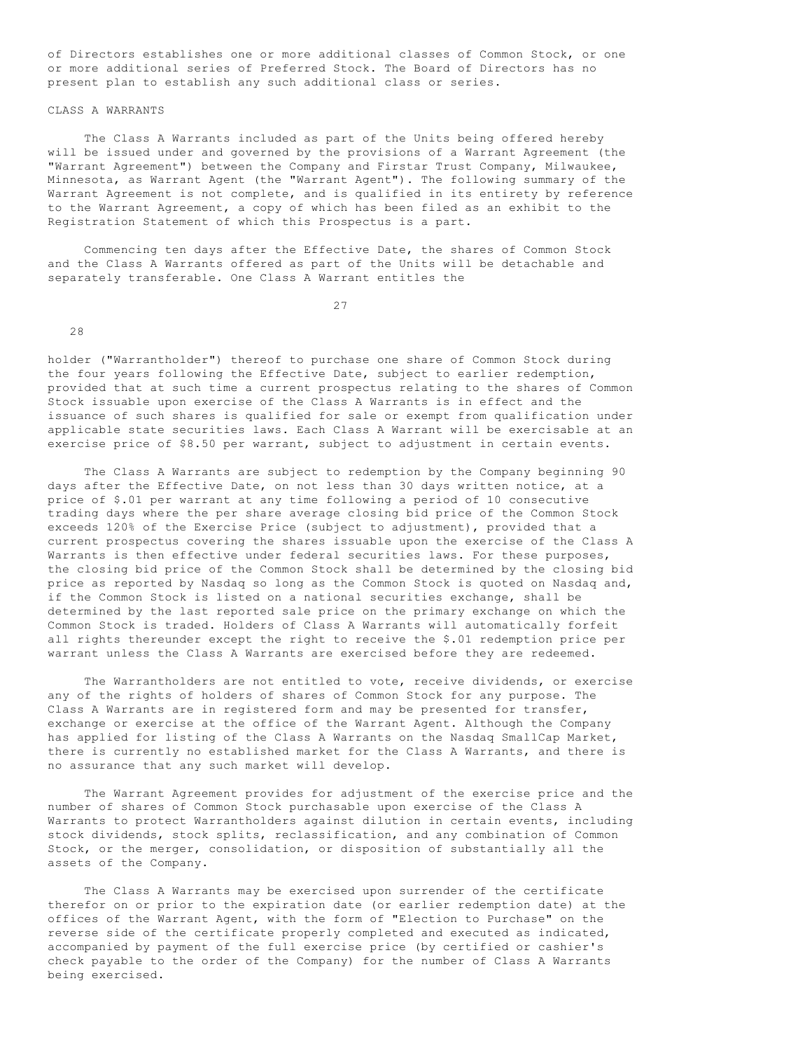of Directors establishes one or more additional classes of Common Stock, or one or more additional series of Preferred Stock. The Board of Directors has no present plan to establish any such additional class or series.

CLASS A WARRANTS

The Class A Warrants included as part of the Units being offered hereby will be issued under and governed by the provisions of a Warrant Agreement (the "Warrant Agreement") between the Company and Firstar Trust Company, Milwaukee, Minnesota, as Warrant Agent (the "Warrant Agent"). The following summary of the Warrant Agreement is not complete, and is qualified in its entirety by reference to the Warrant Agreement, a copy of which has been filed as an exhibit to the Registration Statement of which this Prospectus is a part.

Commencing ten days after the Effective Date, the shares of Common Stock and the Class A Warrants offered as part of the Units will be detachable and separately transferable. One Class A Warrant entitles the holder ("Warrantholder") thereof to purchase one share of Common Stock during the four years following the Effective Date, subject to earlier redemption, provided that at such time a current prospectus relating to the shares of Common Stock issuable upon exercise of the Class A Warrants is in effect and the issuance of such shares is qualified for sale or exempt from qualification under applicable state securities laws. Each Class A Warrant will be exercisable at an exercise price of $8.50 per warrant, subject to adjustment in certain events.

The Class A Warrants are subject to redemption by the Company beginning 90 days after the Effective Date, on not less than 30 days written notice, at a price of $.01 per warrant at any time following a period of 10 consecutive trading days where the per share average closing bid price of the Common Stock exceeds 120% of the Exercise Price (subject to adjustment), provided that a current prospectus covering the shares issuable upon the exercise of the Class A Warrants is then effective under federal securities laws. For these purposes, the closing bid price of the Common Stock shall be determined by the closing bid price as reported by Nasdaq so long as the Common Stock is quoted on Nasdaq and, if the Common Stock is listed on a national securities exchange, shall be determined by the last reported sale price on the primary exchange on which the Common Stock is traded. Holders of Class A Warrants will automatically forfeit all rights thereunder except the right to receive the $.01 redemption price per warrant unless the Class A Warrants are exercised before they are redeemed.

The Warrantholders are not entitled to vote, receive dividends, or exercise any of the rights of holders of shares of Common Stock for any purpose. The Class A Warrants are in registered form and may be presented for transfer, exchange or exercise at the office of the Warrant Agent. Although the Company has applied for listing of the Class A Warrants on the Nasdaq SmallCap Market, there is currently no established market for the Class A Warrants, and there is no assurance that any such market will develop.

The Warrant Agreement provides for adjustment of the exercise price and the number of shares of Common Stock purchasable upon exercise of the Class A Warrants to protect Warrantholders against dilution in certain events, including stock dividends, stock splits, reclassification, and any combination of Common Stock, or the merger, consolidation, or disposition of substantially all the assets of the Company.

The Class A Warrants may be exercised upon surrender of the certificate therefor on or prior to the expiration date (or earlier redemption date) at the offices of the Warrant Agent, with the form of "Election to Purchase" on the reverse side of the certificate properly completed and executed as indicated, accompanied by payment of the full exercise price (by certified or cashier's check payable to the order of the Company) for the number of Class A Warrants being exercised.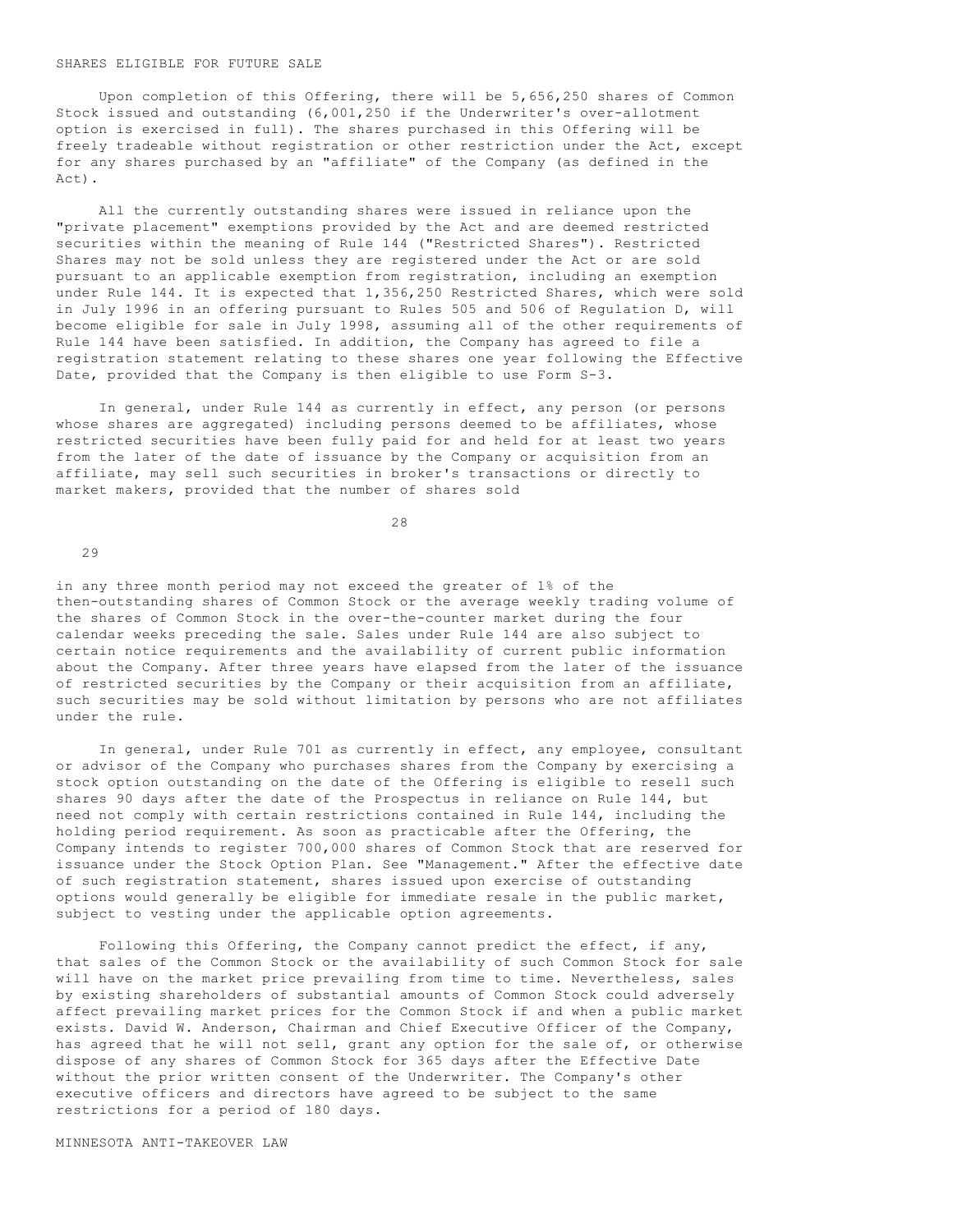## SHARES ELIGIBLE FOR FUTURE SALE

Upon completion of this Offering, there will be 5,656,250 shares of Common Stock issued and outstanding (6,001,250 if the Underwriter's over-allotment option is exercised in full). The shares purchased in this Offering will be freely tradeable without registration or other restriction under the Act, except for any shares purchased by an "affiliate" of the Company (as defined in the Act).

All the currently outstanding shares were issued in reliance upon the "private placement" exemptions provided by the Act and are deemed restricted securities within the meaning of Rule 144 ("Restricted Shares"). Restricted Shares may not be sold unless they are registered under the Act or are sold pursuant to an applicable exemption from registration, including an exemption under Rule 144. It is expected that 1,356,250 Restricted Shares, which were sold in July 1996 in an offering pursuant to Rules 505 and 506 of Regulation D, will become eligible for sale in July 1998, assuming all of the other requirements of Rule 144 have been satisfied. In addition, the Company has agreed to file a registration statement relating to these shares one year following the Effective Date, provided that the Company is then eligible to use Form S-3.

In general, under Rule 144 as currently in effect, any person (or persons whose shares are aggregated) including persons deemed to be affiliates, whose restricted securities have been fully paid for and held for at least two years from the later of the date of issuance by the Company or acquisition from an affiliate, may sell such securities in broker's transactions or directly to market makers, provided that the number of shares sold in any three month period may not exceed the greater of 1% of the then-outstanding shares of Common Stock or the average weekly trading volume of the shares of Common Stock in the over-the-counter market during the four calendar weeks preceding the sale. Sales under Rule 144 are also subject to certain notice requirements and the availability of current public information about the Company. After three years have elapsed from the later of the issuance of restricted securities by the Company or their acquisition from an affiliate, such securities may be sold without limitation by persons who are not affiliates under the rule.

In general, under Rule 701 as currently in effect, any employee, consultant or advisor of the Company who purchases shares from the Company by exercising a stock option outstanding on the date of the Offering is eligible to resell such shares 90 days after the date of the Prospectus in reliance on Rule 144, but need not comply with certain restrictions contained in Rule 144, including the holding period requirement. As soon as practicable after the Offering, the Company intends to register 700,000 shares of Common Stock that are reserved for issuance under the Stock Option Plan. See "Management." After the effective date of such registration statement, shares issued upon exercise of outstanding options would generally be eligible for immediate resale in the public market, subject to vesting under the applicable option agreements.

Following this Offering, the Company cannot predict the effect, if any, that sales of the Common Stock or the availability of such Common Stock for sale will have on the market price prevailing from time to time. Nevertheless, sales by existing shareholders of substantial amounts of Common Stock could adversely affect prevailing market prices for the Common Stock if and when a public market exists. David W. Anderson, Chairman and Chief Executive Officer of the Company, has agreed that he will not sell, grant any option for the sale of, or otherwise dispose of any shares of Common Stock for 365 days after the Effective Date without the prior written consent of the Underwriter. The Company's other executive officers and directors have agreed to be subject to the same restrictions for a period of 180 days.

## MINNESOTA ANTI-TAKEOVER LAW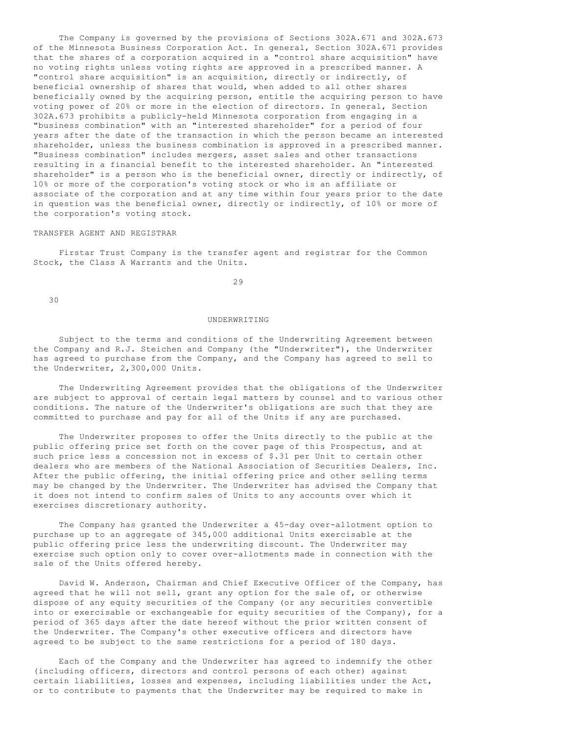The Company is governed by the provisions of Sections 302A.671 and 302A.673 of the Minnesota Business Corporation Act. In general, Section 302A.671 provides that the shares of a corporation acquired in a "control share acquisition" have no voting rights unless voting rights are approved in a prescribed manner. A "control share acquisition" is an acquisition, directly or indirectly, of beneficial ownership of shares that would, when added to all other shares beneficially owned by the acquiring person, entitle the acquiring person to have voting power of 20% or more in the election of directors. In general, Section 302A.673 prohibits a publicly-held Minnesota corporation from engaging in a "business combination" with an "interested shareholder" for a period of four years after the date of the transaction in which the person became an interested shareholder, unless the business combination is approved in a prescribed manner. "Business combination" includes mergers, asset sales and other transactions resulting in a financial benefit to the interested shareholder. An "interested shareholder" is a person who is the beneficial owner, directly or indirectly, of 10% or more of the corporation's voting stock or who is an affiliate or associate of the corporation and at any time within four years prior to the date in question was the beneficial owner, directly or indirectly, of 10% or more of the corporation's voting stock.

TRANSFER AGENT AND REGISTRAR

Firstar Trust Company is the transfer agent and registrar for the Common Stock, the Class A Warrants and the Units.

## UNDERWRITING

Subject to the terms and conditions of the Underwriting Agreement between the Company and R.J. Steichen and Company (the "Underwriter"), the Underwriter has agreed to purchase from the Company, and the Company has agreed to sell to the Underwriter, 2,300,000 Units.

The Underwriting Agreement provides that the obligations of the Underwriter are subject to approval of certain legal matters by counsel and to various other conditions. The nature of the Underwriter's obligations are such that they are committed to purchase and pay for all of the Units if any are purchased.

The Underwriter proposes to offer the Units directly to the public at the public offering price set forth on the cover page of this Prospectus, and at such price less a concession not in excess of $.31 per Unit to certain other dealers who are members of the National Association of Securities Dealers, Inc. After the public offering, the initial offering price and other selling terms may be changed by the Underwriter. The Underwriter has advised the Company that it does not intend to confirm sales of Units to any accounts over which it exercises discretionary authority.

The Company has granted the Underwriter a 45-day over-allotment option to purchase up to an aggregate of 345,000 additional Units exercisable at the public offering price less the underwriting discount. The Underwriter may exercise such option only to cover over-allotments made in connection with the sale of the Units offered hereby.

David W. Anderson, Chairman and Chief Executive Officer of the Company, has agreed that he will not sell, grant any option for the sale of, or otherwise dispose of any equity securities of the Company (or any securities convertible into or exercisable or exchangeable for equity securities of the Company), for a period of 365 days after the date hereof without the prior written consent of the Underwriter. The Company's other executive officers and directors have agreed to be subject to the same restrictions for a period of 180 days.

Each of the Company and the Underwriter has agreed to indemnify the other (including officers, directors and control persons of each other) against certain liabilities, losses and expenses, including liabilities under the Act, or to contribute to payments that the Underwriter may be required to make in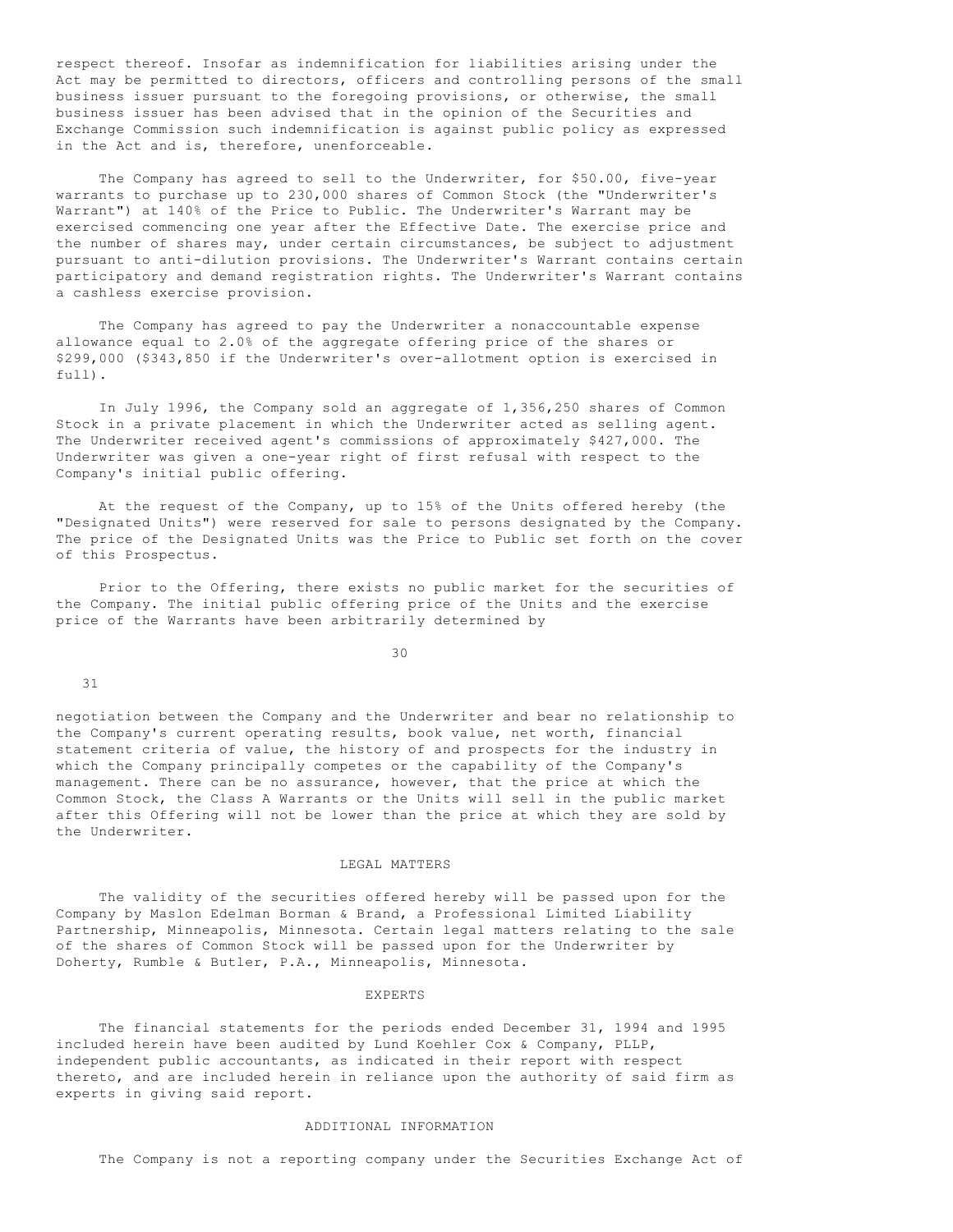respect thereof. Insofar as indemnification for liabilities arising under the Act may be permitted to directors, officers and controlling persons of the small business issuer pursuant to the foregoing provisions, or otherwise, the small business issuer has been advised that in the opinion of the Securities and Exchange Commission such indemnification is against public policy as expressed in the Act and is, therefore, unenforceable.

The Company has agreed to sell to the Underwriter, for $50.00, five-year warrants to purchase up to 230,000 shares of Common Stock (the "Underwriter's Warrant") at 140% of the Price to Public. The Underwriter's Warrant may be exercised commencing one year after the Effective Date. The exercise price and the number of shares may, under certain circumstances, be subject to adjustment pursuant to anti-dilution provisions. The Underwriter's Warrant contains certain participatory and demand registration rights. The Underwriter's Warrant contains a cashless exercise provision.

The Company has agreed to pay the Underwriter a nonaccountable expense allowance equal to 2.0% of the aggregate offering price of the shares or $299,000 ($343,850 if the Underwriter's over-allotment option is exercised in full).

In July 1996, the Company sold an aggregate of 1,356,250 shares of Common Stock in a private placement in which the Underwriter acted as selling agent. The Underwriter received agent's commissions of approximately $427,000. The Underwriter was given a one-year right of first refusal with respect to the Company's initial public offering.

At the request of the Company, up to 15% of the Units offered hereby (the "Designated Units") were reserved for sale to persons designated by the Company. The price of the Designated Units was the Price to Public set forth on the cover of this Prospectus.

Prior to the Offering, there exists no public market for the securities of the Company. The initial public offering price of the Units and the exercise price of the Warrants have been arbitrarily determined by negotiation between the Company and the Underwriter and bear no relationship to the Company's current operating results, book value, net worth, financial statement criteria of value, the history of and prospects for the industry in which the Company principally competes or the capability of the Company's management. There can be no assurance, however, that the price at which the Common Stock, the Class A Warrants or the Units will sell in the public market after this Offering will not be lower than the price at which they are sold by the Underwriter.

## LEGAL MATTERS

The validity of the securities offered hereby will be passed upon for the Company by Maslon Edelman Borman & Brand, a Professional Limited Liability Partnership, Minneapolis, Minnesota. Certain legal matters relating to the sale of the shares of Common Stock will be passed upon for the Underwriter by Doherty, Rumble & Butler, P.A., Minneapolis, Minnesota.

## EXPERTS

The financial statements for the periods ended December 31, 1994 and 1995 included herein have been audited by Lund Koehler Cox & Company, PLLP, independent public accountants, as indicated in their report with respect thereto, and are included herein in reliance upon the authority of said firm as experts in giving said report.

## ADDITIONAL INFORMATION

The Company is not a reporting company under the Securities Exchange Act of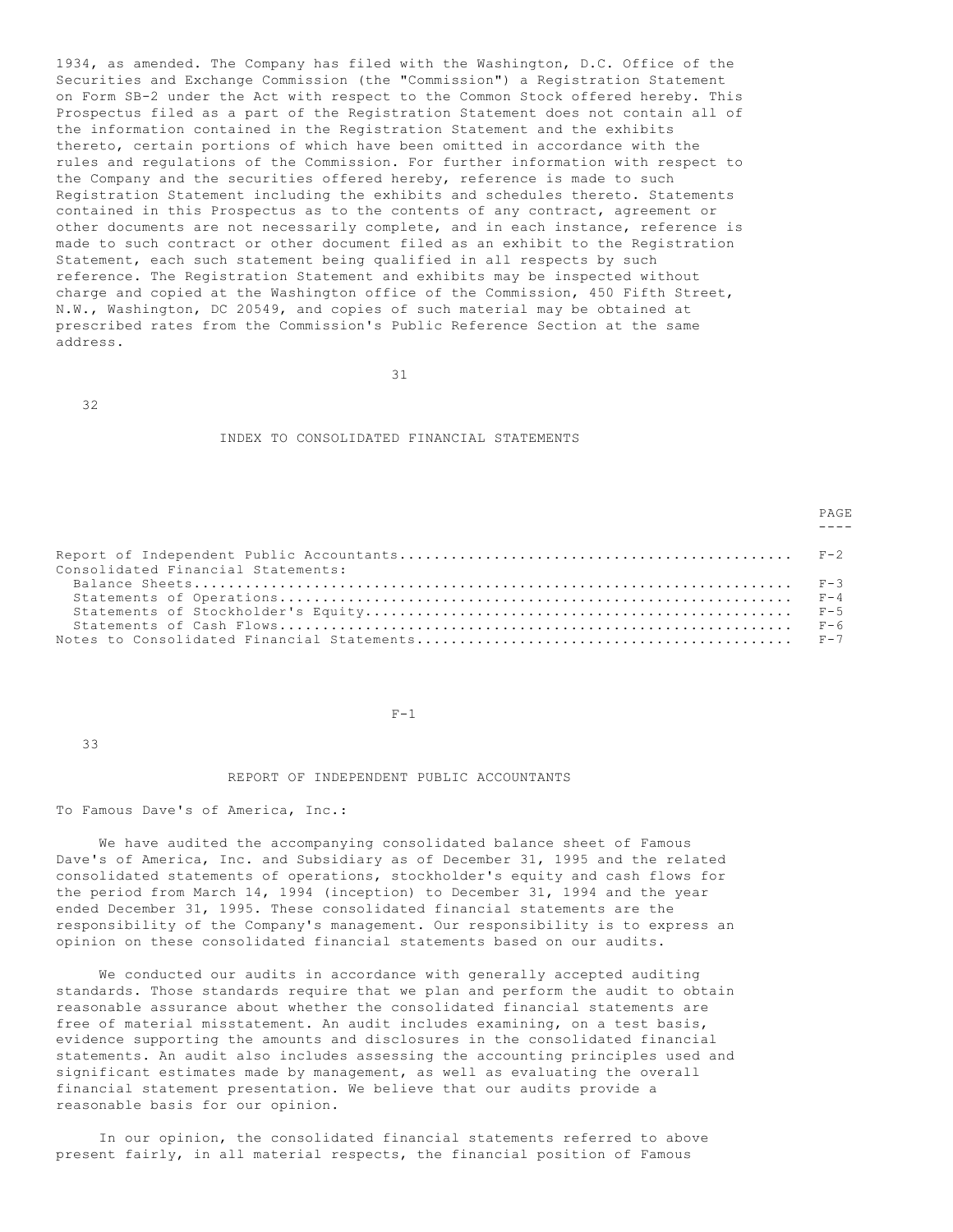1934, as amended. The Company has filed with the Washington, D.C. Office of the Securities and Exchange Commission (the "Commission") a Registration Statement on Form SB-2 under the Act with respect to the Common Stock offered hereby. This Prospectus filed as a part of the Registration Statement does not contain all of the information contained in the Registration Statement and the exhibits thereto, certain portions of which have been omitted in accordance with the rules and regulations of the Commission. For further information with respect to the Company and the securities offered hereby, reference is made to such Registration Statement including the exhibits and schedules thereto. Statements contained in this Prospectus as to the contents of any contract, agreement or other documents are not necessarily complete, and in each instance, reference is made to such contract or other document filed as an exhibit to the Registration Statement, each such statement being qualified in all respects by such reference. The Registration Statement and exhibits may be inspected without charge and copied at the Washington office of the Commission, 450 Fifth Street, N.W., Washington, DC 20549, and copies of such material may be obtained at prescribed rates from the Commission's Public Reference Section at the same address.

## INDEX TO CONSOLIDATED FINANCIAL STATEMENTS

| | PAGE |
|---|---|
| Report of Independent Public Accountants | F-2 |
| Consolidated Financial Statements: | |
| Balance Sheets | F-3 |
| Statements of Operations | F-4 |
| Statements of Stockholder's Equity | F-5 |
| Statements of Cash Flows | F-6 |
| Notes to Consolidated Financial Statements | F-7 |

## REPORT OF INDEPENDENT PUBLIC ACCOUNTANTS

To Famous Dave's of America, Inc.:

We have audited the accompanying consolidated balance sheet of Famous Dave's of America, Inc. and Subsidiary as of December 31, 1995 and the related consolidated statements of operations, stockholder's equity and cash flows for the period from March 14, 1994 (inception) to December 31, 1994 and the year ended December 31, 1995. These consolidated financial statements are the responsibility of the Company's management. Our responsibility is to express an opinion on these consolidated financial statements based on our audits.

We conducted our audits in accordance with generally accepted auditing standards. Those standards require that we plan and perform the audit to obtain reasonable assurance about whether the consolidated financial statements are free of material misstatement. An audit includes examining, on a test basis, evidence supporting the amounts and disclosures in the consolidated financial statements. An audit also includes assessing the accounting principles used and significant estimates made by management, as well as evaluating the overall financial statement presentation. We believe that our audits provide a reasonable basis for our opinion.

In our opinion, the consolidated financial statements referred to above present fairly, in all material respects, the financial position of Famous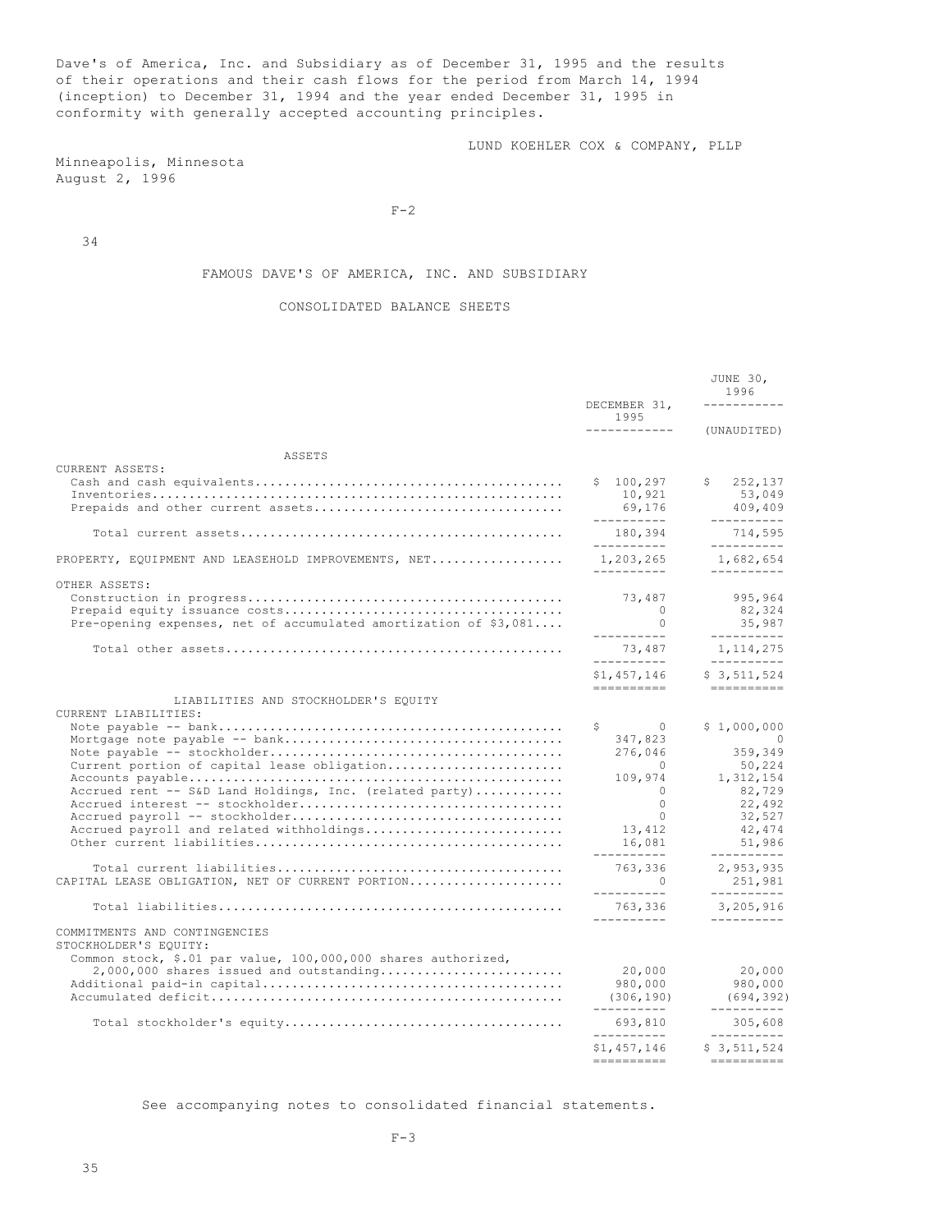Dave's of America, Inc. and Subsidiary as of December 31, 1995 and the results of their operations and their cash flows for the period from March 14, 1994 (inception) to December 31, 1994 and the year ended December 31, 1995 in conformity with generally accepted accounting principles.

LUND KOEHLER COX & COMPANY, PLLP

Minneapolis, Minnesota
August 2, 1996

FAMOUS DAVE'S OF AMERICA, INC. AND SUBSIDIARY

CONSOLIDATED BALANCE SHEETS

| | DECEMBER 31, 1995 | JUNE 30, 1996 (UNAUDITED) |
|---|---|---|
| **ASSETS** | | |
| CURRENT ASSETS: | | |
| Cash and cash equivalents | $ 100,297 | $ 252,137 |
| Inventories | 10,921 | 53,049 |
| Prepaids and other current assets | 69,176 | 409,409 |
| Total current assets | 180,394 | 714,595 |
| PROPERTY, EQUIPMENT AND LEASEHOLD IMPROVEMENTS, NET | 1,203,265 | 1,682,654 |
| OTHER ASSETS: | | |
| Construction in progress | 73,487 | 995,964 |
| Prepaid equity issuance costs | 0 | 82,324 |
| Pre-opening expenses, net of accumulated amortization of $3,081 | 0 | 35,987 |
| Total other assets | 73,487 | 1,114,275 |
| | $1,457,146 | $ 3,511,524 |
| **LIABILITIES AND STOCKHOLDER'S EQUITY** | | |
| CURRENT LIABILITIES: | | |
| Note payable -- bank | $ 0 | $ 1,000,000 |
| Mortgage note payable -- bank | 347,823 | 0 |
| Note payable -- stockholder | 276,046 | 359,349 |
| Current portion of capital lease obligation | 0 | 50,224 |
| Accounts payable | 109,974 | 1,312,154 |
| Accrued rent -- S&D Land Holdings, Inc. (related party) | 0 | 82,729 |
| Accrued interest -- stockholder | 0 | 22,492 |
| Accrued payroll -- stockholder | 0 | 32,527 |
| Accrued payroll and related withholdings | 13,412 | 42,474 |
| Other current liabilities | 16,081 | 51,986 |
| Total current liabilities | 763,336 | 2,953,935 |
| CAPITAL LEASE OBLIGATION, NET OF CURRENT PORTION | 0 | 251,981 |
| Total liabilities | 763,336 | 3,205,916 |
| COMMITMENTS AND CONTINGENCIES | | |
| STOCKHOLDER'S EQUITY: | | |
| Common stock, $.01 par value, 100,000,000 shares authorized, 2,000,000 shares issued and outstanding | 20,000 | 20,000 |
| Additional paid-in capital | 980,000 | 980,000 |
| Accumulated deficit | (306,190) | (694,392) |
| Total stockholder's equity | 693,810 | 305,608 |
| | $1,457,146 | $ 3,511,524 |

See accompanying notes to consolidated financial statements.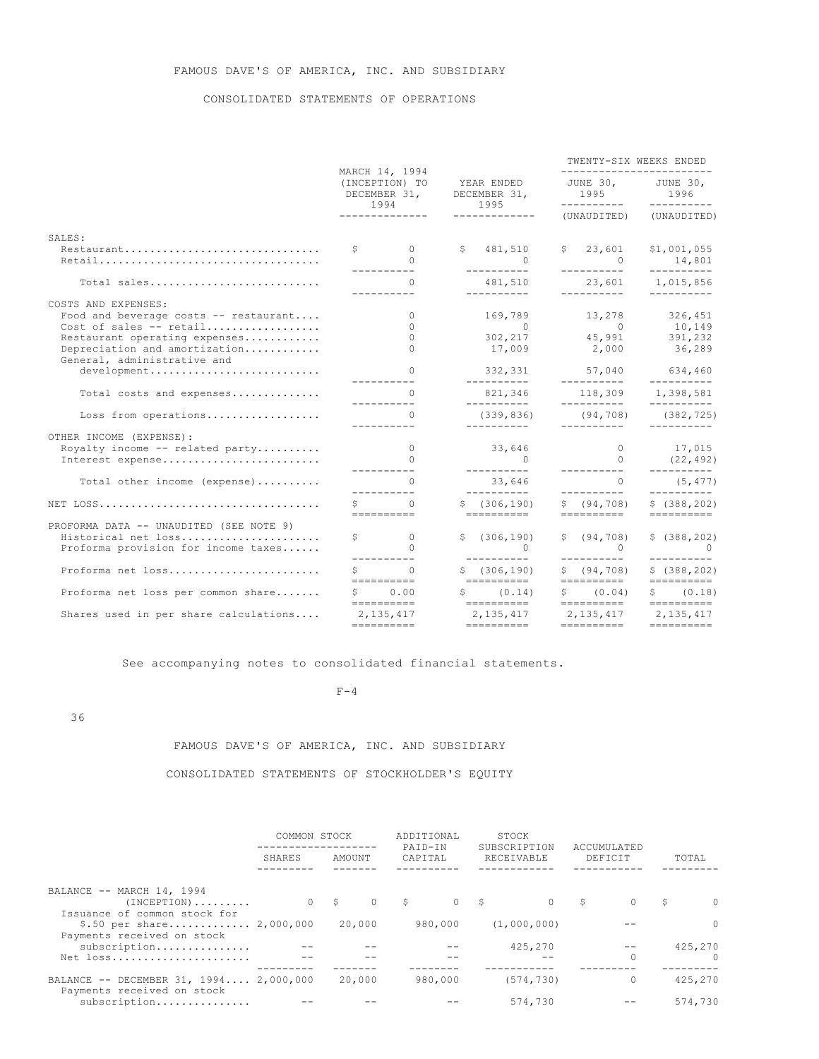FAMOUS DAVE'S OF AMERICA, INC. AND SUBSIDIARY

CONSOLIDATED STATEMENTS OF OPERATIONS

| | MARCH 14, 1994 (INCEPTION) TO DECEMBER 31, 1994 | YEAR ENDED DECEMBER 31, 1995 | TWENTY-SIX WEEKS ENDED JUNE 30, 1995 (UNAUDITED) | JUNE 30, 1996 (UNAUDITED) |
|---|---|---|---|---|
| SALES: | | | | |
| Restaurant | $ 0 | $ 481,510 | $ 23,601 | $1,001,055 |
| Retail | 0 | 0 | 0 | 14,801 |
| Total sales | 0 | 481,510 | 23,601 | 1,015,856 |
| COSTS AND EXPENSES: | | | | |
| Food and beverage costs -- restaurant | 0 | 169,789 | 13,278 | 326,451 |
| Cost of sales -- retail | 0 | 0 | 0 | 10,149 |
| Restaurant operating expenses | 0 | 302,217 | 45,991 | 391,232 |
| Depreciation and amortization | 0 | 17,009 | 2,000 | 36,289 |
| General, administrative and development | 0 | 332,331 | 57,040 | 634,460 |
| Total costs and expenses | 0 | 821,346 | 118,309 | 1,398,581 |
| Loss from operations | 0 | (339,836) | (94,708) | (382,725) |
| OTHER INCOME (EXPENSE): | | | | |
| Royalty income -- related party | 0 | 33,646 | 0 | 17,015 |
| Interest expense | 0 | 0 | 0 | (22,492) |
| Total other income (expense) | 0 | 33,646 | 0 | (5,477) |
| NET LOSS | $ 0 | $ (306,190) | $ (94,708) | $ (388,202) |
| PROFORMA DATA -- UNAUDITED (SEE NOTE 9) | | | | |
| Historical net loss | $ 0 | $ (306,190) | $ (94,708) | $ (388,202) |
| Proforma provision for income taxes | 0 | 0 | 0 | 0 |
| Proforma net loss | $ 0 | $ (306,190) | $ (94,708) | $ (388,202) |
| Proforma net loss per common share | $ 0.00 | $ (0.14) | $ (0.04) | $ (0.18) |
| Shares used in per share calculations | 2,135,417 | 2,135,417 | 2,135,417 | 2,135,417 |

See accompanying notes to consolidated financial statements.

FAMOUS DAVE'S OF AMERICA, INC. AND SUBSIDIARY

CONSOLIDATED STATEMENTS OF STOCKHOLDER'S EQUITY

| | COMMON STOCK SHARES | COMMON STOCK AMOUNT | ADDITIONAL PAID-IN CAPITAL | STOCK SUBSCRIPTION RECEIVABLE | ACCUMULATED DEFICIT | TOTAL |
|---|---|---|---|---|---|---|
| BALANCE -- MARCH 14, 1994 (INCEPTION) | 0 | $ 0 | $ 0 | $ 0 | $ 0 | $ 0 |
| Issuance of common stock for $.50 per share | 2,000,000 | 20,000 | 980,000 | (1,000,000) | -- | 0 |
| Payments received on stock subscription | -- | -- | -- | 425,270 | -- | 425,270 |
| Net loss | -- | -- | -- | -- | 0 | 0 |
| BALANCE -- DECEMBER 31, 1994 | 2,000,000 | 20,000 | 980,000 | (574,730) | 0 | 425,270 |
| Payments received on stock subscription | -- | -- | -- | 574,730 | -- | 574,730 |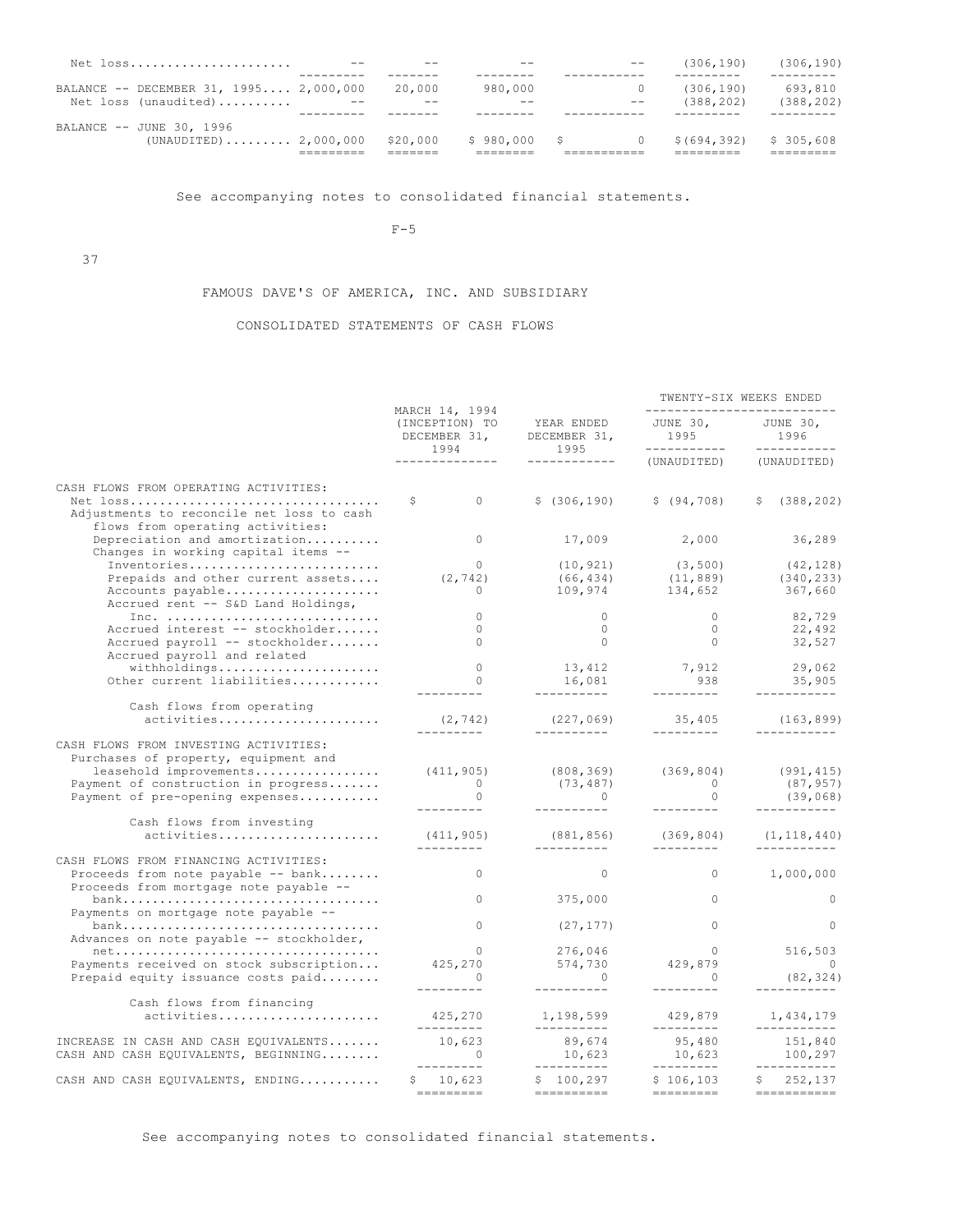| | | | | | | |
|---|---|---|---|---|---|---|
| Net loss | -- | -- | -- | -- | (306,190) | (306,190) |
| BALANCE -- DECEMBER 31, 1995 | 2,000,000 | 20,000 | 980,000 | 0 | (306,190) | 693,810 |
| Net loss (unaudited) | -- | -- | -- | -- | (388,202) | (388,202) |
| BALANCE -- JUNE 30, 1996 (UNAUDITED) | 2,000,000 | $20,000 | $ 980,000 | $ 0 | $(694,392) | $ 305,608 |

See accompanying notes to consolidated financial statements.

F-5

# FAMOUS DAVE'S OF AMERICA, INC. AND SUBSIDIARY

## CONSOLIDATED STATEMENTS OF CASH FLOWS

| | MARCH 14, 1994 (INCEPTION) TO DECEMBER 31, 1994 | YEAR ENDED DECEMBER 31, 1995 | TWENTY-SIX WEEKS ENDED JUNE 30, 1995 (UNAUDITED) | JUNE 30, 1996 (UNAUDITED) |
|---|---|---|---|---|
| **CASH FLOWS FROM OPERATING ACTIVITIES:** | | | | |
| Net loss | $ 0 | $ (306,190) | $ (94,708) | $ (388,202) |
| Adjustments to reconcile net loss to cash flows from operating activities: | | | | |
| Depreciation and amortization | 0 | 17,009 | 2,000 | 36,289 |
| Changes in working capital items -- | | | | |
| Inventories | 0 | (10,921) | (3,500) | (42,128) |
| Prepaids and other current assets | (2,742) | (66,434) | (11,889) | (340,233) |
| Accounts payable | 0 | 109,974 | 134,652 | 367,660 |
| Accrued rent -- S&D Land Holdings, Inc. | 0 | 0 | 0 | 82,729 |
| Accrued interest -- stockholder | 0 | 0 | 0 | 22,492 |
| Accrued payroll -- stockholder | 0 | 0 | 0 | 32,527 |
| Accrued payroll and related withholdings | 0 | 13,412 | 7,912 | 29,062 |
| Other current liabilities | 0 | 16,081 | 938 | 35,905 |
| Cash flows from operating activities | (2,742) | (227,069) | 35,405 | (163,899) |
| **CASH FLOWS FROM INVESTING ACTIVITIES:** | | | | |
| Purchases of property, equipment and leasehold improvements | (411,905) | (808,369) | (369,804) | (991,415) |
| Payment of construction in progress | 0 | (73,487) | 0 | (87,957) |
| Payment of pre-opening expenses | 0 | 0 | 0 | (39,068) |
| Cash flows from investing activities | (411,905) | (881,856) | (369,804) | (1,118,440) |
| **CASH FLOWS FROM FINANCING ACTIVITIES:** | | | | |
| Proceeds from note payable -- bank | 0 | 0 | 0 | 1,000,000 |
| Proceeds from mortgage note payable -- bank | 0 | 375,000 | 0 | 0 |
| Payments on mortgage note payable -- bank | 0 | (27,177) | 0 | 0 |
| Advances on note payable -- stockholder, net | 0 | 276,046 | 0 | 516,503 |
| Payments received on stock subscription | 425,270 | 574,730 | 429,879 | 0 |
| Prepaid equity issuance costs paid | 0 | 0 | 0 | (82,324) |
| Cash flows from financing activities | 425,270 | 1,198,599 | 429,879 | 1,434,179 |
| INCREASE IN CASH AND CASH EQUIVALENTS | 10,623 | 89,674 | 95,480 | 151,840 |
| CASH AND CASH EQUIVALENTS, BEGINNING | 0 | 10,623 | 10,623 | 100,297 |
| CASH AND CASH EQUIVALENTS, ENDING | $ 10,623 | $ 100,297 | $ 106,103 | $ 252,137 |

See accompanying notes to consolidated financial statements.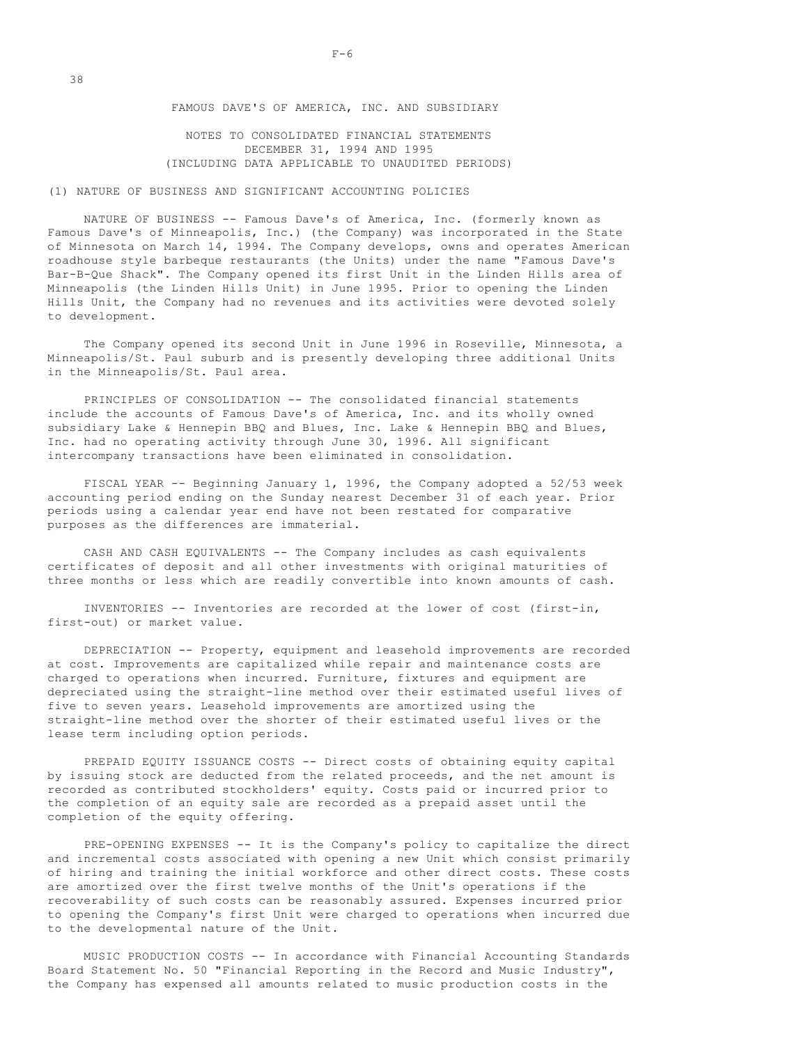FAMOUS DAVE'S OF AMERICA, INC. AND SUBSIDIARY

NOTES TO CONSOLIDATED FINANCIAL STATEMENTS
DECEMBER 31, 1994 AND 1995
(INCLUDING DATA APPLICABLE TO UNAUDITED PERIODS)

(1) NATURE OF BUSINESS AND SIGNIFICANT ACCOUNTING POLICIES

NATURE OF BUSINESS -- Famous Dave's of America, Inc. (formerly known as Famous Dave's of Minneapolis, Inc.) (the Company) was incorporated in the State of Minnesota on March 14, 1994. The Company develops, owns and operates American roadhouse style barbeque restaurants (the Units) under the name "Famous Dave's Bar-B-Que Shack". The Company opened its first Unit in the Linden Hills area of Minneapolis (the Linden Hills Unit) in June 1995. Prior to opening the Linden Hills Unit, the Company had no revenues and its activities were devoted solely to development.

The Company opened its second Unit in June 1996 in Roseville, Minnesota, a Minneapolis/St. Paul suburb and is presently developing three additional Units in the Minneapolis/St. Paul area.

PRINCIPLES OF CONSOLIDATION -- The consolidated financial statements include the accounts of Famous Dave's of America, Inc. and its wholly owned subsidiary Lake & Hennepin BBQ and Blues, Inc. Lake & Hennepin BBQ and Blues, Inc. had no operating activity through June 30, 1996. All significant intercompany transactions have been eliminated in consolidation.

FISCAL YEAR -- Beginning January 1, 1996, the Company adopted a 52/53 week accounting period ending on the Sunday nearest December 31 of each year. Prior periods using a calendar year end have not been restated for comparative purposes as the differences are immaterial.

CASH AND CASH EQUIVALENTS -- The Company includes as cash equivalents certificates of deposit and all other investments with original maturities of three months or less which are readily convertible into known amounts of cash.

INVENTORIES -- Inventories are recorded at the lower of cost (first-in, first-out) or market value.

DEPRECIATION -- Property, equipment and leasehold improvements are recorded at cost. Improvements are capitalized while repair and maintenance costs are charged to operations when incurred. Furniture, fixtures and equipment are depreciated using the straight-line method over their estimated useful lives of five to seven years. Leasehold improvements are amortized using the straight-line method over the shorter of their estimated useful lives or the lease term including option periods.

PREPAID EQUITY ISSUANCE COSTS -- Direct costs of obtaining equity capital by issuing stock are deducted from the related proceeds, and the net amount is recorded as contributed stockholders' equity. Costs paid or incurred prior to the completion of an equity sale are recorded as a prepaid asset until the completion of the equity offering.

PRE-OPENING EXPENSES -- It is the Company's policy to capitalize the direct and incremental costs associated with opening a new Unit which consist primarily of hiring and training the initial workforce and other direct costs. These costs are amortized over the first twelve months of the Unit's operations if the recoverability of such costs can be reasonably assured. Expenses incurred prior to opening the Company's first Unit were charged to operations when incurred due to the developmental nature of the Unit.

MUSIC PRODUCTION COSTS -- In accordance with Financial Accounting Standards Board Statement No. 50 "Financial Reporting in the Record and Music Industry", the Company has expensed all amounts related to music production costs in the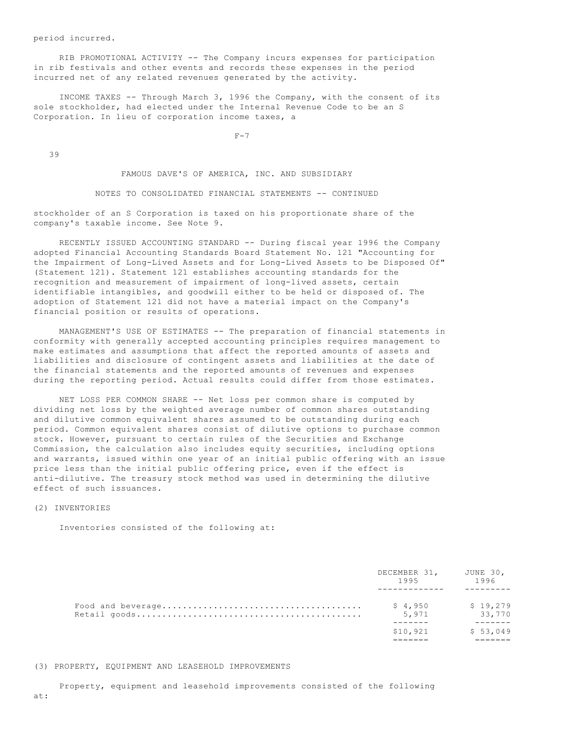period incurred.

RIB PROMOTIONAL ACTIVITY -- The Company incurs expenses for participation in rib festivals and other events and records these expenses in the period incurred net of any related revenues generated by the activity.

INCOME TAXES -- Through March 3, 1996 the Company, with the consent of its sole stockholder, had elected under the Internal Revenue Code to be an S Corporation. In lieu of corporation income taxes, a

FAMOUS DAVE'S OF AMERICA, INC. AND SUBSIDIARY

NOTES TO CONSOLIDATED FINANCIAL STATEMENTS -- CONTINUED

stockholder of an S Corporation is taxed on his proportionate share of the company's taxable income. See Note 9.

RECENTLY ISSUED ACCOUNTING STANDARD -- During fiscal year 1996 the Company adopted Financial Accounting Standards Board Statement No. 121 "Accounting for the Impairment of Long-Lived Assets and for Long-Lived Assets to be Disposed Of" (Statement 121). Statement 121 establishes accounting standards for the recognition and measurement of impairment of long-lived assets, certain identifiable intangibles, and goodwill either to be held or disposed of. The adoption of Statement 121 did not have a material impact on the Company's financial position or results of operations.

MANAGEMENT'S USE OF ESTIMATES -- The preparation of financial statements in conformity with generally accepted accounting principles requires management to make estimates and assumptions that affect the reported amounts of assets and liabilities and disclosure of contingent assets and liabilities at the date of the financial statements and the reported amounts of revenues and expenses during the reporting period. Actual results could differ from those estimates.

NET LOSS PER COMMON SHARE -- Net loss per common share is computed by dividing net loss by the weighted average number of common shares outstanding and dilutive common equivalent shares assumed to be outstanding during each period. Common equivalent shares consist of dilutive options to purchase common stock. However, pursuant to certain rules of the Securities and Exchange Commission, the calculation also includes equity securities, including options and warrants, issued within one year of an initial public offering with an issue price less than the initial public offering price, even if the effect is anti-dilutive. The treasury stock method was used in determining the dilutive effect of such issuances.

(2) INVENTORIES

Inventories consisted of the following at:

| | DECEMBER 31, 1995 | JUNE 30, 1996 |
|---|---|---|
| Food and beverage | $ 4,950 | $ 19,279 |
| Retail goods | 5,971 | 33,770 |
| | $10,921 | $ 53,049 |

(3) PROPERTY, EQUIPMENT AND LEASEHOLD IMPROVEMENTS

Property, equipment and leasehold improvements consisted of the following at: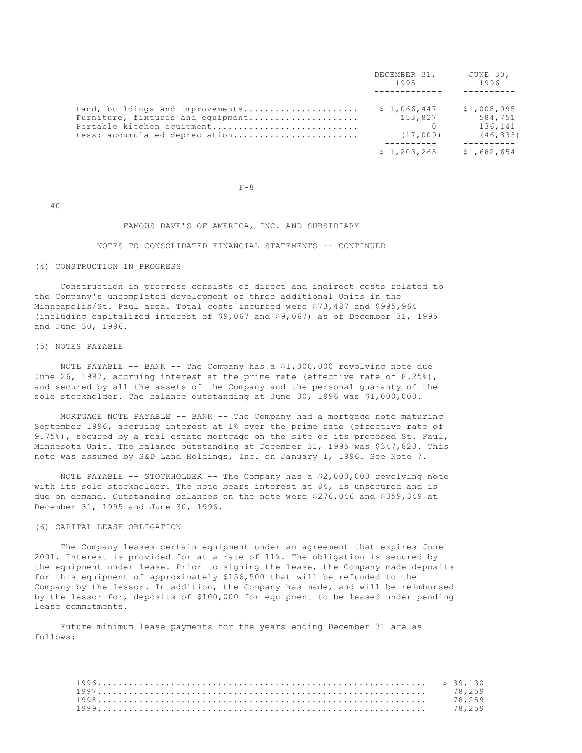| | DECEMBER 31, 1995 | JUNE 30, 1996 |
|---|---|---|
| Land, buildings and improvements | $ 1,066,447 | $1,008,095 |
| Furniture, fixtures and equipment | 153,827 | 584,751 |
| Portable kitchen equipment | 0 | 136,141 |
| Less: accumulated depreciation | (17,009) | (46,333) |
| | $ 1,203,265 | $1,682,654 |

FAMOUS DAVE'S OF AMERICA, INC. AND SUBSIDIARY

NOTES TO CONSOLIDATED FINANCIAL STATEMENTS -- CONTINUED

(4) CONSTRUCTION IN PROGRESS

Construction in progress consists of direct and indirect costs related to the Company's uncompleted development of three additional Units in the Minneapolis/St. Paul area. Total costs incurred were $73,487 and $995,964 (including capitalized interest of $9,067 and $9,067) as of December 31, 1995 and June 30, 1996.

(5) NOTES PAYABLE

NOTE PAYABLE -- BANK -- The Company has a $1,000,000 revolving note due June 26, 1997, accruing interest at the prime rate (effective rate of 8.25%), and secured by all the assets of the Company and the personal guaranty of the sole stockholder. The balance outstanding at June 30, 1996 was $1,000,000.

MORTGAGE NOTE PAYABLE -- BANK -- The Company had a mortgage note maturing September 1996, accruing interest at 1% over the prime rate (effective rate of 9.75%), secured by a real estate mortgage on the site of its proposed St. Paul, Minnesota Unit. The balance outstanding at December 31, 1995 was $347,823. This note was assumed by S&D Land Holdings, Inc. on January 1, 1996. See Note 7.

NOTE PAYABLE -- STOCKHOLDER -- The Company has a $2,000,000 revolving note with its sole stockholder. The note bears interest at 8%, is unsecured and is due on demand. Outstanding balances on the note were $276,046 and $359,349 at December 31, 1995 and June 30, 1996.

(6) CAPITAL LEASE OBLIGATION

The Company leases certain equipment under an agreement that expires June 2001. Interest is provided for at a rate of 11%. The obligation is secured by the equipment under lease. Prior to signing the lease, the Company made deposits for this equipment of approximately $156,500 that will be refunded to the Company by the lessor. In addition, the Company has made, and will be reimbursed by the lessor for, deposits of $100,000 for equipment to be leased under pending lease commitments.

Future minimum lease payments for the years ending December 31 are as follows:

| | |
|---|---|
| 1996 | $ 39,130 |
| 1997 | 78,259 |
| 1998 | 78,259 |
| 1999 | 78,259 |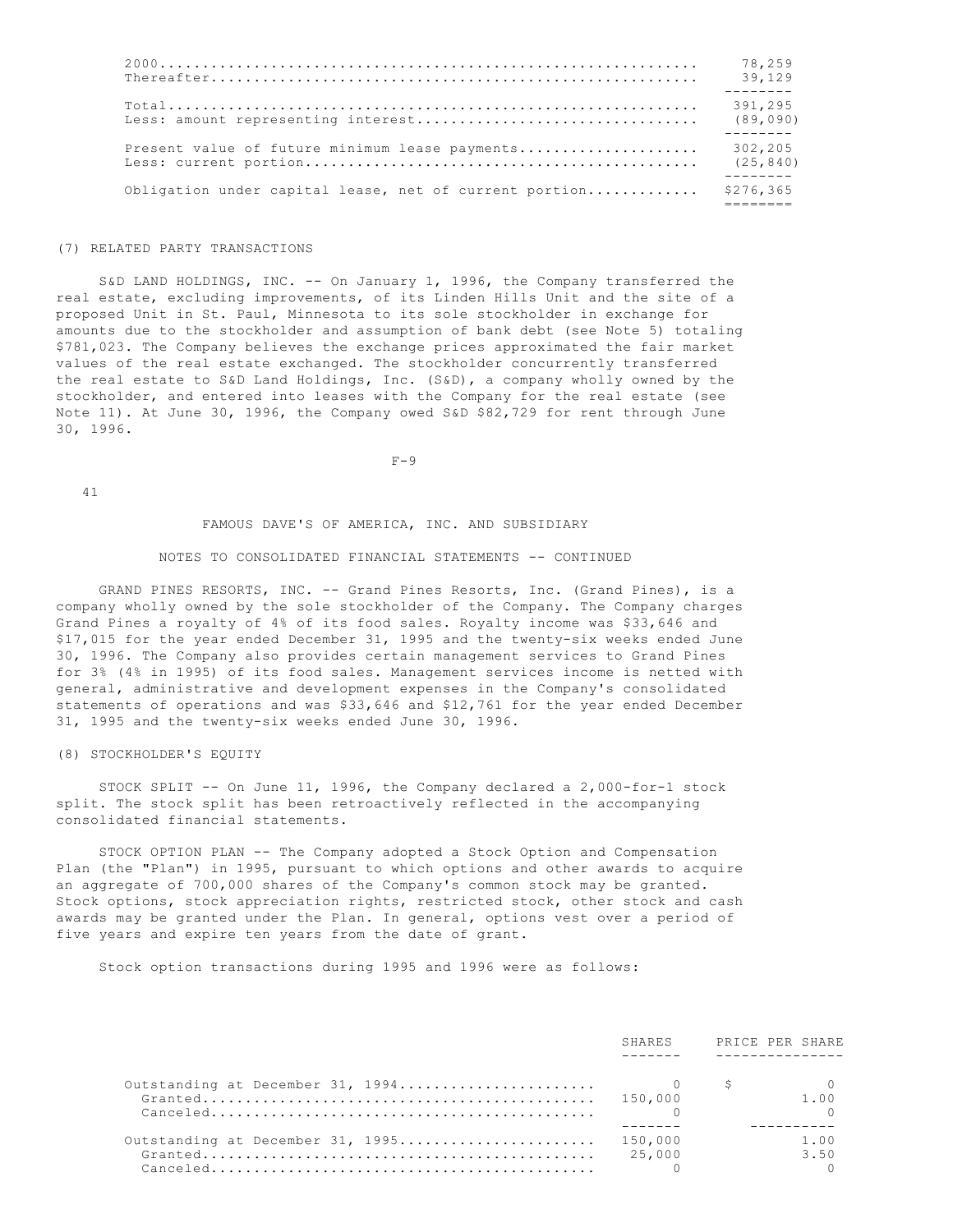| | |
|---|---|
| 2000 | 78,259 |
| Thereafter | 39,129 |
| Total | 391,295 |
| Less: amount representing interest | (89,090) |
| Present value of future minimum lease payments | 302,205 |
| Less: current portion | (25,840) |
| Obligation under capital lease, net of current portion | $276,365 |

(7) RELATED PARTY TRANSACTIONS

S&D LAND HOLDINGS, INC. -- On January 1, 1996, the Company transferred the real estate, excluding improvements, of its Linden Hills Unit and the site of a proposed Unit in St. Paul, Minnesota to its sole stockholder in exchange for amounts due to the stockholder and assumption of bank debt (see Note 5) totaling $781,023. The Company believes the exchange prices approximated the fair market values of the real estate exchanged. The stockholder concurrently transferred the real estate to S&D Land Holdings, Inc. (S&D), a company wholly owned by the stockholder, and entered into leases with the Company for the real estate (see Note 11). At June 30, 1996, the Company owed S&D $82,729 for rent through June 30, 1996.

FAMOUS DAVE'S OF AMERICA, INC. AND SUBSIDIARY

NOTES TO CONSOLIDATED FINANCIAL STATEMENTS -- CONTINUED

GRAND PINES RESORTS, INC. -- Grand Pines Resorts, Inc. (Grand Pines), is a company wholly owned by the sole stockholder of the Company. The Company charges Grand Pines a royalty of 4% of its food sales. Royalty income was $33,646 and $17,015 for the year ended December 31, 1995 and the twenty-six weeks ended June 30, 1996. The Company also provides certain management services to Grand Pines for 3% (4% in 1995) of its food sales. Management services income is netted with general, administrative and development expenses in the Company's consolidated statements of operations and was $33,646 and $12,761 for the year ended December 31, 1995 and the twenty-six weeks ended June 30, 1996.

(8) STOCKHOLDER'S EQUITY

STOCK SPLIT -- On June 11, 1996, the Company declared a 2,000-for-1 stock split. The stock split has been retroactively reflected in the accompanying consolidated financial statements.

STOCK OPTION PLAN -- The Company adopted a Stock Option and Compensation Plan (the "Plan") in 1995, pursuant to which options and other awards to acquire an aggregate of 700,000 shares of the Company's common stock may be granted. Stock options, stock appreciation rights, restricted stock, other stock and cash awards may be granted under the Plan. In general, options vest over a period of five years and expire ten years from the date of grant.

Stock option transactions during 1995 and 1996 were as follows:

| | SHARES | PRICE PER SHARE |
|---|---|---|
| Outstanding at December 31, 1994 | 0 | $ 0 |
| Granted | 150,000 | 1.00 |
| Canceled | 0 | 0 |
| Outstanding at December 31, 1995 | 150,000 | 1.00 |
| Granted | 25,000 | 3.50 |
| Canceled | 0 | 0 |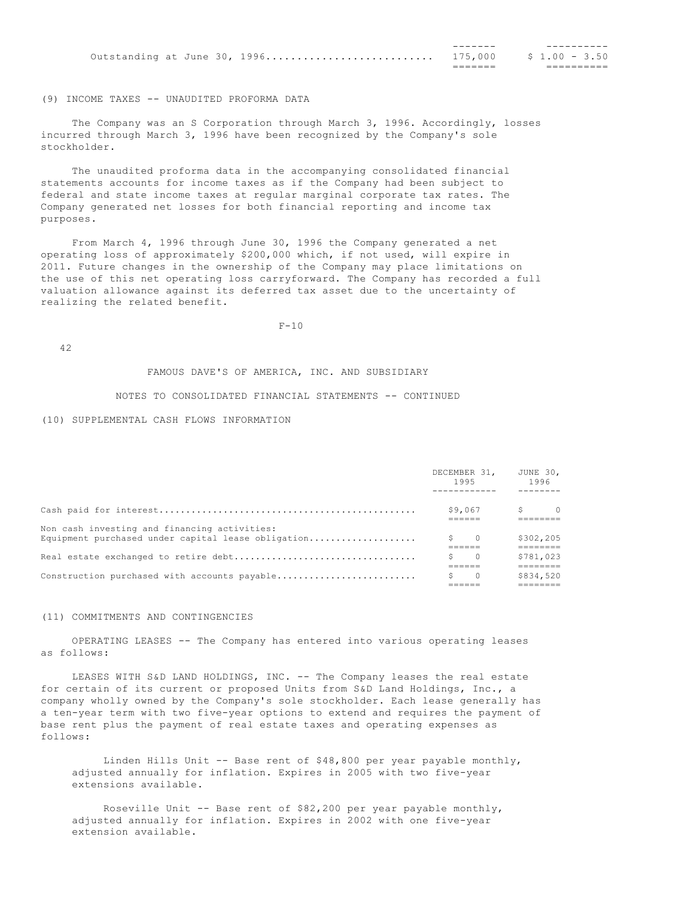| | | |
|---|---|---|
| Outstanding at June 30, 1996 | 175,000 | $ 1.00 - 3.50 |

(9) INCOME TAXES -- UNAUDITED PROFORMA DATA

The Company was an S Corporation through March 3, 1996. Accordingly, losses incurred through March 3, 1996 have been recognized by the Company's sole stockholder.

The unaudited proforma data in the accompanying consolidated financial statements accounts for income taxes as if the Company had been subject to federal and state income taxes at regular marginal corporate tax rates. The Company generated net losses for both financial reporting and income tax purposes.

From March 4, 1996 through June 30, 1996 the Company generated a net operating loss of approximately $200,000 which, if not used, will expire in 2011. Future changes in the ownership of the Company may place limitations on the use of this net operating loss carryforward. The Company has recorded a full valuation allowance against its deferred tax asset due to the uncertainty of realizing the related benefit.

FAMOUS DAVE'S OF AMERICA, INC. AND SUBSIDIARY

NOTES TO CONSOLIDATED FINANCIAL STATEMENTS -- CONTINUED

(10) SUPPLEMENTAL CASH FLOWS INFORMATION

| | DECEMBER 31, 1995 | JUNE 30, 1996 |
|---|---|---|
| Cash paid for interest | $9,067 | $ 0 |
| Non cash investing and financing activities: | | |
| Equipment purchased under capital lease obligation | $ 0 | $302,205 |
| Real estate exchanged to retire debt | $ 0 | $781,023 |
| Construction purchased with accounts payable | $ 0 | $834,520 |

(11) COMMITMENTS AND CONTINGENCIES

OPERATING LEASES -- The Company has entered into various operating leases as follows:

LEASES WITH S&D LAND HOLDINGS, INC. -- The Company leases the real estate for certain of its current or proposed Units from S&D Land Holdings, Inc., a company wholly owned by the Company's sole stockholder. Each lease generally has a ten-year term with two five-year options to extend and requires the payment of base rent plus the payment of real estate taxes and operating expenses as follows:

Linden Hills Unit -- Base rent of $48,800 per year payable monthly, adjusted annually for inflation. Expires in 2005 with two five-year extensions available.

Roseville Unit -- Base rent of $82,200 per year payable monthly, adjusted annually for inflation. Expires in 2002 with one five-year extension available.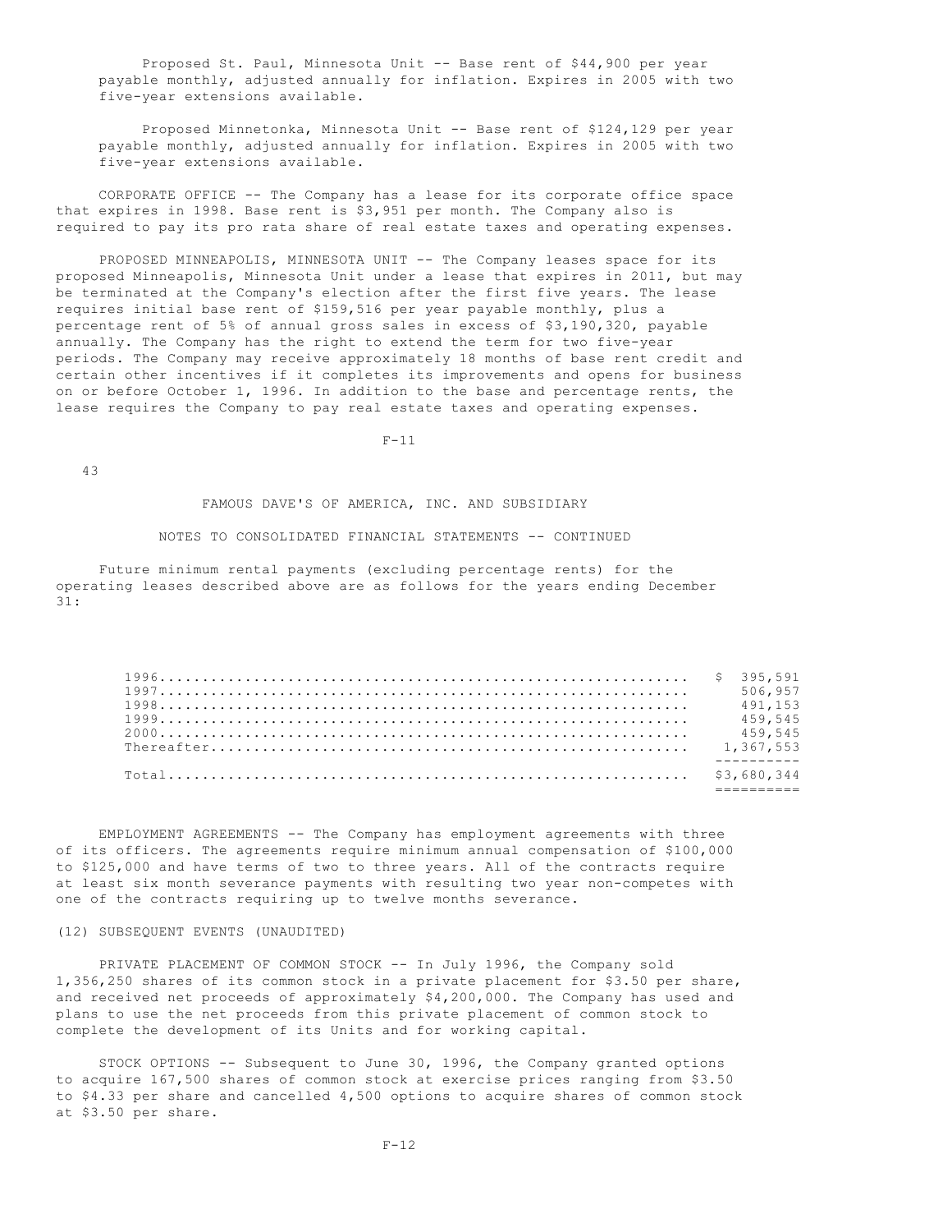Proposed St. Paul, Minnesota Unit -- Base rent of $44,900 per year payable monthly, adjusted annually for inflation. Expires in 2005 with two five-year extensions available.

Proposed Minnetonka, Minnesota Unit -- Base rent of $124,129 per year payable monthly, adjusted annually for inflation. Expires in 2005 with two five-year extensions available.

CORPORATE OFFICE -- The Company has a lease for its corporate office space that expires in 1998. Base rent is $3,951 per month. The Company also is required to pay its pro rata share of real estate taxes and operating expenses.

PROPOSED MINNEAPOLIS, MINNESOTA UNIT -- The Company leases space for its proposed Minneapolis, Minnesota Unit under a lease that expires in 2011, but may be terminated at the Company's election after the first five years. The lease requires initial base rent of $159,516 per year payable monthly, plus a percentage rent of 5% of annual gross sales in excess of $3,190,320, payable annually. The Company has the right to extend the term for two five-year periods. The Company may receive approximately 18 months of base rent credit and certain other incentives if it completes its improvements and opens for business on or before October 1, 1996. In addition to the base and percentage rents, the lease requires the Company to pay real estate taxes and operating expenses.

FAMOUS DAVE'S OF AMERICA, INC. AND SUBSIDIARY

NOTES TO CONSOLIDATED FINANCIAL STATEMENTS -- CONTINUED

Future minimum rental payments (excluding percentage rents) for the operating leases described above are as follows for the years ending December 31:

| | |
|---|---|
| 1996 | $ 395,591 |
| 1997 | 506,957 |
| 1998 | 491,153 |
| 1999 | 459,545 |
| 2000 | 459,545 |
| Thereafter | 1,367,553 |
| Total | $3,680,344 |

EMPLOYMENT AGREEMENTS -- The Company has employment agreements with three of its officers. The agreements require minimum annual compensation of $100,000 to $125,000 and have terms of two to three years. All of the contracts require at least six month severance payments with resulting two year non-competes with one of the contracts requiring up to twelve months severance.

(12) SUBSEQUENT EVENTS (UNAUDITED)

PRIVATE PLACEMENT OF COMMON STOCK -- In July 1996, the Company sold 1,356,250 shares of its common stock in a private placement for $3.50 per share, and received net proceeds of approximately $4,200,000. The Company has used and plans to use the net proceeds from this private placement of common stock to complete the development of its Units and for working capital.

STOCK OPTIONS -- Subsequent to June 30, 1996, the Company granted options to acquire 167,500 shares of common stock at exercise prices ranging from $3.50 to $4.33 per share and cancelled 4,500 options to acquire shares of common stock at $3.50 per share.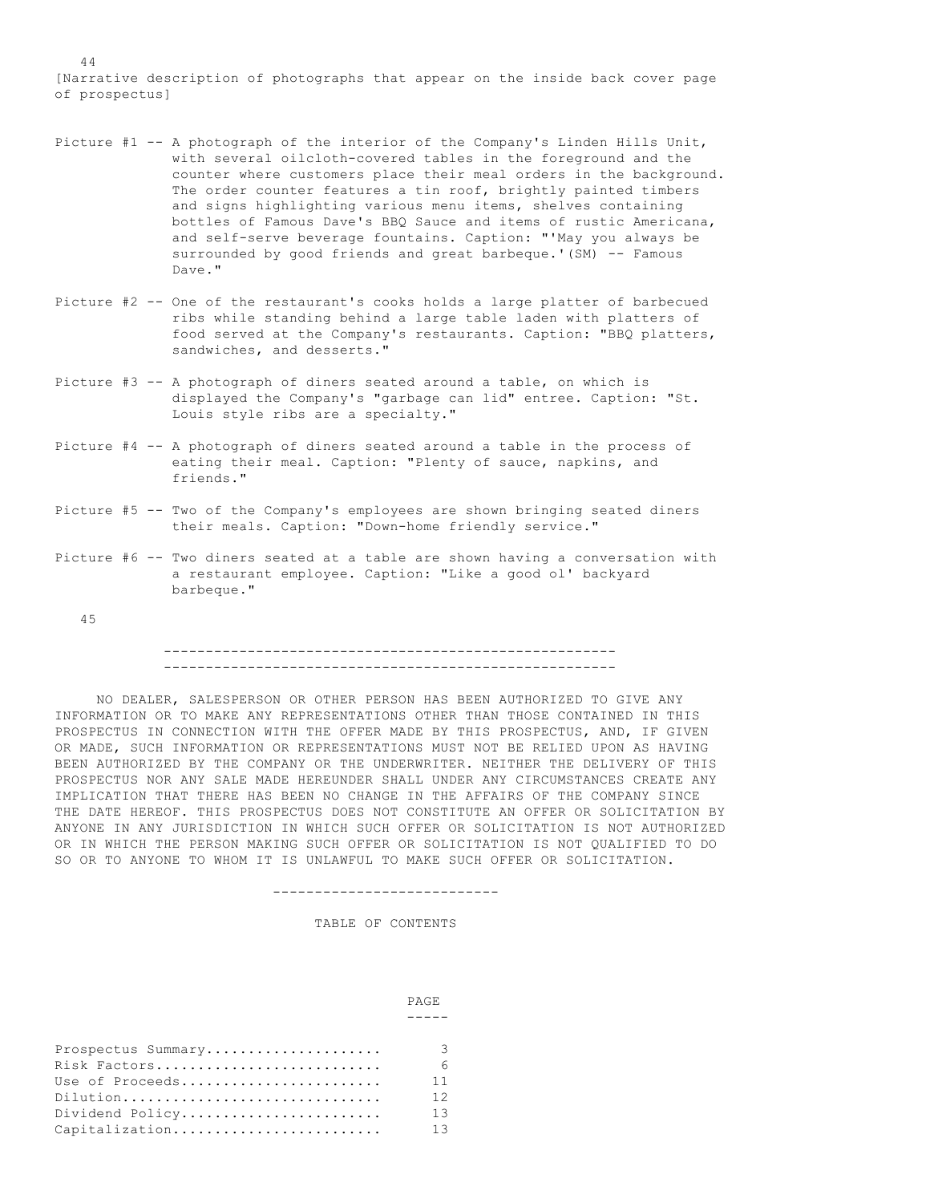[Narrative description of photographs that appear on the inside back cover page of prospectus]

Picture #1 -- A photograph of the interior of the Company's Linden Hills Unit, with several oilcloth-covered tables in the foreground and the counter where customers place their meal orders in the background. The order counter features a tin roof, brightly painted timbers and signs highlighting various menu items, shelves containing bottles of Famous Dave's BBQ Sauce and items of rustic Americana, and self-serve beverage fountains. Caption: "'May you always be surrounded by good friends and great barbeque.'(SM) -- Famous Dave."

Picture #2 -- One of the restaurant's cooks holds a large platter of barbecued ribs while standing behind a large table laden with platters of food served at the Company's restaurants. Caption: "BBQ platters, sandwiches, and desserts."

Picture #3 -- A photograph of diners seated around a table, on which is displayed the Company's "garbage can lid" entree. Caption: "St. Louis style ribs are a specialty."

Picture #4 -- A photograph of diners seated around a table in the process of eating their meal. Caption: "Plenty of sauce, napkins, and friends."

Picture #5 -- Two of the Company's employees are shown bringing seated diners their meals. Caption: "Down-home friendly service."

Picture #6 -- Two diners seated at a table are shown having a conversation with a restaurant employee. Caption: "Like a good ol' backyard barbeque."

---

NO DEALER, SALESPERSON OR OTHER PERSON HAS BEEN AUTHORIZED TO GIVE ANY INFORMATION OR TO MAKE ANY REPRESENTATIONS OTHER THAN THOSE CONTAINED IN THIS PROSPECTUS IN CONNECTION WITH THE OFFER MADE BY THIS PROSPECTUS, AND, IF GIVEN OR MADE, SUCH INFORMATION OR REPRESENTATIONS MUST NOT BE RELIED UPON AS HAVING BEEN AUTHORIZED BY THE COMPANY OR THE UNDERWRITER. NEITHER THE DELIVERY OF THIS PROSPECTUS NOR ANY SALE MADE HEREUNDER SHALL UNDER ANY CIRCUMSTANCES CREATE ANY IMPLICATION THAT THERE HAS BEEN NO CHANGE IN THE AFFAIRS OF THE COMPANY SINCE THE DATE HEREOF. THIS PROSPECTUS DOES NOT CONSTITUTE AN OFFER OR SOLICITATION BY ANYONE IN ANY JURISDICTION IN WHICH SUCH OFFER OR SOLICITATION IS NOT AUTHORIZED OR IN WHICH THE PERSON MAKING SUCH OFFER OR SOLICITATION IS NOT QUALIFIED TO DO SO OR TO ANYONE TO WHOM IT IS UNLAWFUL TO MAKE SUCH OFFER OR SOLICITATION.

---

TABLE OF CONTENTS

| | PAGE |
|---|---|
| Prospectus Summary | 3 |
| Risk Factors | 6 |
| Use of Proceeds | 11 |
| Dilution | 12 |
| Dividend Policy | 13 |
| Capitalization | 13 |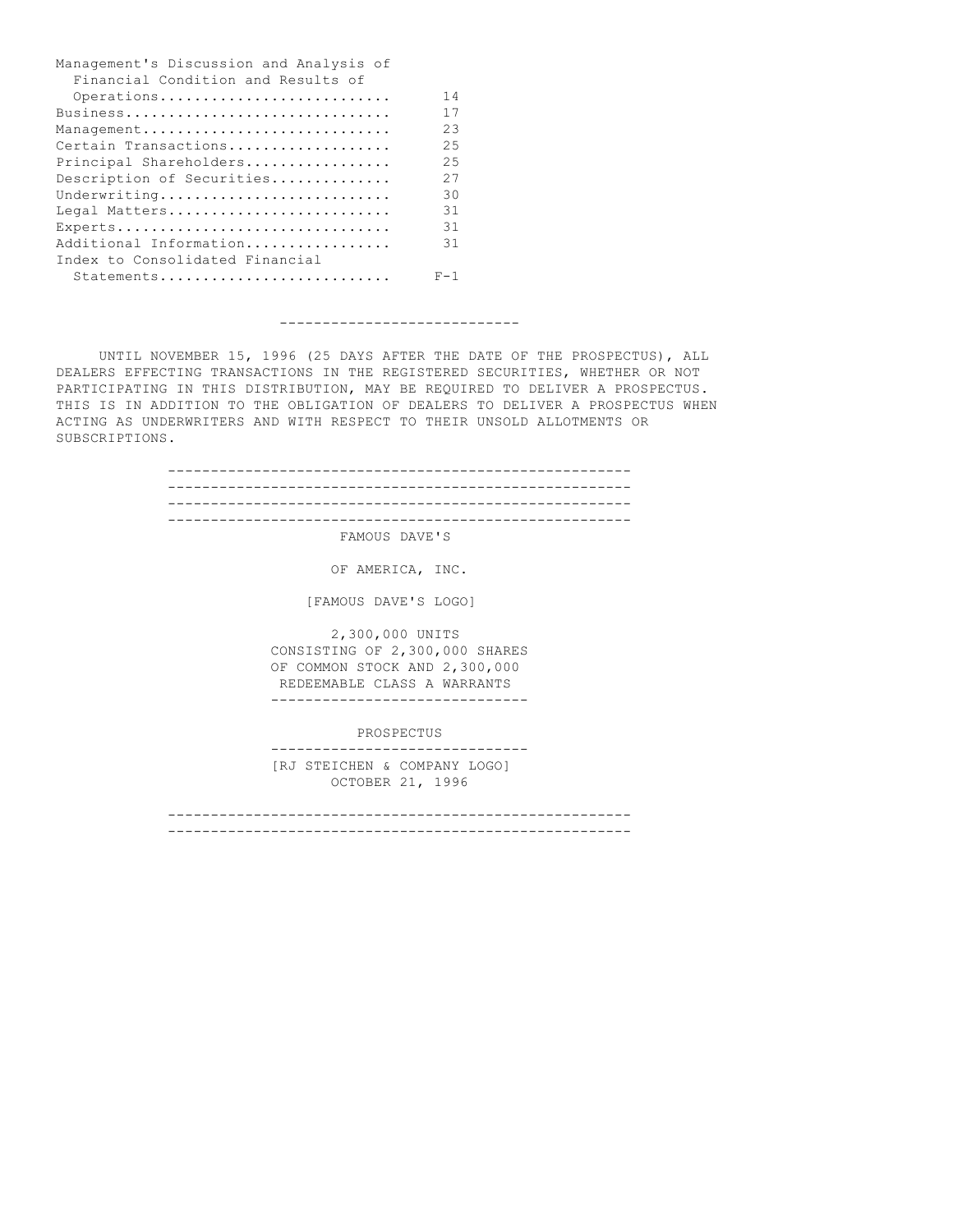| | |
|---|---|
| Management's Discussion and Analysis of Financial Condition and Results of Operations | 14 |
| Business | 17 |
| Management | 23 |
| Certain Transactions | 25 |
| Principal Shareholders | 25 |
| Description of Securities | 27 |
| Underwriting | 30 |
| Legal Matters | 31 |
| Experts | 31 |
| Additional Information | 31 |
| Index to Consolidated Financial Statements | F-1 |

---

UNTIL NOVEMBER 15, 1996 (25 DAYS AFTER THE DATE OF THE PROSPECTUS), ALL DEALERS EFFECTING TRANSACTIONS IN THE REGISTERED SECURITIES, WHETHER OR NOT PARTICIPATING IN THIS DISTRIBUTION, MAY BE REQUIRED TO DELIVER A PROSPECTUS. THIS IS IN ADDITION TO THE OBLIGATION OF DEALERS TO DELIVER A PROSPECTUS WHEN ACTING AS UNDERWRITERS AND WITH RESPECT TO THEIR UNSOLD ALLOTMENTS OR SUBSCRIPTIONS.

---

FAMOUS DAVE'S

OF AMERICA, INC.

[FAMOUS DAVE'S LOGO]

2,300,000 UNITS
CONSISTING OF 2,300,000 SHARES
OF COMMON STOCK AND 2,300,000
REDEEMABLE CLASS A WARRANTS

---

PROSPECTUS

---

[RJ STEICHEN & COMPANY LOGO]
OCTOBER 21, 1996

---